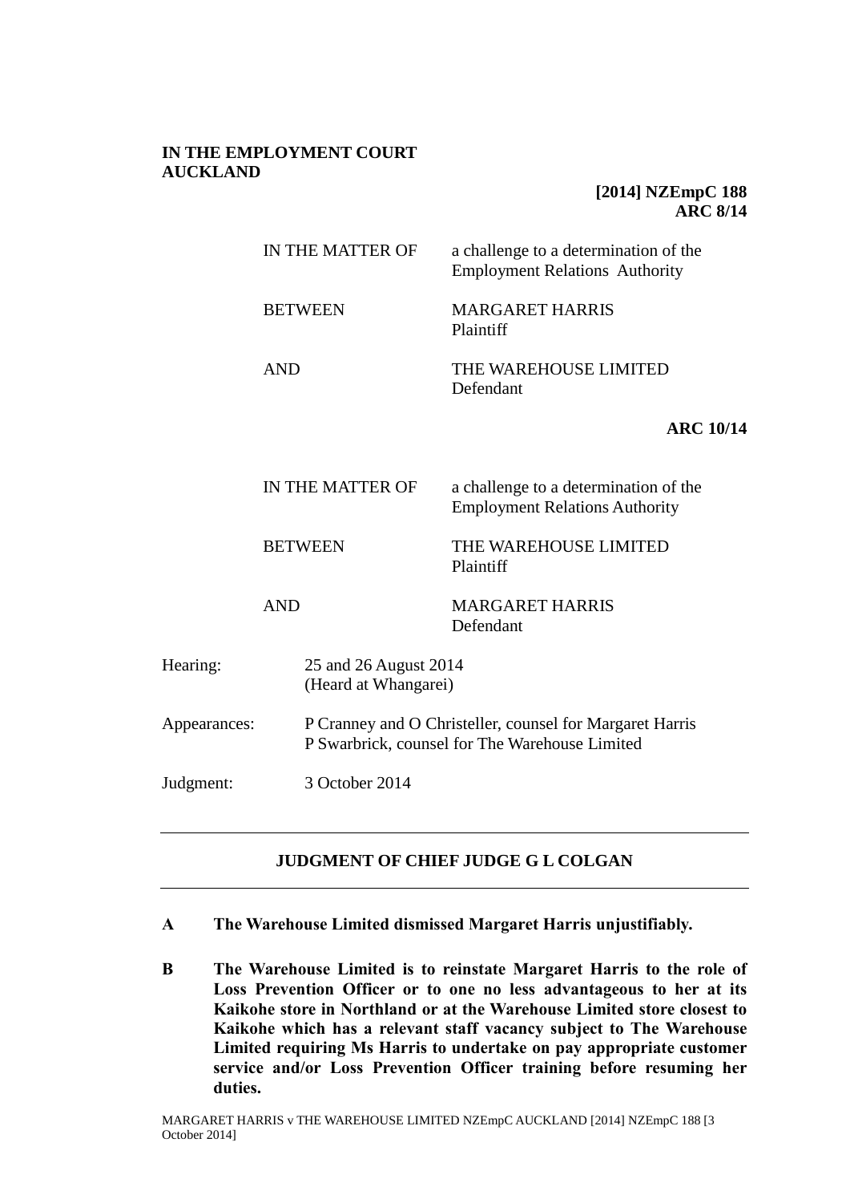**IN THE EMPLOYMENT COURT**
**AUCKLAND**

**[2014] NZEmpC 188**
**ARC 8/14**

| | |
|---|---|
| IN THE MATTER OF | a challenge to a determination of the Employment Relations Authority |
| BETWEEN | MARGARET HARRIS<br>Plaintiff |
| AND | THE WAREHOUSE LIMITED<br>Defendant |

**ARC 10/14**

| | |
|---|---|
| IN THE MATTER OF | a challenge to a determination of the Employment Relations Authority |
| BETWEEN | THE WAREHOUSE LIMITED<br>Plaintiff |
| AND | MARGARET HARRIS<br>Defendant |

| | |
|---|---|
| Hearing: | 25 and 26 August 2014<br>(Heard at Whangarei) |
| Appearances: | P Cranney and O Christeller, counsel for Margaret Harris<br>P Swarbrick, counsel for The Warehouse Limited |
| Judgment: | 3 October 2014 |

---

**JUDGMENT OF CHIEF JUDGE G L COLGAN**

---

**A The Warehouse Limited dismissed Margaret Harris unjustifiably.**

**B The Warehouse Limited is to reinstate Margaret Harris to the role of Loss Prevention Officer or to one no less advantageous to her at its Kaikohe store in Northland or at the Warehouse Limited store closest to Kaikohe which has a relevant staff vacancy subject to The Warehouse Limited requiring Ms Harris to undertake on pay appropriate customer service and/or Loss Prevention Officer training before resuming her duties.**

MARGARET HARRIS v THE WAREHOUSE LIMITED NZEmpC AUCKLAND [2014] NZEmpC 188 [3 October 2014]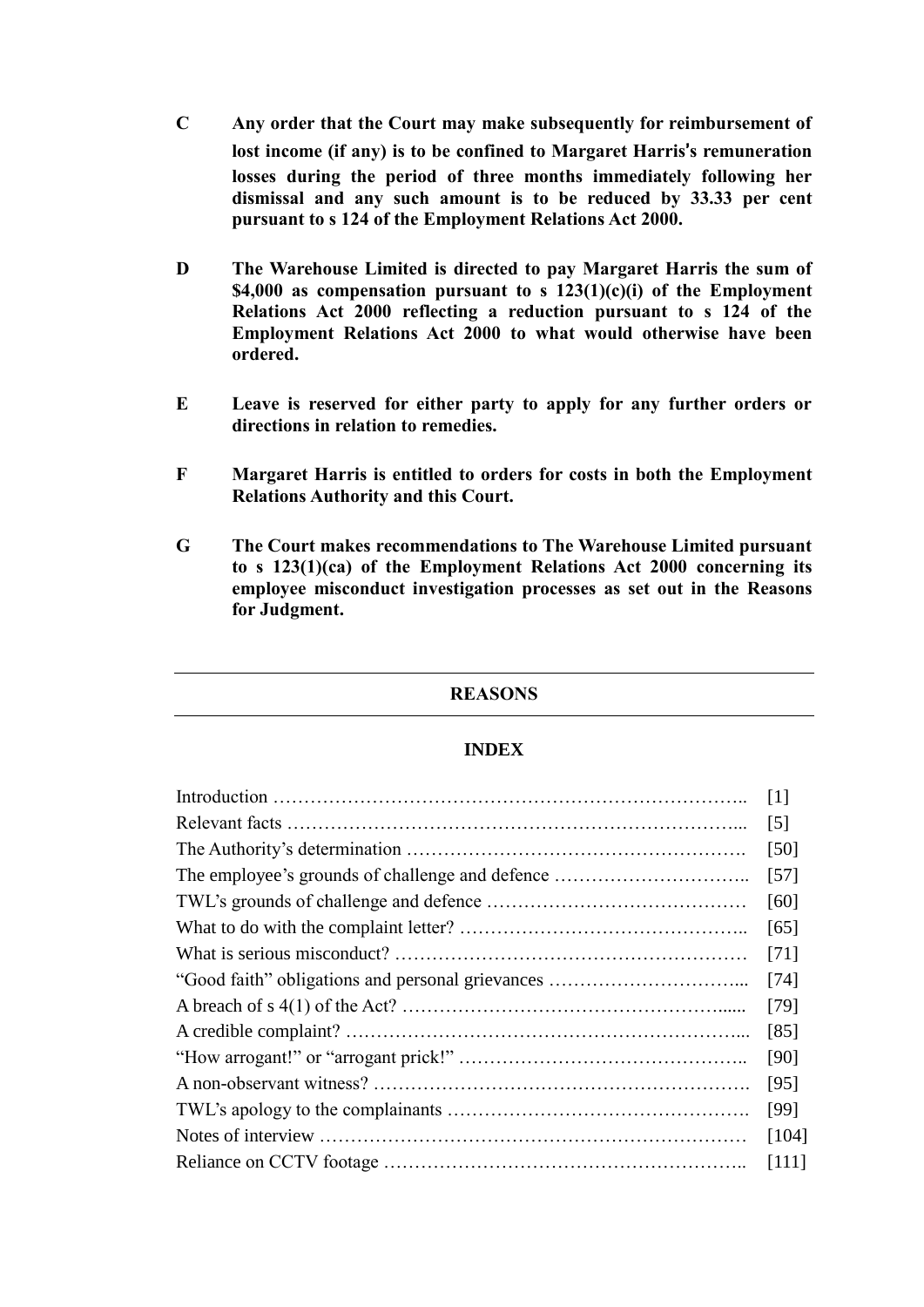**C** **Any order that the Court may make subsequently for reimbursement of lost income (if any) is to be confined to Margaret Harris's remuneration losses during the period of three months immediately following her dismissal and any such amount is to be reduced by 33.33 per cent pursuant to s 124 of the Employment Relations Act 2000.**

**D** **The Warehouse Limited is directed to pay Margaret Harris the sum of $4,000 as compensation pursuant to s 123(1)(c)(i) of the Employment Relations Act 2000 reflecting a reduction pursuant to s 124 of the Employment Relations Act 2000 to what would otherwise have been ordered.**

**E** **Leave is reserved for either party to apply for any further orders or directions in relation to remedies.**

**F** **Margaret Harris is entitled to orders for costs in both the Employment Relations Authority and this Court.**

**G** **The Court makes recommendations to The Warehouse Limited pursuant to s 123(1)(ca) of the Employment Relations Act 2000 concerning its employee misconduct investigation processes as set out in the Reasons for Judgment.**

---

## REASONS

---

### INDEX

| | |
|---|---|
| Introduction | [1] |
| Relevant facts | [5] |
| The Authority's determination | [50] |
| The employee's grounds of challenge and defence | [57] |
| TWL's grounds of challenge and defence | [60] |
| What to do with the complaint letter? | [65] |
| What is serious misconduct? | [71] |
| "Good faith" obligations and personal grievances | [74] |
| A breach of s 4(1) of the Act? | [79] |
| A credible complaint? | [85] |
| "How arrogant!" or "arrogant prick!" | [90] |
| A non-observant witness? | [95] |
| TWL's apology to the complainants | [99] |
| Notes of interview | [104] |
| Reliance on CCTV footage | [111] |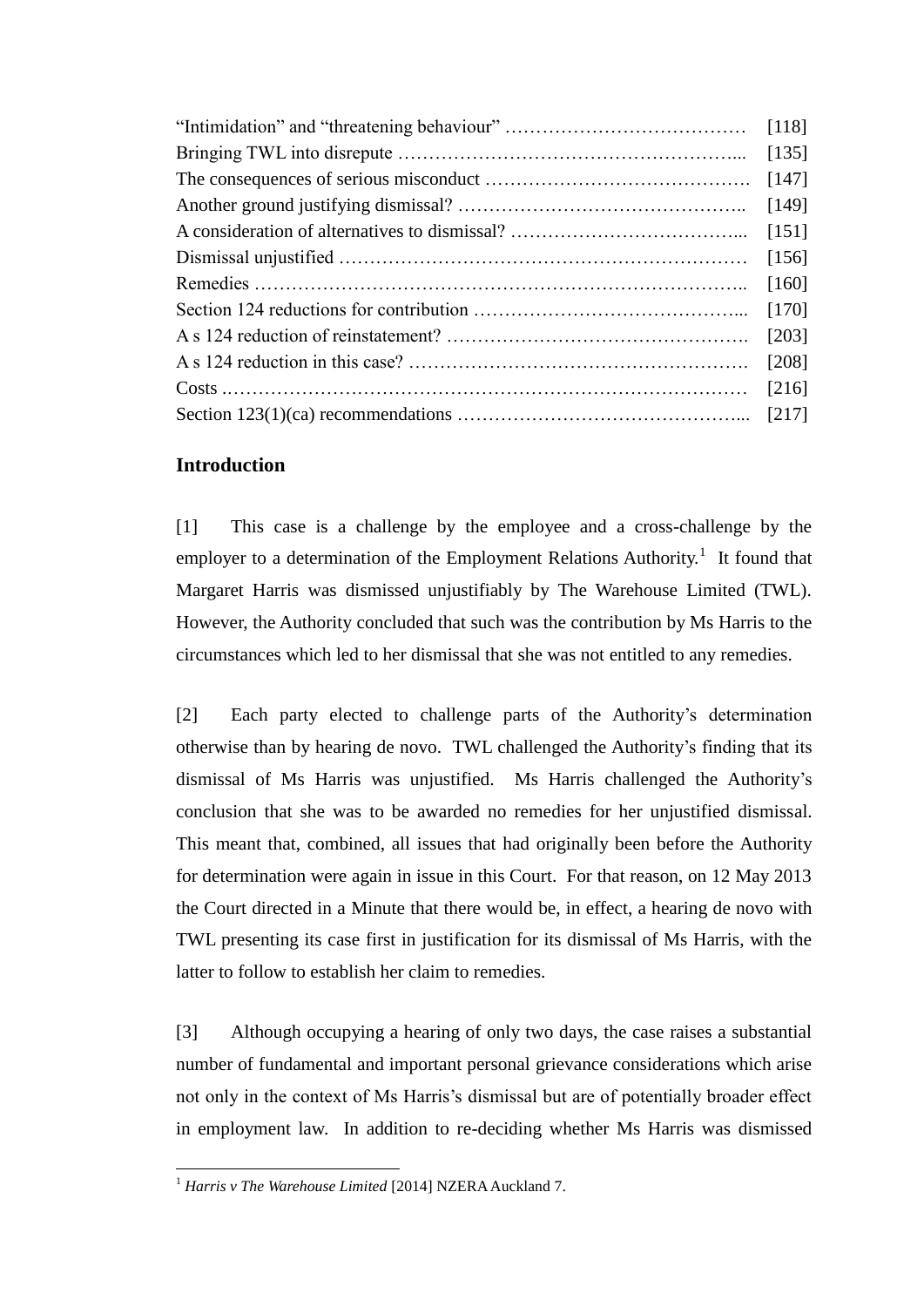| | |
|---|---|
| "Intimidation" and "threatening behaviour" ………………………………… | [118] |
| Bringing TWL into disrepute ……………………………………………... | [135] |
| The consequences of serious misconduct ……………………………………. | [147] |
| Another ground justifying dismissal? ……………………………………….. | [149] |
| A consideration of alternatives to dismissal? ……………………………... | [151] |
| Dismissal unjustified ……………………………………………………… | [156] |
| Remedies ……………………………………………………………….. | [160] |
| Section 124 reductions for contribution ……………………………………... | [170] |
| A s 124 reduction of reinstatement? …………………………………………. | [203] |
| A s 124 reduction in this case? ………………………………………………. | [208] |
| Costs ……………………………………………………………………… | [216] |
| Section 123(1)(ca) recommendations ……………………………………... | [217] |

## Introduction

[1] This case is a challenge by the employee and a cross-challenge by the employer to a determination of the Employment Relations Authority.[1] It found that Margaret Harris was dismissed unjustifiably by The Warehouse Limited (TWL). However, the Authority concluded that such was the contribution by Ms Harris to the circumstances which led to her dismissal that she was not entitled to any remedies.

[2] Each party elected to challenge parts of the Authority's determination otherwise than by hearing de novo. TWL challenged the Authority's finding that its dismissal of Ms Harris was unjustified. Ms Harris challenged the Authority's conclusion that she was to be awarded no remedies for her unjustified dismissal. This meant that, combined, all issues that had originally been before the Authority for determination were again in issue in this Court. For that reason, on 12 May 2013 the Court directed in a Minute that there would be, in effect, a hearing de novo with TWL presenting its case first in justification for its dismissal of Ms Harris, with the latter to follow to establish her claim to remedies.

[3] Although occupying a hearing of only two days, the case raises a substantial number of fundamental and important personal grievance considerations which arise not only in the context of Ms Harris's dismissal but are of potentially broader effect in employment law. In addition to re-deciding whether Ms Harris was dismissed

---

[1] *Harris v The Warehouse Limited* [2014] NZERA Auckland 7.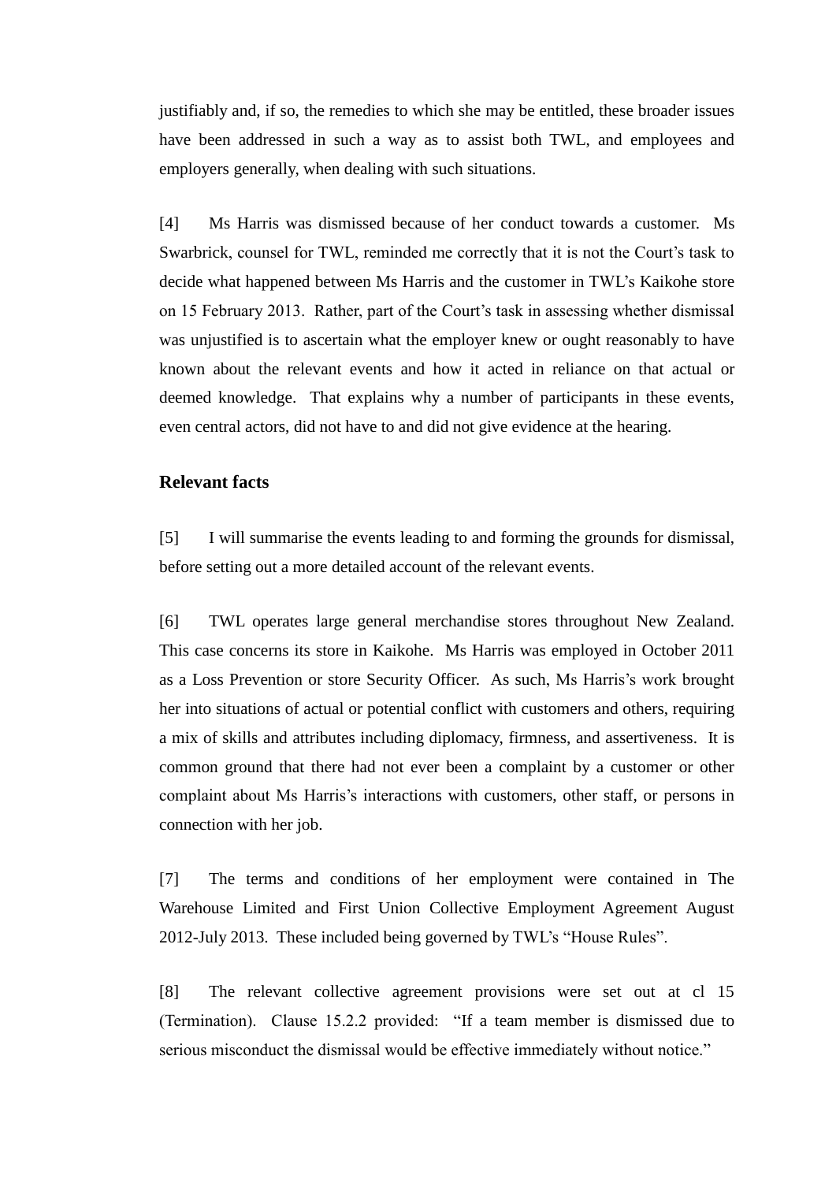justifiably and, if so, the remedies to which she may be entitled, these broader issues have been addressed in such a way as to assist both TWL, and employees and employers generally, when dealing with such situations.

[4] Ms Harris was dismissed because of her conduct towards a customer. Ms Swarbrick, counsel for TWL, reminded me correctly that it is not the Court's task to decide what happened between Ms Harris and the customer in TWL's Kaikohe store on 15 February 2013. Rather, part of the Court's task in assessing whether dismissal was unjustified is to ascertain what the employer knew or ought reasonably to have known about the relevant events and how it acted in reliance on that actual or deemed knowledge. That explains why a number of participants in these events, even central actors, did not have to and did not give evidence at the hearing.

## Relevant facts

[5] I will summarise the events leading to and forming the grounds for dismissal, before setting out a more detailed account of the relevant events.

[6] TWL operates large general merchandise stores throughout New Zealand. This case concerns its store in Kaikohe. Ms Harris was employed in October 2011 as a Loss Prevention or store Security Officer. As such, Ms Harris's work brought her into situations of actual or potential conflict with customers and others, requiring a mix of skills and attributes including diplomacy, firmness, and assertiveness. It is common ground that there had not ever been a complaint by a customer or other complaint about Ms Harris's interactions with customers, other staff, or persons in connection with her job.

[7] The terms and conditions of her employment were contained in The Warehouse Limited and First Union Collective Employment Agreement August 2012-July 2013. These included being governed by TWL's "House Rules".

[8] The relevant collective agreement provisions were set out at cl 15 (Termination). Clause 15.2.2 provided: "If a team member is dismissed due to serious misconduct the dismissal would be effective immediately without notice."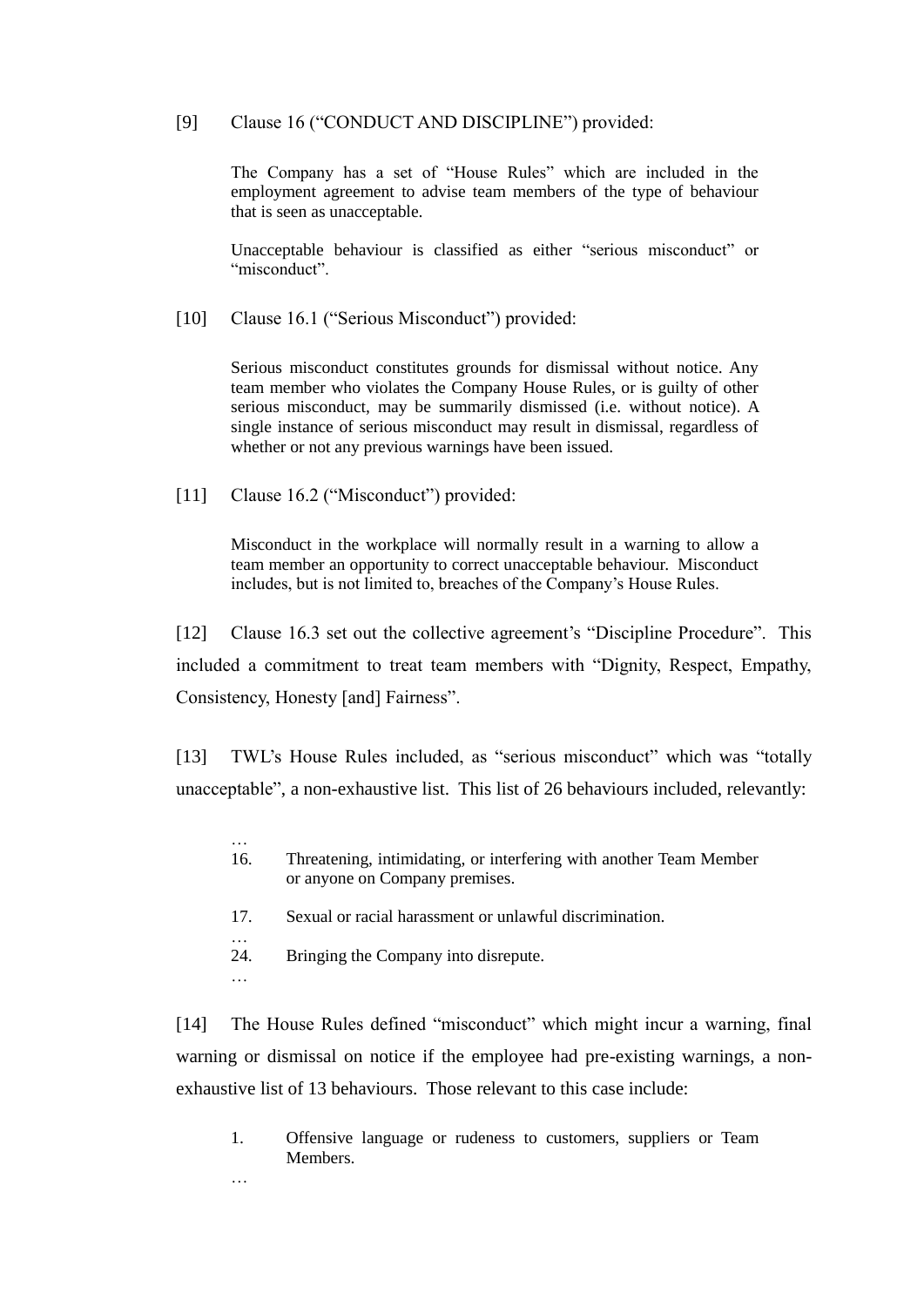[9] Clause 16 ("CONDUCT AND DISCIPLINE") provided:

> The Company has a set of "House Rules" which are included in the employment agreement to advise team members of the type of behaviour that is seen as unacceptable.
>
> Unacceptable behaviour is classified as either "serious misconduct" or "misconduct".

[10] Clause 16.1 ("Serious Misconduct") provided:

> Serious misconduct constitutes grounds for dismissal without notice. Any team member who violates the Company House Rules, or is guilty of other serious misconduct, may be summarily dismissed (i.e. without notice). A single instance of serious misconduct may result in dismissal, regardless of whether or not any previous warnings have been issued.

[11] Clause 16.2 ("Misconduct") provided:

> Misconduct in the workplace will normally result in a warning to allow a team member an opportunity to correct unacceptable behaviour. Misconduct includes, but is not limited to, breaches of the Company's House Rules.

[12] Clause 16.3 set out the collective agreement's "Discipline Procedure". This included a commitment to treat team members with "Dignity, Respect, Empathy, Consistency, Honesty [and] Fairness".

[13] TWL's House Rules included, as "serious misconduct" which was "totally unacceptable", a non-exhaustive list. This list of 26 behaviours included, relevantly:

> …
> 16. Threatening, intimidating, or interfering with another Team Member or anyone on Company premises.
>
> 17. Sexual or racial harassment or unlawful discrimination.
>
> …
> 24. Bringing the Company into disrepute.
>
> …

[14] The House Rules defined "misconduct" which might incur a warning, final warning or dismissal on notice if the employee had pre-existing warnings, a non-exhaustive list of 13 behaviours. Those relevant to this case include:

> 1. Offensive language or rudeness to customers, suppliers or Team Members.
>
> …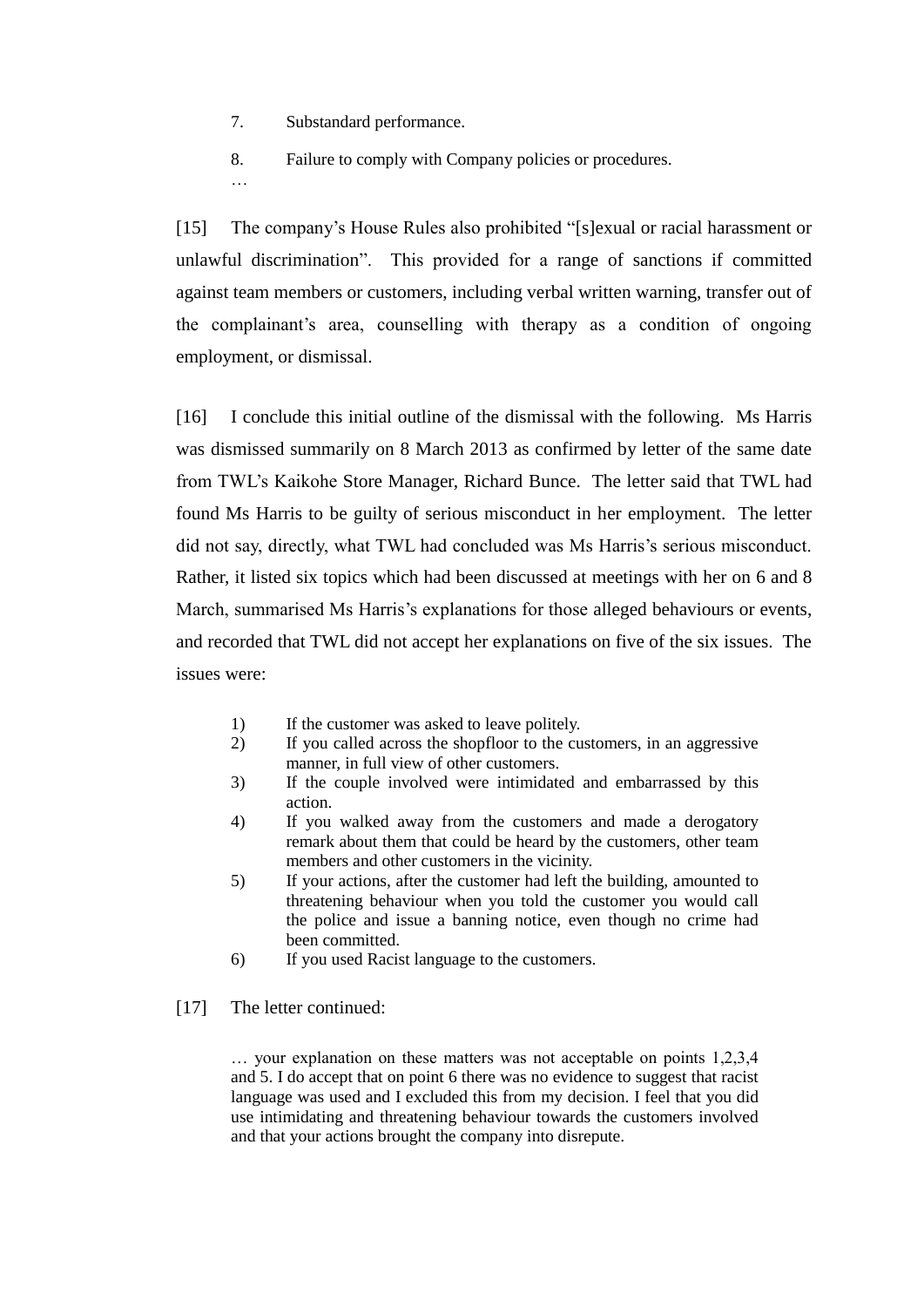7. Substandard performance.

8. Failure to comply with Company policies or procedures.

…

[15] The company's House Rules also prohibited "[s]exual or racial harassment or unlawful discrimination". This provided for a range of sanctions if committed against team members or customers, including verbal written warning, transfer out of the complainant's area, counselling with therapy as a condition of ongoing employment, or dismissal.

[16] I conclude this initial outline of the dismissal with the following. Ms Harris was dismissed summarily on 8 March 2013 as confirmed by letter of the same date from TWL's Kaikohe Store Manager, Richard Bunce. The letter said that TWL had found Ms Harris to be guilty of serious misconduct in her employment. The letter did not say, directly, what TWL had concluded was Ms Harris's serious misconduct. Rather, it listed six topics which had been discussed at meetings with her on 6 and 8 March, summarised Ms Harris's explanations for those alleged behaviours or events, and recorded that TWL did not accept her explanations on five of the six issues. The issues were:

> 1) If the customer was asked to leave politely.
> 2) If you called across the shopfloor to the customers, in an aggressive manner, in full view of other customers.
> 3) If the couple involved were intimidated and embarrassed by this action.
> 4) If you walked away from the customers and made a derogatory remark about them that could be heard by the customers, other team members and other customers in the vicinity.
> 5) If your actions, after the customer had left the building, amounted to threatening behaviour when you told the customer you would call the police and issue a banning notice, even though no crime had been committed.
> 6) If you used Racist language to the customers.

[17] The letter continued:

> … your explanation on these matters was not acceptable on points 1,2,3,4 and 5. I do accept that on point 6 there was no evidence to suggest that racist language was used and I excluded this from my decision. I feel that you did use intimidating and threatening behaviour towards the customers involved and that your actions brought the company into disrepute.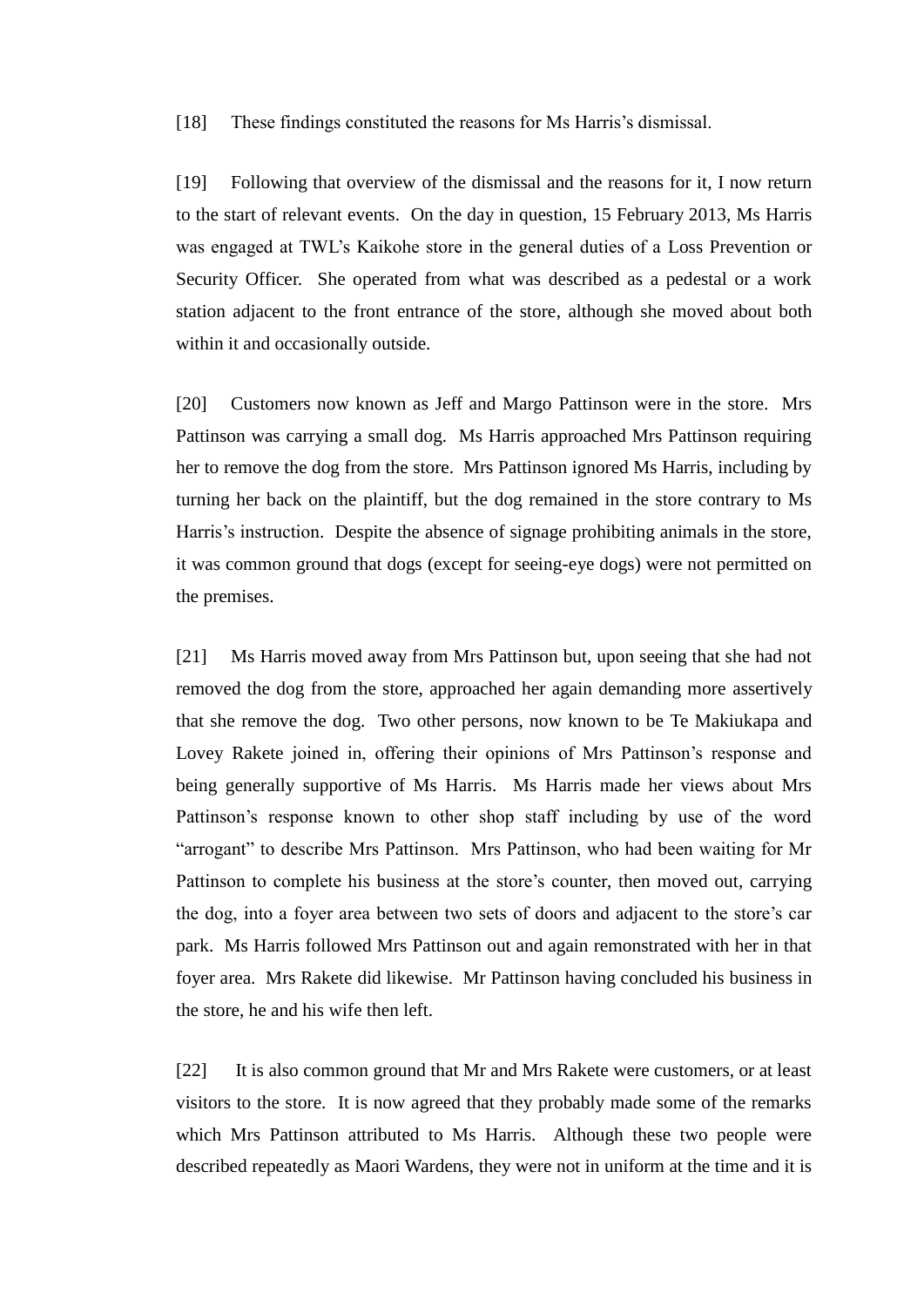[18] These findings constituted the reasons for Ms Harris's dismissal.

[19] Following that overview of the dismissal and the reasons for it, I now return to the start of relevant events. On the day in question, 15 February 2013, Ms Harris was engaged at TWL's Kaikohe store in the general duties of a Loss Prevention or Security Officer. She operated from what was described as a pedestal or a work station adjacent to the front entrance of the store, although she moved about both within it and occasionally outside.

[20] Customers now known as Jeff and Margo Pattinson were in the store. Mrs Pattinson was carrying a small dog. Ms Harris approached Mrs Pattinson requiring her to remove the dog from the store. Mrs Pattinson ignored Ms Harris, including by turning her back on the plaintiff, but the dog remained in the store contrary to Ms Harris's instruction. Despite the absence of signage prohibiting animals in the store, it was common ground that dogs (except for seeing-eye dogs) were not permitted on the premises.

[21] Ms Harris moved away from Mrs Pattinson but, upon seeing that she had not removed the dog from the store, approached her again demanding more assertively that she remove the dog. Two other persons, now known to be Te Makiukapa and Lovey Rakete joined in, offering their opinions of Mrs Pattinson's response and being generally supportive of Ms Harris. Ms Harris made her views about Mrs Pattinson's response known to other shop staff including by use of the word "arrogant" to describe Mrs Pattinson. Mrs Pattinson, who had been waiting for Mr Pattinson to complete his business at the store's counter, then moved out, carrying the dog, into a foyer area between two sets of doors and adjacent to the store's car park. Ms Harris followed Mrs Pattinson out and again remonstrated with her in that foyer area. Mrs Rakete did likewise. Mr Pattinson having concluded his business in the store, he and his wife then left.

[22] It is also common ground that Mr and Mrs Rakete were customers, or at least visitors to the store. It is now agreed that they probably made some of the remarks which Mrs Pattinson attributed to Ms Harris. Although these two people were described repeatedly as Maori Wardens, they were not in uniform at the time and it is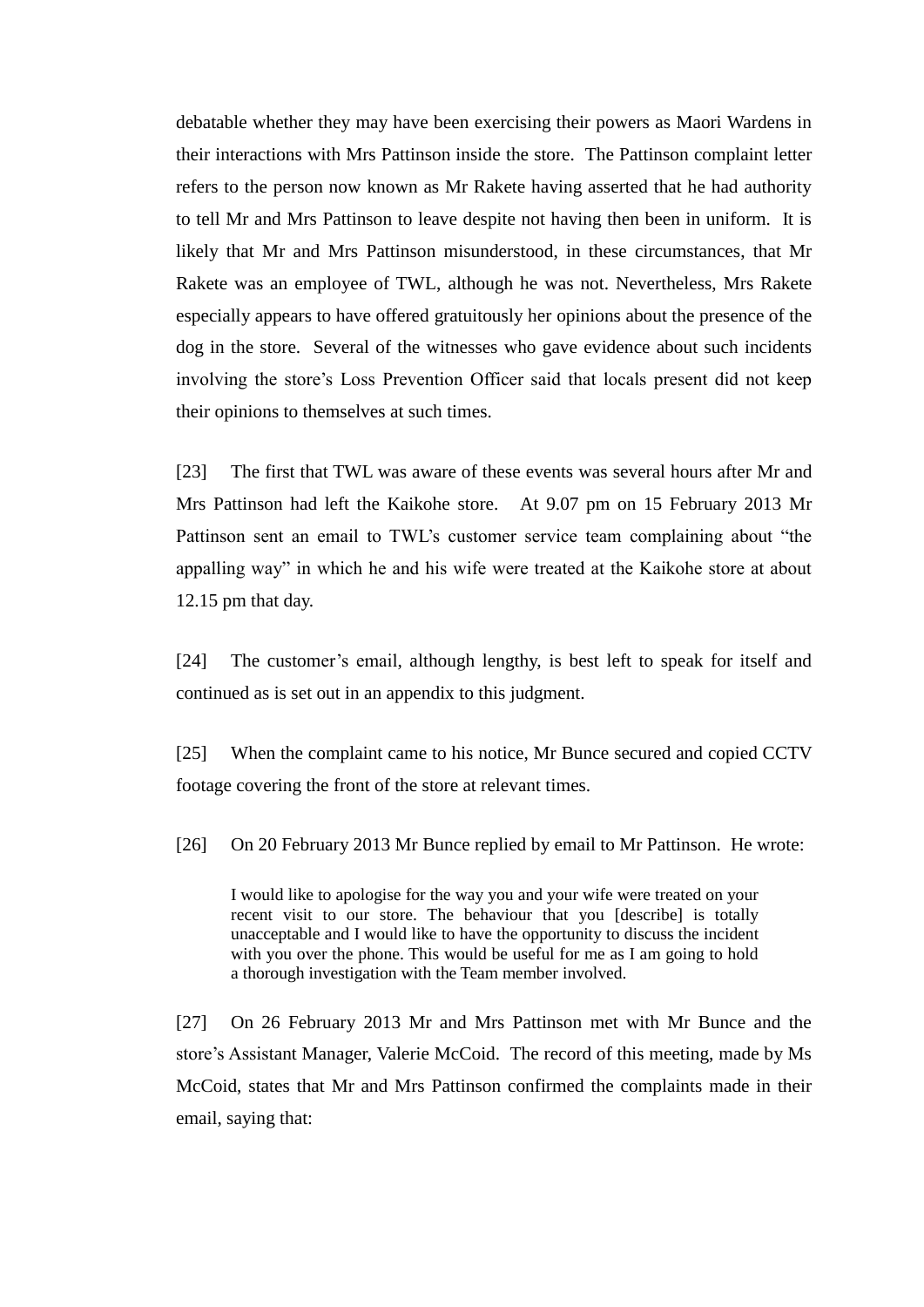debatable whether they may have been exercising their powers as Maori Wardens in their interactions with Mrs Pattinson inside the store. The Pattinson complaint letter refers to the person now known as Mr Rakete having asserted that he had authority to tell Mr and Mrs Pattinson to leave despite not having then been in uniform. It is likely that Mr and Mrs Pattinson misunderstood, in these circumstances, that Mr Rakete was an employee of TWL, although he was not. Nevertheless, Mrs Rakete especially appears to have offered gratuitously her opinions about the presence of the dog in the store. Several of the witnesses who gave evidence about such incidents involving the store's Loss Prevention Officer said that locals present did not keep their opinions to themselves at such times.

[23] The first that TWL was aware of these events was several hours after Mr and Mrs Pattinson had left the Kaikohe store. At 9.07 pm on 15 February 2013 Mr Pattinson sent an email to TWL's customer service team complaining about "the appalling way" in which he and his wife were treated at the Kaikohe store at about 12.15 pm that day.

[24] The customer's email, although lengthy, is best left to speak for itself and continued as is set out in an appendix to this judgment.

[25] When the complaint came to his notice, Mr Bunce secured and copied CCTV footage covering the front of the store at relevant times.

[26] On 20 February 2013 Mr Bunce replied by email to Mr Pattinson. He wrote:

> I would like to apologise for the way you and your wife were treated on your recent visit to our store. The behaviour that you [describe] is totally unacceptable and I would like to have the opportunity to discuss the incident with you over the phone. This would be useful for me as I am going to hold a thorough investigation with the Team member involved.

[27] On 26 February 2013 Mr and Mrs Pattinson met with Mr Bunce and the store's Assistant Manager, Valerie McCoid. The record of this meeting, made by Ms McCoid, states that Mr and Mrs Pattinson confirmed the complaints made in their email, saying that: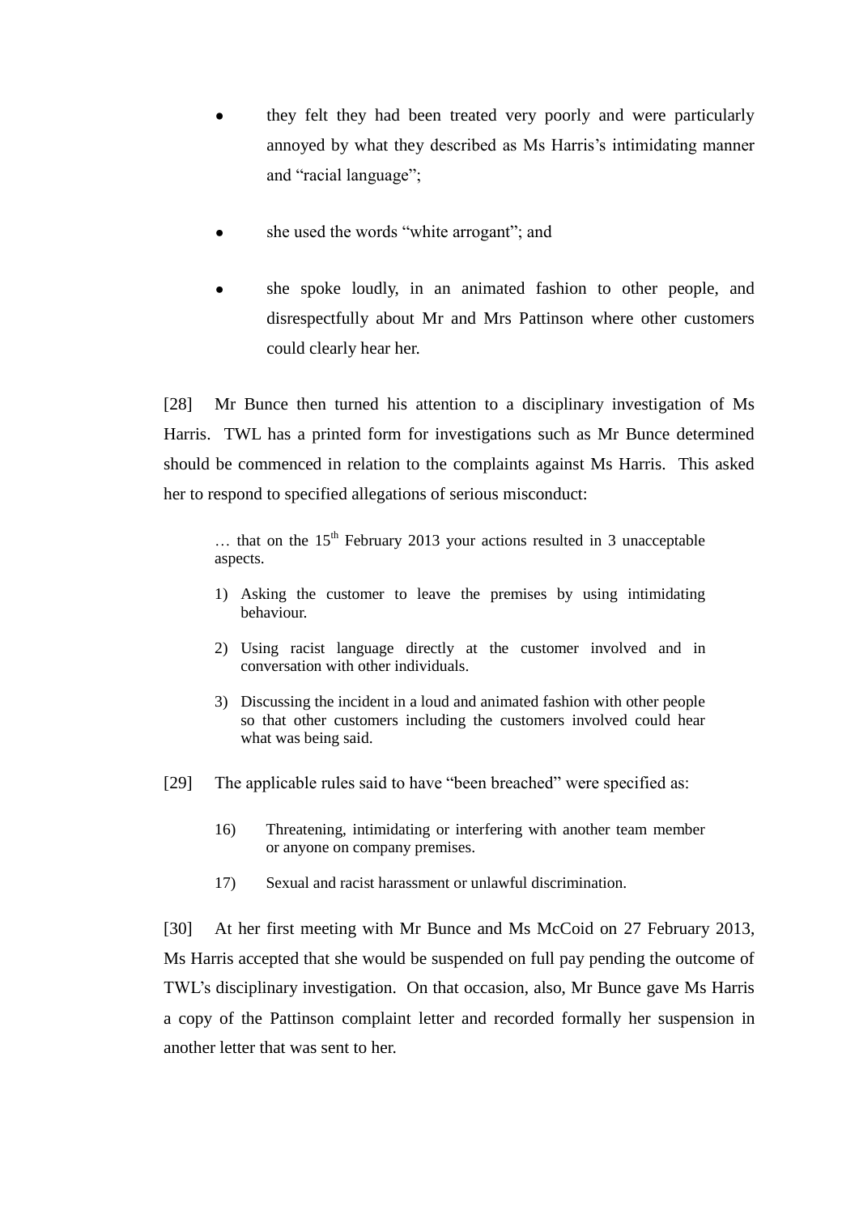- they felt they had been treated very poorly and were particularly annoyed by what they described as Ms Harris's intimidating manner and "racial language";

- she used the words "white arrogant"; and

- she spoke loudly, in an animated fashion to other people, and disrespectfully about Mr and Mrs Pattinson where other customers could clearly hear her.

[28] Mr Bunce then turned his attention to a disciplinary investigation of Ms Harris. TWL has a printed form for investigations such as Mr Bunce determined should be commenced in relation to the complaints against Ms Harris. This asked her to respond to specified allegations of serious misconduct:

> … that on the 15th February 2013 your actions resulted in 3 unacceptable aspects.
>
> 1) Asking the customer to leave the premises by using intimidating behaviour.
> 2) Using racist language directly at the customer involved and in conversation with other individuals.
> 3) Discussing the incident in a loud and animated fashion with other people so that other customers including the customers involved could hear what was being said.

[29] The applicable rules said to have "been breached" were specified as:

> 16) Threatening, intimidating or interfering with another team member or anyone on company premises.
>
> 17) Sexual and racist harassment or unlawful discrimination.

[30] At her first meeting with Mr Bunce and Ms McCoid on 27 February 2013, Ms Harris accepted that she would be suspended on full pay pending the outcome of TWL's disciplinary investigation. On that occasion, also, Mr Bunce gave Ms Harris a copy of the Pattinson complaint letter and recorded formally her suspension in another letter that was sent to her.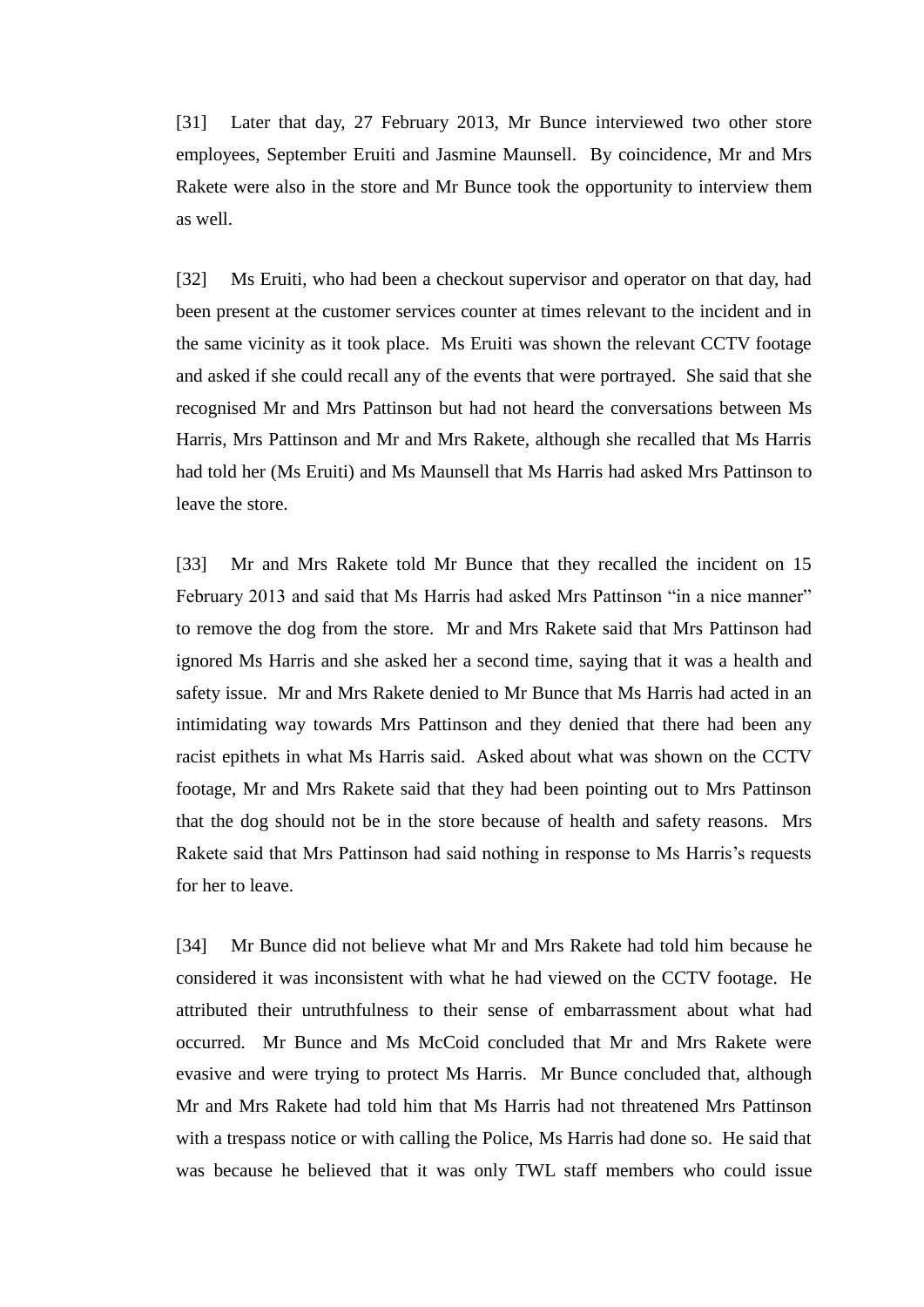[31] Later that day, 27 February 2013, Mr Bunce interviewed two other store employees, September Eruiti and Jasmine Maunsell. By coincidence, Mr and Mrs Rakete were also in the store and Mr Bunce took the opportunity to interview them as well.

[32] Ms Eruiti, who had been a checkout supervisor and operator on that day, had been present at the customer services counter at times relevant to the incident and in the same vicinity as it took place. Ms Eruiti was shown the relevant CCTV footage and asked if she could recall any of the events that were portrayed. She said that she recognised Mr and Mrs Pattinson but had not heard the conversations between Ms Harris, Mrs Pattinson and Mr and Mrs Rakete, although she recalled that Ms Harris had told her (Ms Eruiti) and Ms Maunsell that Ms Harris had asked Mrs Pattinson to leave the store.

[33] Mr and Mrs Rakete told Mr Bunce that they recalled the incident on 15 February 2013 and said that Ms Harris had asked Mrs Pattinson "in a nice manner" to remove the dog from the store. Mr and Mrs Rakete said that Mrs Pattinson had ignored Ms Harris and she asked her a second time, saying that it was a health and safety issue. Mr and Mrs Rakete denied to Mr Bunce that Ms Harris had acted in an intimidating way towards Mrs Pattinson and they denied that there had been any racist epithets in what Ms Harris said. Asked about what was shown on the CCTV footage, Mr and Mrs Rakete said that they had been pointing out to Mrs Pattinson that the dog should not be in the store because of health and safety reasons. Mrs Rakete said that Mrs Pattinson had said nothing in response to Ms Harris's requests for her to leave.

[34] Mr Bunce did not believe what Mr and Mrs Rakete had told him because he considered it was inconsistent with what he had viewed on the CCTV footage. He attributed their untruthfulness to their sense of embarrassment about what had occurred. Mr Bunce and Ms McCoid concluded that Mr and Mrs Rakete were evasive and were trying to protect Ms Harris. Mr Bunce concluded that, although Mr and Mrs Rakete had told him that Ms Harris had not threatened Mrs Pattinson with a trespass notice or with calling the Police, Ms Harris had done so. He said that was because he believed that it was only TWL staff members who could issue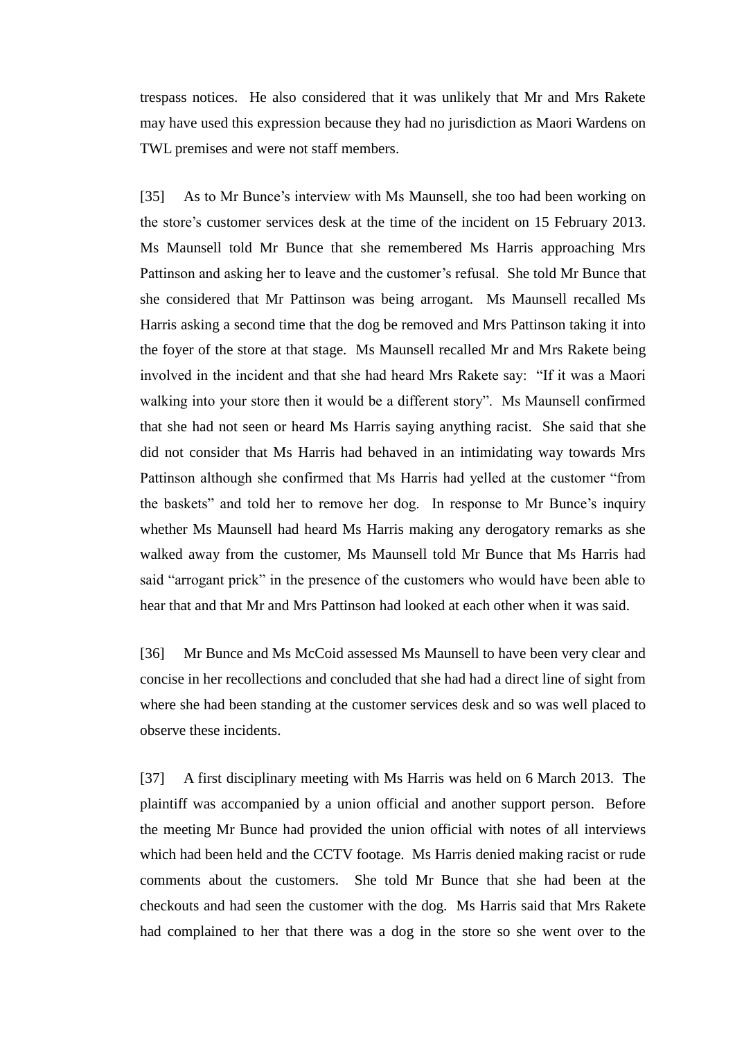trespass notices. He also considered that it was unlikely that Mr and Mrs Rakete may have used this expression because they had no jurisdiction as Maori Wardens on TWL premises and were not staff members.

[35] As to Mr Bunce's interview with Ms Maunsell, she too had been working on the store's customer services desk at the time of the incident on 15 February 2013. Ms Maunsell told Mr Bunce that she remembered Ms Harris approaching Mrs Pattinson and asking her to leave and the customer's refusal. She told Mr Bunce that she considered that Mr Pattinson was being arrogant. Ms Maunsell recalled Ms Harris asking a second time that the dog be removed and Mrs Pattinson taking it into the foyer of the store at that stage. Ms Maunsell recalled Mr and Mrs Rakete being involved in the incident and that she had heard Mrs Rakete say: "If it was a Maori walking into your store then it would be a different story". Ms Maunsell confirmed that she had not seen or heard Ms Harris saying anything racist. She said that she did not consider that Ms Harris had behaved in an intimidating way towards Mrs Pattinson although she confirmed that Ms Harris had yelled at the customer "from the baskets" and told her to remove her dog. In response to Mr Bunce's inquiry whether Ms Maunsell had heard Ms Harris making any derogatory remarks as she walked away from the customer, Ms Maunsell told Mr Bunce that Ms Harris had said "arrogant prick" in the presence of the customers who would have been able to hear that and that Mr and Mrs Pattinson had looked at each other when it was said.

[36] Mr Bunce and Ms McCoid assessed Ms Maunsell to have been very clear and concise in her recollections and concluded that she had had a direct line of sight from where she had been standing at the customer services desk and so was well placed to observe these incidents.

[37] A first disciplinary meeting with Ms Harris was held on 6 March 2013. The plaintiff was accompanied by a union official and another support person. Before the meeting Mr Bunce had provided the union official with notes of all interviews which had been held and the CCTV footage. Ms Harris denied making racist or rude comments about the customers. She told Mr Bunce that she had been at the checkouts and had seen the customer with the dog. Ms Harris said that Mrs Rakete had complained to her that there was a dog in the store so she went over to the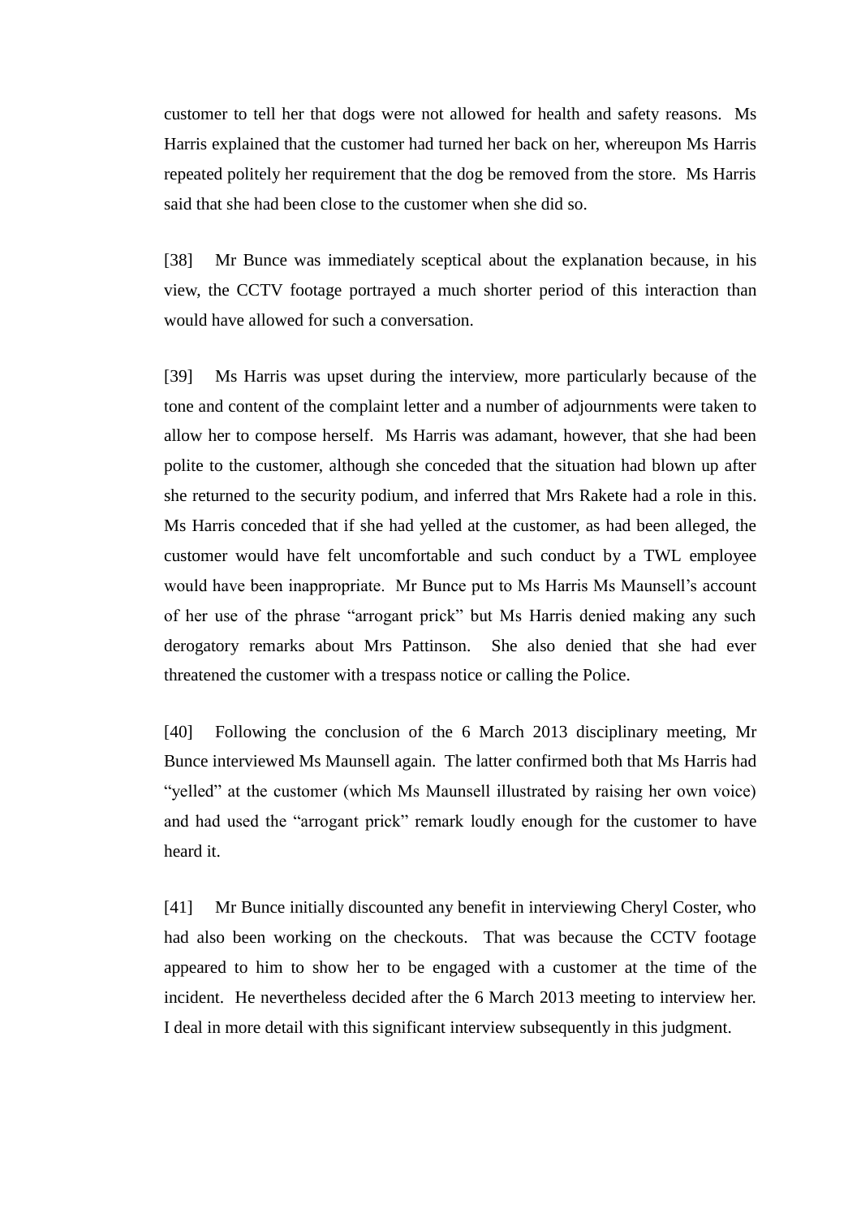customer to tell her that dogs were not allowed for health and safety reasons. Ms Harris explained that the customer had turned her back on her, whereupon Ms Harris repeated politely her requirement that the dog be removed from the store. Ms Harris said that she had been close to the customer when she did so.

[38] Mr Bunce was immediately sceptical about the explanation because, in his view, the CCTV footage portrayed a much shorter period of this interaction than would have allowed for such a conversation.

[39] Ms Harris was upset during the interview, more particularly because of the tone and content of the complaint letter and a number of adjournments were taken to allow her to compose herself. Ms Harris was adamant, however, that she had been polite to the customer, although she conceded that the situation had blown up after she returned to the security podium, and inferred that Mrs Rakete had a role in this. Ms Harris conceded that if she had yelled at the customer, as had been alleged, the customer would have felt uncomfortable and such conduct by a TWL employee would have been inappropriate. Mr Bunce put to Ms Harris Ms Maunsell's account of her use of the phrase "arrogant prick" but Ms Harris denied making any such derogatory remarks about Mrs Pattinson. She also denied that she had ever threatened the customer with a trespass notice or calling the Police.

[40] Following the conclusion of the 6 March 2013 disciplinary meeting, Mr Bunce interviewed Ms Maunsell again. The latter confirmed both that Ms Harris had "yelled" at the customer (which Ms Maunsell illustrated by raising her own voice) and had used the "arrogant prick" remark loudly enough for the customer to have heard it.

[41] Mr Bunce initially discounted any benefit in interviewing Cheryl Coster, who had also been working on the checkouts. That was because the CCTV footage appeared to him to show her to be engaged with a customer at the time of the incident. He nevertheless decided after the 6 March 2013 meeting to interview her. I deal in more detail with this significant interview subsequently in this judgment.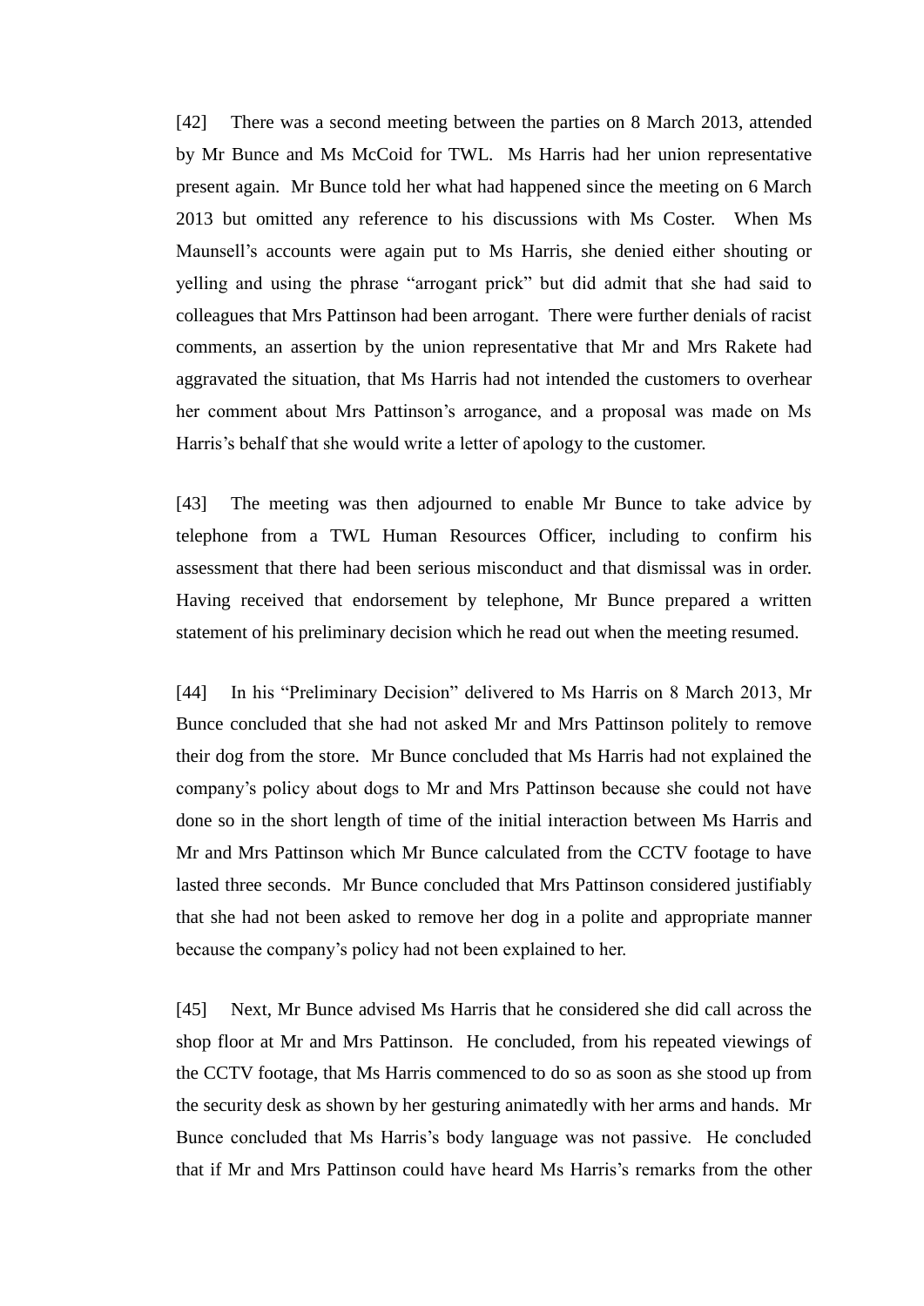[42] There was a second meeting between the parties on 8 March 2013, attended by Mr Bunce and Ms McCoid for TWL. Ms Harris had her union representative present again. Mr Bunce told her what had happened since the meeting on 6 March 2013 but omitted any reference to his discussions with Ms Coster. When Ms Maunsell's accounts were again put to Ms Harris, she denied either shouting or yelling and using the phrase "arrogant prick" but did admit that she had said to colleagues that Mrs Pattinson had been arrogant. There were further denials of racist comments, an assertion by the union representative that Mr and Mrs Rakete had aggravated the situation, that Ms Harris had not intended the customers to overhear her comment about Mrs Pattinson's arrogance, and a proposal was made on Ms Harris's behalf that she would write a letter of apology to the customer.

[43] The meeting was then adjourned to enable Mr Bunce to take advice by telephone from a TWL Human Resources Officer, including to confirm his assessment that there had been serious misconduct and that dismissal was in order. Having received that endorsement by telephone, Mr Bunce prepared a written statement of his preliminary decision which he read out when the meeting resumed.

[44] In his "Preliminary Decision" delivered to Ms Harris on 8 March 2013, Mr Bunce concluded that she had not asked Mr and Mrs Pattinson politely to remove their dog from the store. Mr Bunce concluded that Ms Harris had not explained the company's policy about dogs to Mr and Mrs Pattinson because she could not have done so in the short length of time of the initial interaction between Ms Harris and Mr and Mrs Pattinson which Mr Bunce calculated from the CCTV footage to have lasted three seconds. Mr Bunce concluded that Mrs Pattinson considered justifiably that she had not been asked to remove her dog in a polite and appropriate manner because the company's policy had not been explained to her.

[45] Next, Mr Bunce advised Ms Harris that he considered she did call across the shop floor at Mr and Mrs Pattinson. He concluded, from his repeated viewings of the CCTV footage, that Ms Harris commenced to do so as soon as she stood up from the security desk as shown by her gesturing animatedly with her arms and hands. Mr Bunce concluded that Ms Harris's body language was not passive. He concluded that if Mr and Mrs Pattinson could have heard Ms Harris's remarks from the other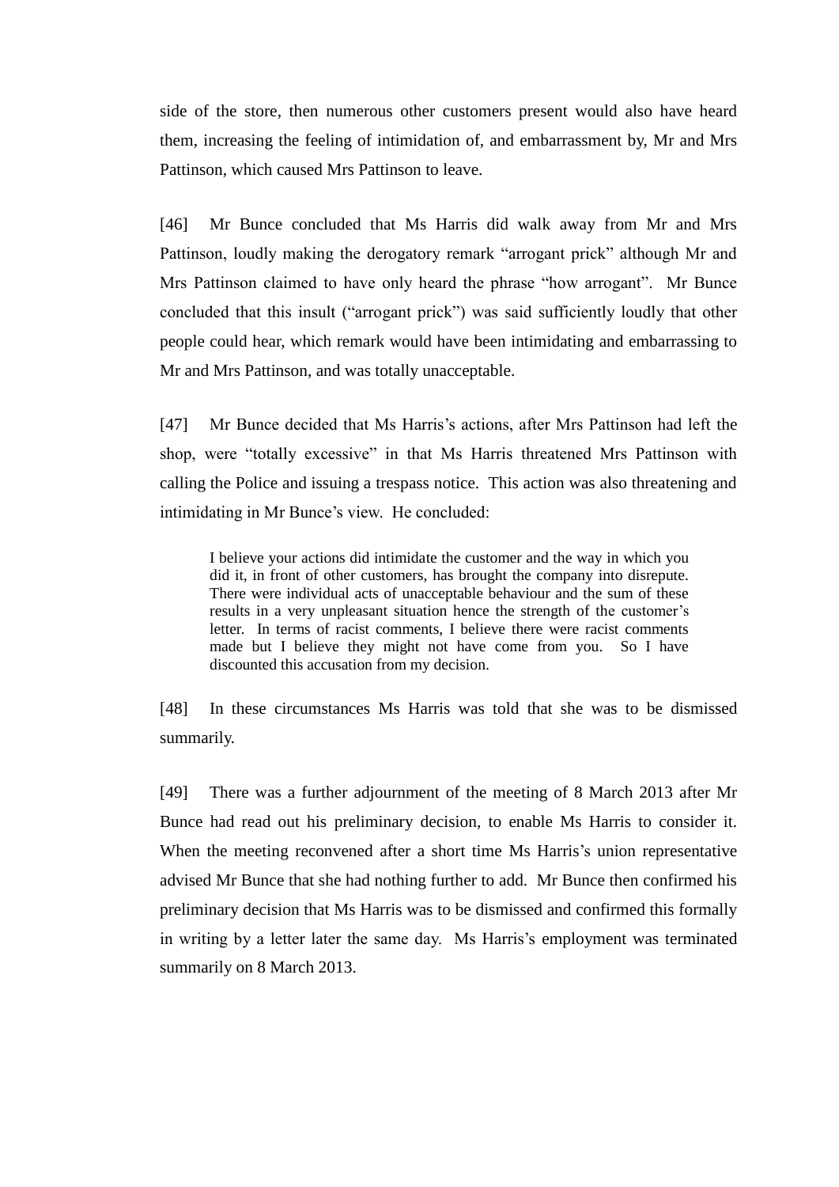side of the store, then numerous other customers present would also have heard them, increasing the feeling of intimidation of, and embarrassment by, Mr and Mrs Pattinson, which caused Mrs Pattinson to leave.

[46] Mr Bunce concluded that Ms Harris did walk away from Mr and Mrs Pattinson, loudly making the derogatory remark "arrogant prick" although Mr and Mrs Pattinson claimed to have only heard the phrase "how arrogant". Mr Bunce concluded that this insult ("arrogant prick") was said sufficiently loudly that other people could hear, which remark would have been intimidating and embarrassing to Mr and Mrs Pattinson, and was totally unacceptable.

[47] Mr Bunce decided that Ms Harris's actions, after Mrs Pattinson had left the shop, were "totally excessive" in that Ms Harris threatened Mrs Pattinson with calling the Police and issuing a trespass notice. This action was also threatening and intimidating in Mr Bunce's view. He concluded:

> I believe your actions did intimidate the customer and the way in which you did it, in front of other customers, has brought the company into disrepute. There were individual acts of unacceptable behaviour and the sum of these results in a very unpleasant situation hence the strength of the customer's letter. In terms of racist comments, I believe there were racist comments made but I believe they might not have come from you. So I have discounted this accusation from my decision.

[48] In these circumstances Ms Harris was told that she was to be dismissed summarily.

[49] There was a further adjournment of the meeting of 8 March 2013 after Mr Bunce had read out his preliminary decision, to enable Ms Harris to consider it. When the meeting reconvened after a short time Ms Harris's union representative advised Mr Bunce that she had nothing further to add. Mr Bunce then confirmed his preliminary decision that Ms Harris was to be dismissed and confirmed this formally in writing by a letter later the same day. Ms Harris's employment was terminated summarily on 8 March 2013.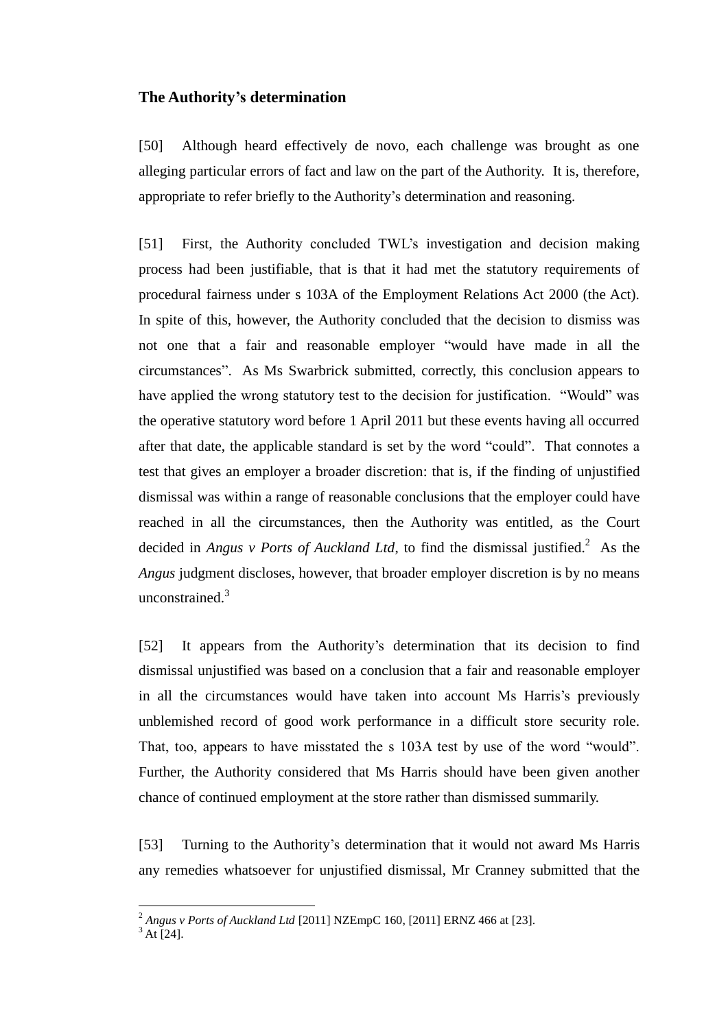## The Authority's determination

[50] Although heard effectively de novo, each challenge was brought as one alleging particular errors of fact and law on the part of the Authority. It is, therefore, appropriate to refer briefly to the Authority's determination and reasoning.

[51] First, the Authority concluded TWL's investigation and decision making process had been justifiable, that is that it had met the statutory requirements of procedural fairness under s 103A of the Employment Relations Act 2000 (the Act). In spite of this, however, the Authority concluded that the decision to dismiss was not one that a fair and reasonable employer "would have made in all the circumstances". As Ms Swarbrick submitted, correctly, this conclusion appears to have applied the wrong statutory test to the decision for justification. "Would" was the operative statutory word before 1 April 2011 but these events having all occurred after that date, the applicable standard is set by the word "could". That connotes a test that gives an employer a broader discretion: that is, if the finding of unjustified dismissal was within a range of reasonable conclusions that the employer could have reached in all the circumstances, then the Authority was entitled, as the Court decided in *Angus v Ports of Auckland Ltd*, to find the dismissal justified.[2] As the *Angus* judgment discloses, however, that broader employer discretion is by no means unconstrained.[3]

[52] It appears from the Authority's determination that its decision to find dismissal unjustified was based on a conclusion that a fair and reasonable employer in all the circumstances would have taken into account Ms Harris's previously unblemished record of good work performance in a difficult store security role. That, too, appears to have misstated the s 103A test by use of the word "would". Further, the Authority considered that Ms Harris should have been given another chance of continued employment at the store rather than dismissed summarily.

[53] Turning to the Authority's determination that it would not award Ms Harris any remedies whatsoever for unjustified dismissal, Mr Cranney submitted that the

---

[2] *Angus v Ports of Auckland Ltd* [2011] NZEmpC 160, [2011] ERNZ 466 at [23].

[3] At [24].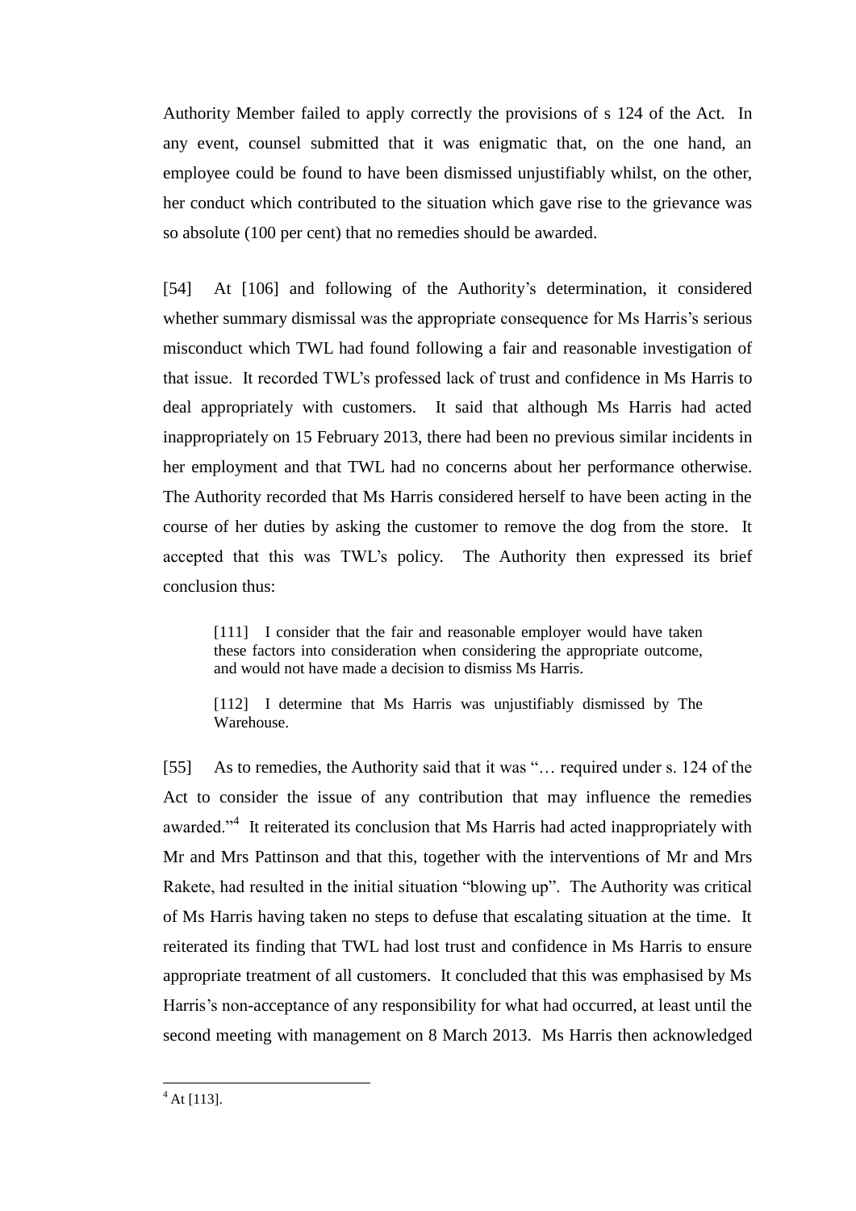Authority Member failed to apply correctly the provisions of s 124 of the Act. In any event, counsel submitted that it was enigmatic that, on the one hand, an employee could be found to have been dismissed unjustifiably whilst, on the other, her conduct which contributed to the situation which gave rise to the grievance was so absolute (100 per cent) that no remedies should be awarded.

[54] At [106] and following of the Authority's determination, it considered whether summary dismissal was the appropriate consequence for Ms Harris's serious misconduct which TWL had found following a fair and reasonable investigation of that issue. It recorded TWL's professed lack of trust and confidence in Ms Harris to deal appropriately with customers. It said that although Ms Harris had acted inappropriately on 15 February 2013, there had been no previous similar incidents in her employment and that TWL had no concerns about her performance otherwise. The Authority recorded that Ms Harris considered herself to have been acting in the course of her duties by asking the customer to remove the dog from the store. It accepted that this was TWL's policy. The Authority then expressed its brief conclusion thus:

> [111] I consider that the fair and reasonable employer would have taken these factors into consideration when considering the appropriate outcome, and would not have made a decision to dismiss Ms Harris.
>
> [112] I determine that Ms Harris was unjustifiably dismissed by The Warehouse.

[55] As to remedies, the Authority said that it was "… required under s. 124 of the Act to consider the issue of any contribution that may influence the remedies awarded."[4] It reiterated its conclusion that Ms Harris had acted inappropriately with Mr and Mrs Pattinson and that this, together with the interventions of Mr and Mrs Rakete, had resulted in the initial situation "blowing up". The Authority was critical of Ms Harris having taken no steps to defuse that escalating situation at the time. It reiterated its finding that TWL had lost trust and confidence in Ms Harris to ensure appropriate treatment of all customers. It concluded that this was emphasised by Ms Harris's non-acceptance of any responsibility for what had occurred, at least until the second meeting with management on 8 March 2013. Ms Harris then acknowledged

---

[4] At [113].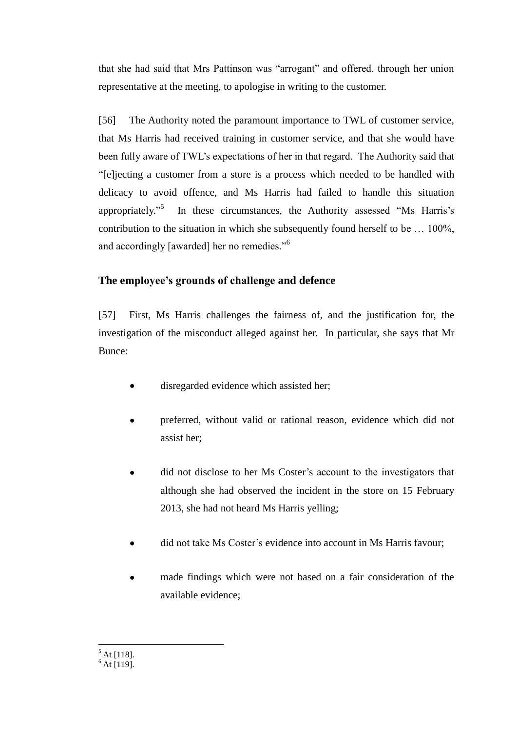that she had said that Mrs Pattinson was "arrogant" and offered, through her union representative at the meeting, to apologise in writing to the customer.

[56] The Authority noted the paramount importance to TWL of customer service, that Ms Harris had received training in customer service, and that she would have been fully aware of TWL's expectations of her in that regard. The Authority said that "[e]jecting a customer from a store is a process which needed to be handled with delicacy to avoid offence, and Ms Harris had failed to handle this situation appropriately."[5] In these circumstances, the Authority assessed "Ms Harris's contribution to the situation in which she subsequently found herself to be … 100%, and accordingly [awarded] her no remedies."[6]

## The employee's grounds of challenge and defence

[57] First, Ms Harris challenges the fairness of, and the justification for, the investigation of the misconduct alleged against her. In particular, she says that Mr Bunce:

- disregarded evidence which assisted her;
- preferred, without valid or rational reason, evidence which did not assist her;
- did not disclose to her Ms Coster's account to the investigators that although she had observed the incident in the store on 15 February 2013, she had not heard Ms Harris yelling;
- did not take Ms Coster's evidence into account in Ms Harris favour;
- made findings which were not based on a fair consideration of the available evidence;

[5] At [118].
[6] At [119].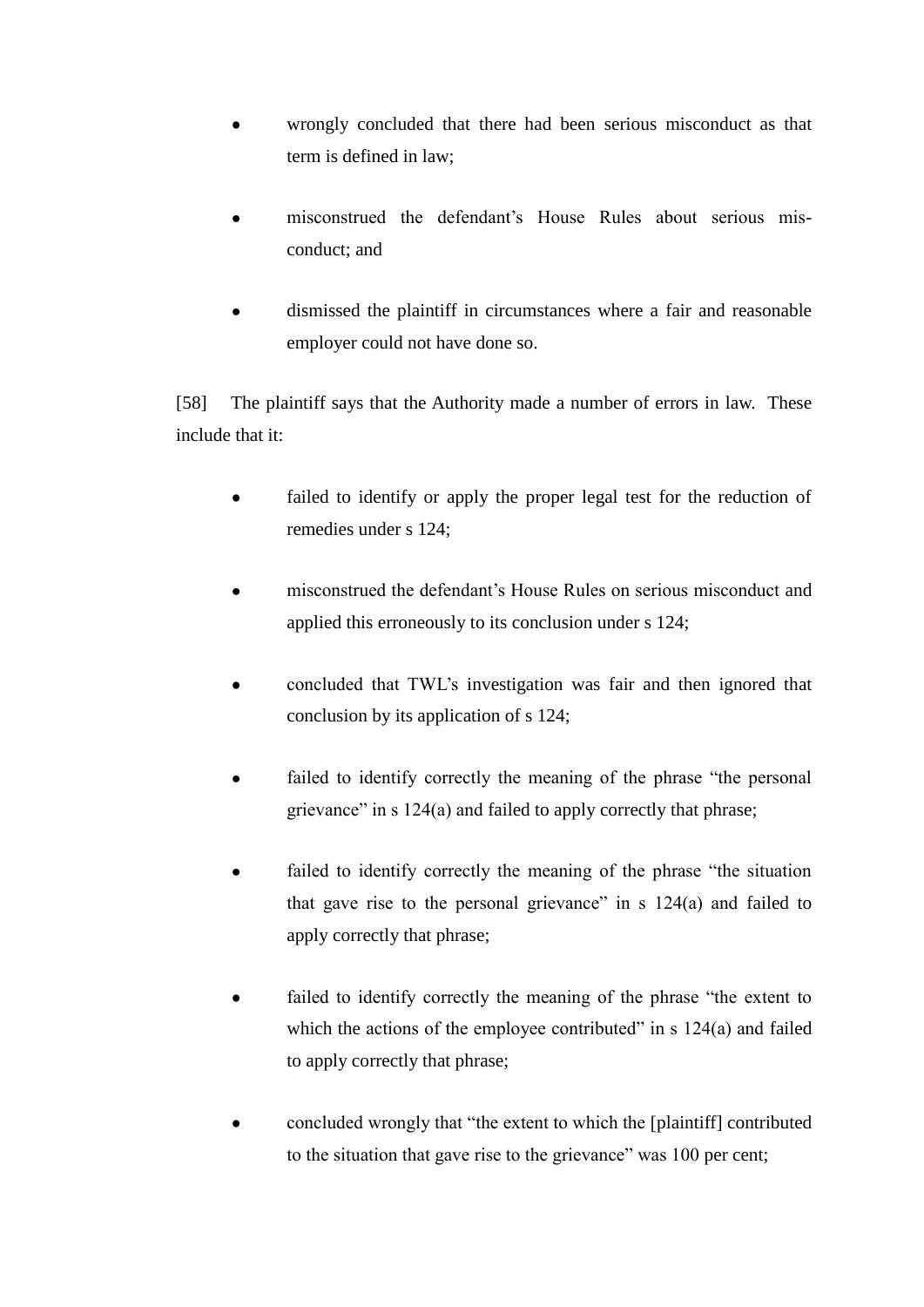- wrongly concluded that there had been serious misconduct as that term is defined in law;
- misconstrued the defendant's House Rules about serious mis-conduct; and
- dismissed the plaintiff in circumstances where a fair and reasonable employer could not have done so.

[58] The plaintiff says that the Authority made a number of errors in law. These include that it:

- failed to identify or apply the proper legal test for the reduction of remedies under s 124;
- misconstrued the defendant's House Rules on serious misconduct and applied this erroneously to its conclusion under s 124;
- concluded that TWL's investigation was fair and then ignored that conclusion by its application of s 124;
- failed to identify correctly the meaning of the phrase "the personal grievance" in s 124(a) and failed to apply correctly that phrase;
- failed to identify correctly the meaning of the phrase "the situation that gave rise to the personal grievance" in s 124(a) and failed to apply correctly that phrase;
- failed to identify correctly the meaning of the phrase "the extent to which the actions of the employee contributed" in s 124(a) and failed to apply correctly that phrase;
- concluded wrongly that "the extent to which the [plaintiff] contributed to the situation that gave rise to the grievance" was 100 per cent;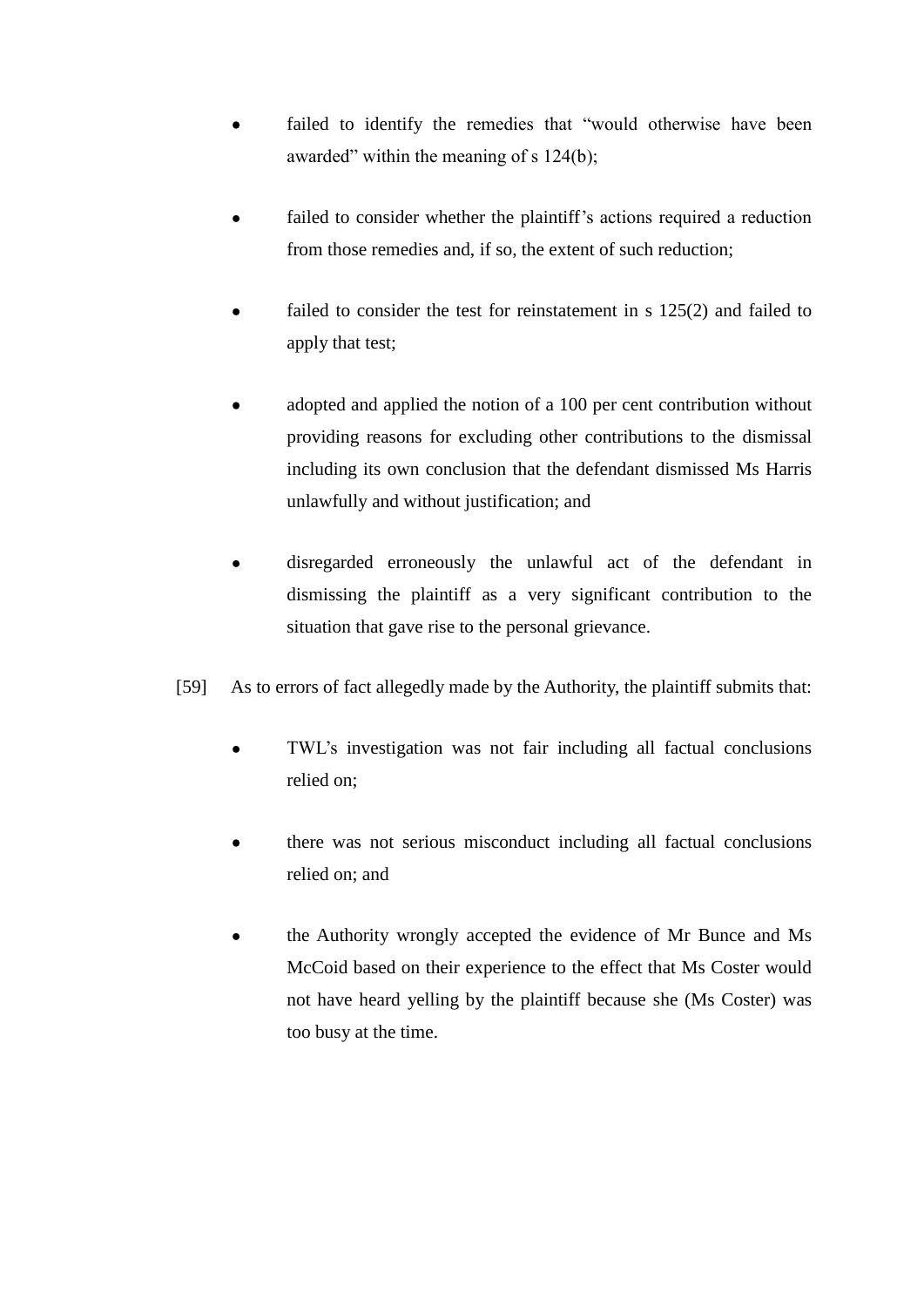- failed to identify the remedies that "would otherwise have been awarded" within the meaning of s 124(b);

- failed to consider whether the plaintiff's actions required a reduction from those remedies and, if so, the extent of such reduction;

- failed to consider the test for reinstatement in s 125(2) and failed to apply that test;

- adopted and applied the notion of a 100 per cent contribution without providing reasons for excluding other contributions to the dismissal including its own conclusion that the defendant dismissed Ms Harris unlawfully and without justification; and

- disregarded erroneously the unlawful act of the defendant in dismissing the plaintiff as a very significant contribution to the situation that gave rise to the personal grievance.

[59] As to errors of fact allegedly made by the Authority, the plaintiff submits that:

- TWL's investigation was not fair including all factual conclusions relied on;

- there was not serious misconduct including all factual conclusions relied on; and

- the Authority wrongly accepted the evidence of Mr Bunce and Ms McCoid based on their experience to the effect that Ms Coster would not have heard yelling by the plaintiff because she (Ms Coster) was too busy at the time.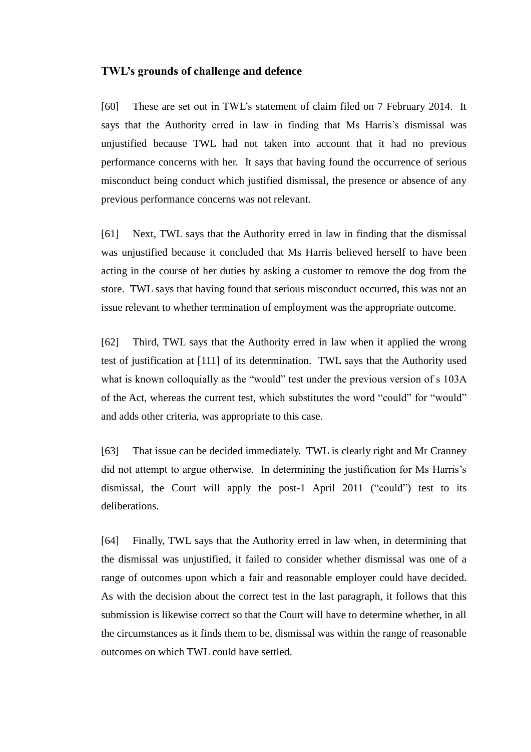### TWL's grounds of challenge and defence

[60] These are set out in TWL's statement of claim filed on 7 February 2014. It says that the Authority erred in law in finding that Ms Harris's dismissal was unjustified because TWL had not taken into account that it had no previous performance concerns with her. It says that having found the occurrence of serious misconduct being conduct which justified dismissal, the presence or absence of any previous performance concerns was not relevant.

[61] Next, TWL says that the Authority erred in law in finding that the dismissal was unjustified because it concluded that Ms Harris believed herself to have been acting in the course of her duties by asking a customer to remove the dog from the store. TWL says that having found that serious misconduct occurred, this was not an issue relevant to whether termination of employment was the appropriate outcome.

[62] Third, TWL says that the Authority erred in law when it applied the wrong test of justification at [111] of its determination. TWL says that the Authority used what is known colloquially as the "would" test under the previous version of s 103A of the Act, whereas the current test, which substitutes the word "could" for "would" and adds other criteria, was appropriate to this case.

[63] That issue can be decided immediately. TWL is clearly right and Mr Cranney did not attempt to argue otherwise. In determining the justification for Ms Harris's dismissal, the Court will apply the post-1 April 2011 ("could") test to its deliberations.

[64] Finally, TWL says that the Authority erred in law when, in determining that the dismissal was unjustified, it failed to consider whether dismissal was one of a range of outcomes upon which a fair and reasonable employer could have decided. As with the decision about the correct test in the last paragraph, it follows that this submission is likewise correct so that the Court will have to determine whether, in all the circumstances as it finds them to be, dismissal was within the range of reasonable outcomes on which TWL could have settled.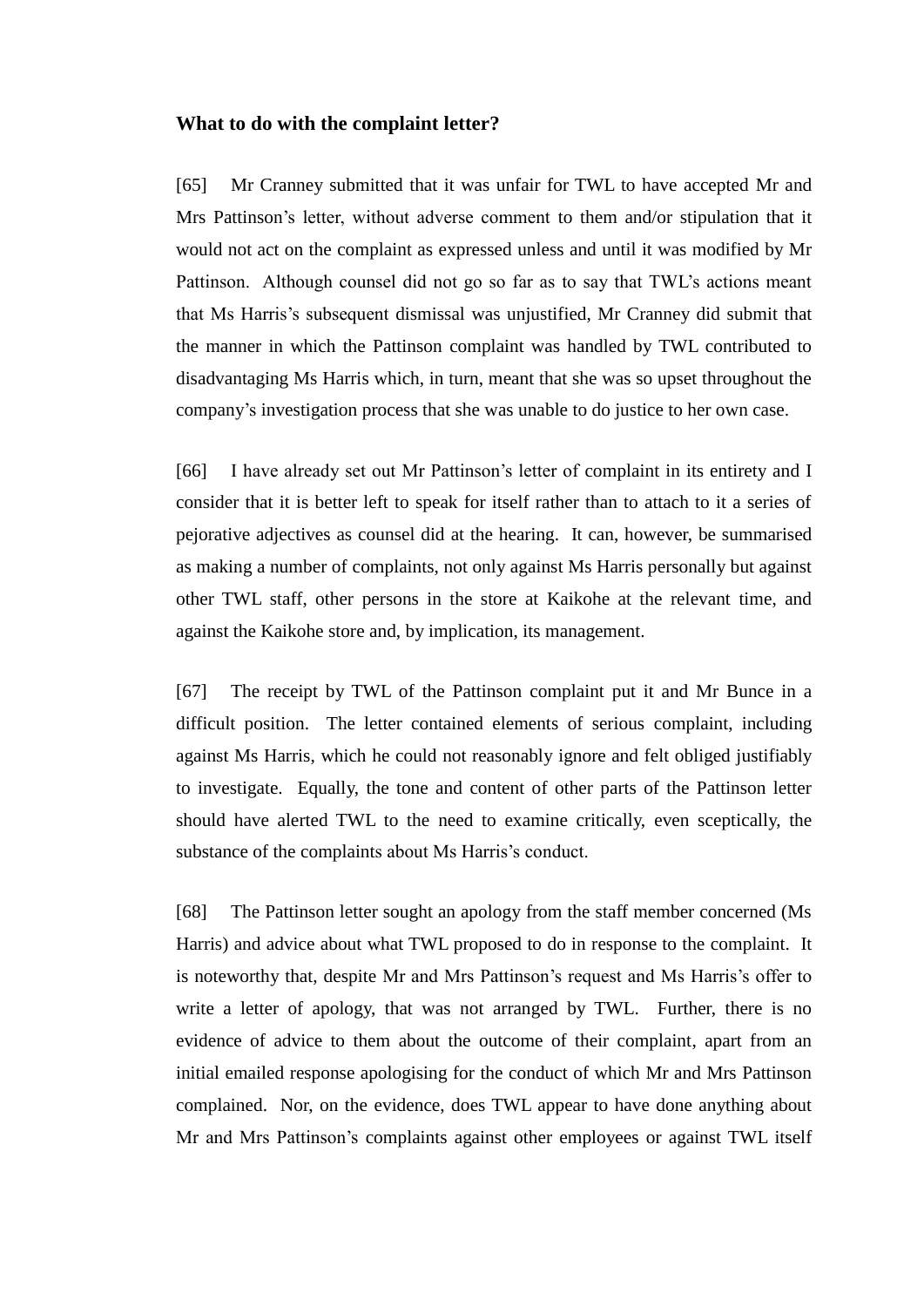### What to do with the complaint letter?

[65] Mr Cranney submitted that it was unfair for TWL to have accepted Mr and Mrs Pattinson's letter, without adverse comment to them and/or stipulation that it would not act on the complaint as expressed unless and until it was modified by Mr Pattinson. Although counsel did not go so far as to say that TWL's actions meant that Ms Harris's subsequent dismissal was unjustified, Mr Cranney did submit that the manner in which the Pattinson complaint was handled by TWL contributed to disadvantaging Ms Harris which, in turn, meant that she was so upset throughout the company's investigation process that she was unable to do justice to her own case.

[66] I have already set out Mr Pattinson's letter of complaint in its entirety and I consider that it is better left to speak for itself rather than to attach to it a series of pejorative adjectives as counsel did at the hearing. It can, however, be summarised as making a number of complaints, not only against Ms Harris personally but against other TWL staff, other persons in the store at Kaikohe at the relevant time, and against the Kaikohe store and, by implication, its management.

[67] The receipt by TWL of the Pattinson complaint put it and Mr Bunce in a difficult position. The letter contained elements of serious complaint, including against Ms Harris, which he could not reasonably ignore and felt obliged justifiably to investigate. Equally, the tone and content of other parts of the Pattinson letter should have alerted TWL to the need to examine critically, even sceptically, the substance of the complaints about Ms Harris's conduct.

[68] The Pattinson letter sought an apology from the staff member concerned (Ms Harris) and advice about what TWL proposed to do in response to the complaint. It is noteworthy that, despite Mr and Mrs Pattinson's request and Ms Harris's offer to write a letter of apology, that was not arranged by TWL. Further, there is no evidence of advice to them about the outcome of their complaint, apart from an initial emailed response apologising for the conduct of which Mr and Mrs Pattinson complained. Nor, on the evidence, does TWL appear to have done anything about Mr and Mrs Pattinson's complaints against other employees or against TWL itself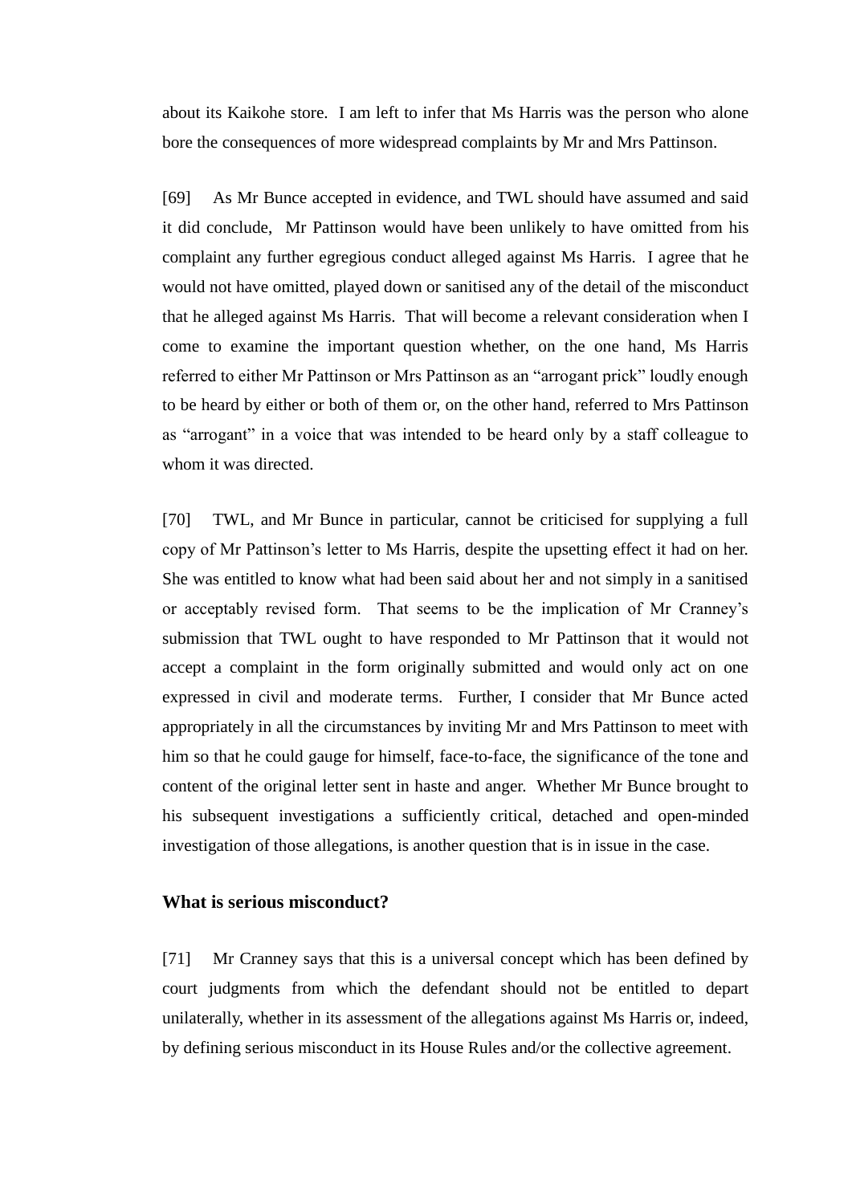about its Kaikohe store. I am left to infer that Ms Harris was the person who alone bore the consequences of more widespread complaints by Mr and Mrs Pattinson.

[69] As Mr Bunce accepted in evidence, and TWL should have assumed and said it did conclude, Mr Pattinson would have been unlikely to have omitted from his complaint any further egregious conduct alleged against Ms Harris. I agree that he would not have omitted, played down or sanitised any of the detail of the misconduct that he alleged against Ms Harris. That will become a relevant consideration when I come to examine the important question whether, on the one hand, Ms Harris referred to either Mr Pattinson or Mrs Pattinson as an "arrogant prick" loudly enough to be heard by either or both of them or, on the other hand, referred to Mrs Pattinson as "arrogant" in a voice that was intended to be heard only by a staff colleague to whom it was directed.

[70] TWL, and Mr Bunce in particular, cannot be criticised for supplying a full copy of Mr Pattinson's letter to Ms Harris, despite the upsetting effect it had on her. She was entitled to know what had been said about her and not simply in a sanitised or acceptably revised form. That seems to be the implication of Mr Cranney's submission that TWL ought to have responded to Mr Pattinson that it would not accept a complaint in the form originally submitted and would only act on one expressed in civil and moderate terms. Further, I consider that Mr Bunce acted appropriately in all the circumstances by inviting Mr and Mrs Pattinson to meet with him so that he could gauge for himself, face-to-face, the significance of the tone and content of the original letter sent in haste and anger. Whether Mr Bunce brought to his subsequent investigations a sufficiently critical, detached and open-minded investigation of those allegations, is another question that is in issue in the case.

**What is serious misconduct?**

[71] Mr Cranney says that this is a universal concept which has been defined by court judgments from which the defendant should not be entitled to depart unilaterally, whether in its assessment of the allegations against Ms Harris or, indeed, by defining serious misconduct in its House Rules and/or the collective agreement.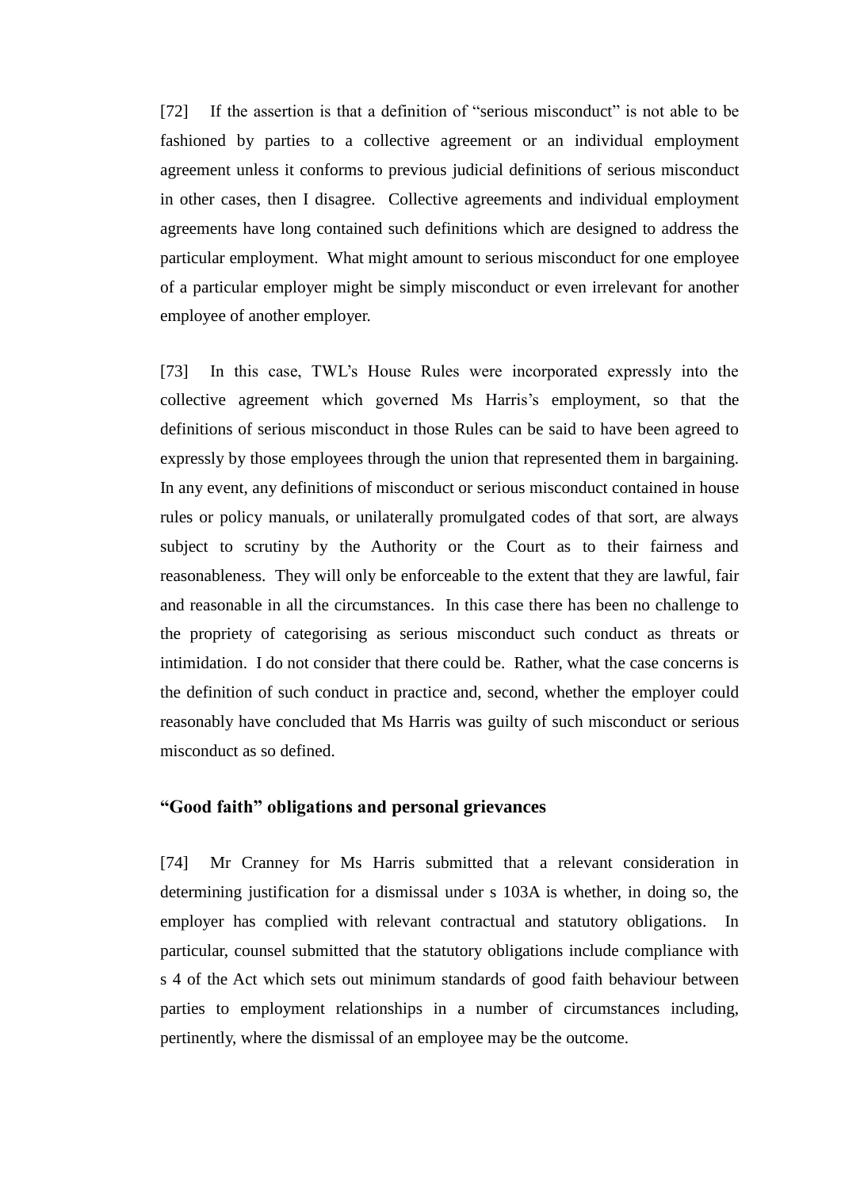[72] If the assertion is that a definition of "serious misconduct" is not able to be fashioned by parties to a collective agreement or an individual employment agreement unless it conforms to previous judicial definitions of serious misconduct in other cases, then I disagree. Collective agreements and individual employment agreements have long contained such definitions which are designed to address the particular employment. What might amount to serious misconduct for one employee of a particular employer might be simply misconduct or even irrelevant for another employee of another employer.

[73] In this case, TWL's House Rules were incorporated expressly into the collective agreement which governed Ms Harris's employment, so that the definitions of serious misconduct in those Rules can be said to have been agreed to expressly by those employees through the union that represented them in bargaining. In any event, any definitions of misconduct or serious misconduct contained in house rules or policy manuals, or unilaterally promulgated codes of that sort, are always subject to scrutiny by the Authority or the Court as to their fairness and reasonableness. They will only be enforceable to the extent that they are lawful, fair and reasonable in all the circumstances. In this case there has been no challenge to the propriety of categorising as serious misconduct such conduct as threats or intimidation. I do not consider that there could be. Rather, what the case concerns is the definition of such conduct in practice and, second, whether the employer could reasonably have concluded that Ms Harris was guilty of such misconduct or serious misconduct as so defined.

### "Good faith" obligations and personal grievances

[74] Mr Cranney for Ms Harris submitted that a relevant consideration in determining justification for a dismissal under s 103A is whether, in doing so, the employer has complied with relevant contractual and statutory obligations. In particular, counsel submitted that the statutory obligations include compliance with s 4 of the Act which sets out minimum standards of good faith behaviour between parties to employment relationships in a number of circumstances including, pertinently, where the dismissal of an employee may be the outcome.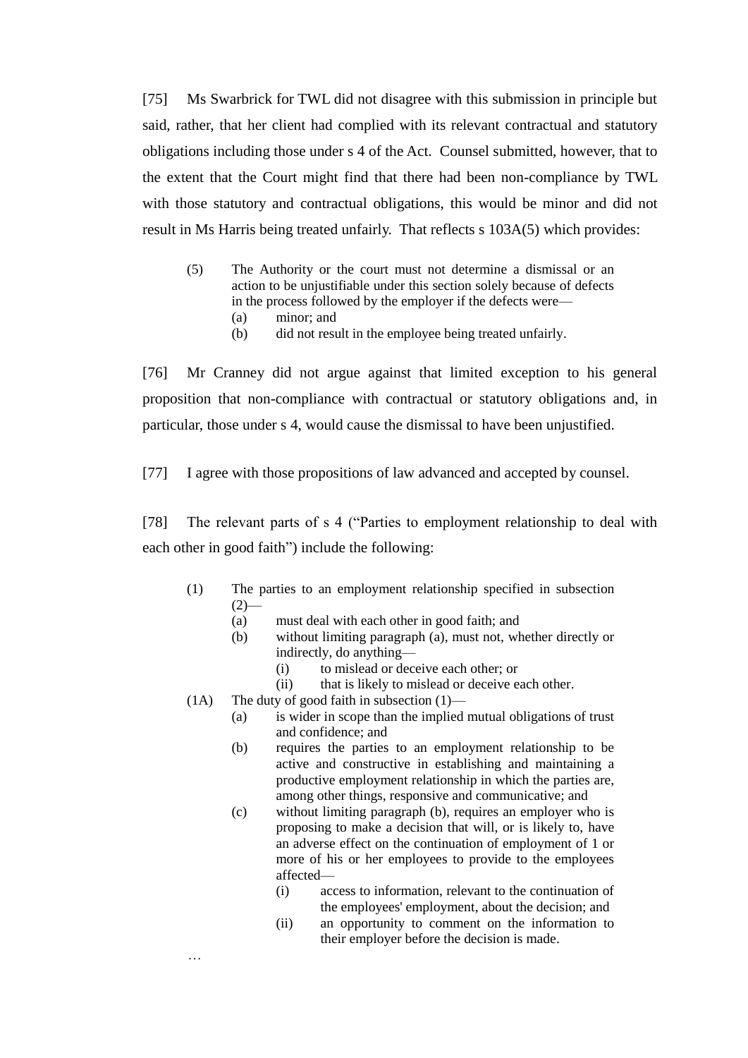[75] Ms Swarbrick for TWL did not disagree with this submission in principle but said, rather, that her client had complied with its relevant contractual and statutory obligations including those under s 4 of the Act. Counsel submitted, however, that to the extent that the Court might find that there had been non-compliance by TWL with those statutory and contractual obligations, this would be minor and did not result in Ms Harris being treated unfairly. That reflects s 103A(5) which provides:

> (5) The Authority or the court must not determine a dismissal or an action to be unjustifiable under this section solely because of defects in the process followed by the employer if the defects were—
> (a) minor; and
> (b) did not result in the employee being treated unfairly.

[76] Mr Cranney did not argue against that limited exception to his general proposition that non-compliance with contractual or statutory obligations and, in particular, those under s 4, would cause the dismissal to have been unjustified.

[77] I agree with those propositions of law advanced and accepted by counsel.

[78] The relevant parts of s 4 ("Parties to employment relationship to deal with each other in good faith") include the following:

> (1) The parties to an employment relationship specified in subsection (2)—
> (a) must deal with each other in good faith; and
> (b) without limiting paragraph (a), must not, whether directly or indirectly, do anything—
> (i) to mislead or deceive each other; or
> (ii) that is likely to mislead or deceive each other.
>
> (1A) The duty of good faith in subsection (1)—
> (a) is wider in scope than the implied mutual obligations of trust and confidence; and
> (b) requires the parties to an employment relationship to be active and constructive in establishing and maintaining a productive employment relationship in which the parties are, among other things, responsive and communicative; and
> (c) without limiting paragraph (b), requires an employer who is proposing to make a decision that will, or is likely to, have an adverse effect on the continuation of employment of 1 or more of his or her employees to provide to the employees affected—
> (i) access to information, relevant to the continuation of the employees' employment, about the decision; and
> (ii) an opportunity to comment on the information to their employer before the decision is made.
>
> …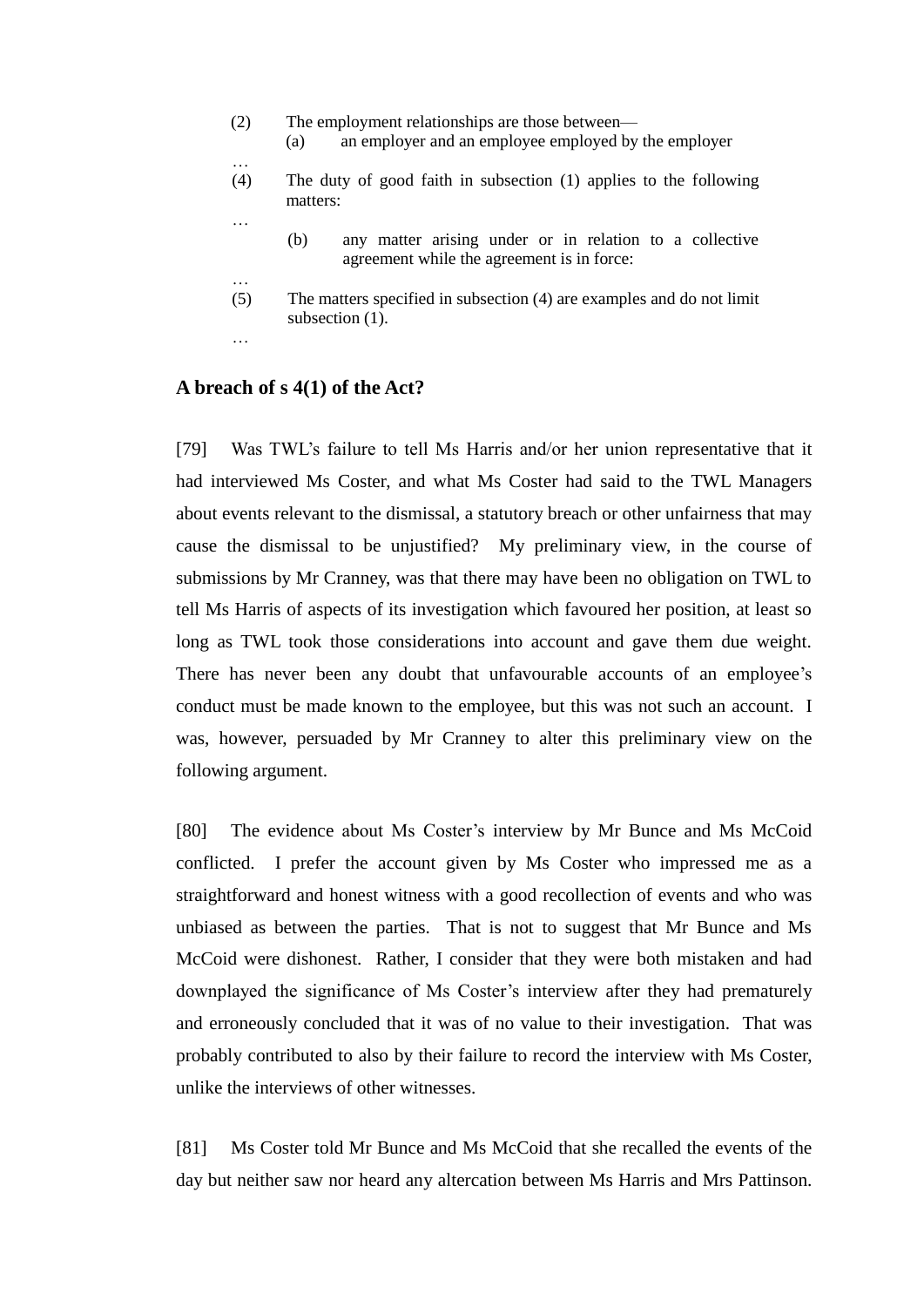(2) The employment relationships are those between—

(a) an employer and an employee employed by the employer

…

(4) The duty of good faith in subsection (1) applies to the following matters:

…

(b) any matter arising under or in relation to a collective agreement while the agreement is in force:

…

(5) The matters specified in subsection (4) are examples and do not limit subsection (1).

…

## A breach of s 4(1) of the Act?

[79] Was TWL's failure to tell Ms Harris and/or her union representative that it had interviewed Ms Coster, and what Ms Coster had said to the TWL Managers about events relevant to the dismissal, a statutory breach or other unfairness that may cause the dismissal to be unjustified? My preliminary view, in the course of submissions by Mr Cranney, was that there may have been no obligation on TWL to tell Ms Harris of aspects of its investigation which favoured her position, at least so long as TWL took those considerations into account and gave them due weight. There has never been any doubt that unfavourable accounts of an employee's conduct must be made known to the employee, but this was not such an account. I was, however, persuaded by Mr Cranney to alter this preliminary view on the following argument.

[80] The evidence about Ms Coster's interview by Mr Bunce and Ms McCoid conflicted. I prefer the account given by Ms Coster who impressed me as a straightforward and honest witness with a good recollection of events and who was unbiased as between the parties. That is not to suggest that Mr Bunce and Ms McCoid were dishonest. Rather, I consider that they were both mistaken and had downplayed the significance of Ms Coster's interview after they had prematurely and erroneously concluded that it was of no value to their investigation. That was probably contributed to also by their failure to record the interview with Ms Coster, unlike the interviews of other witnesses.

[81] Ms Coster told Mr Bunce and Ms McCoid that she recalled the events of the day but neither saw nor heard any altercation between Ms Harris and Mrs Pattinson.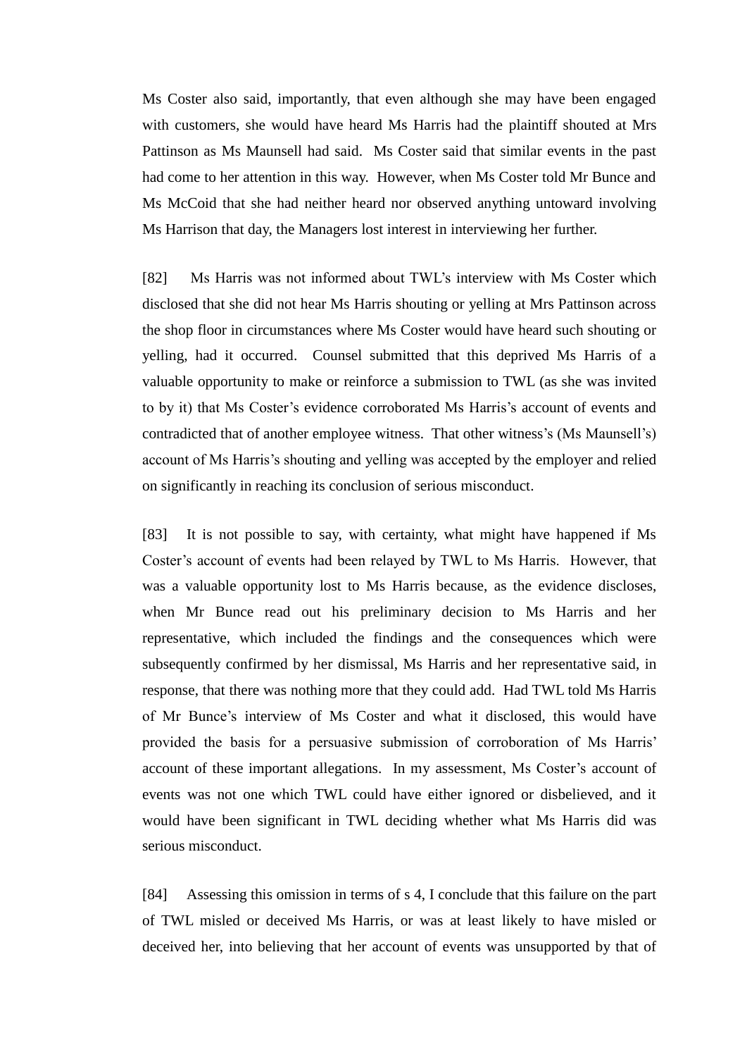Ms Coster also said, importantly, that even although she may have been engaged with customers, she would have heard Ms Harris had the plaintiff shouted at Mrs Pattinson as Ms Maunsell had said. Ms Coster said that similar events in the past had come to her attention in this way. However, when Ms Coster told Mr Bunce and Ms McCoid that she had neither heard nor observed anything untoward involving Ms Harrison that day, the Managers lost interest in interviewing her further.

[82] Ms Harris was not informed about TWL's interview with Ms Coster which disclosed that she did not hear Ms Harris shouting or yelling at Mrs Pattinson across the shop floor in circumstances where Ms Coster would have heard such shouting or yelling, had it occurred. Counsel submitted that this deprived Ms Harris of a valuable opportunity to make or reinforce a submission to TWL (as she was invited to by it) that Ms Coster's evidence corroborated Ms Harris's account of events and contradicted that of another employee witness. That other witness's (Ms Maunsell's) account of Ms Harris's shouting and yelling was accepted by the employer and relied on significantly in reaching its conclusion of serious misconduct.

[83] It is not possible to say, with certainty, what might have happened if Ms Coster's account of events had been relayed by TWL to Ms Harris. However, that was a valuable opportunity lost to Ms Harris because, as the evidence discloses, when Mr Bunce read out his preliminary decision to Ms Harris and her representative, which included the findings and the consequences which were subsequently confirmed by her dismissal, Ms Harris and her representative said, in response, that there was nothing more that they could add. Had TWL told Ms Harris of Mr Bunce's interview of Ms Coster and what it disclosed, this would have provided the basis for a persuasive submission of corroboration of Ms Harris' account of these important allegations. In my assessment, Ms Coster's account of events was not one which TWL could have either ignored or disbelieved, and it would have been significant in TWL deciding whether what Ms Harris did was serious misconduct.

[84] Assessing this omission in terms of s 4, I conclude that this failure on the part of TWL misled or deceived Ms Harris, or was at least likely to have misled or deceived her, into believing that her account of events was unsupported by that of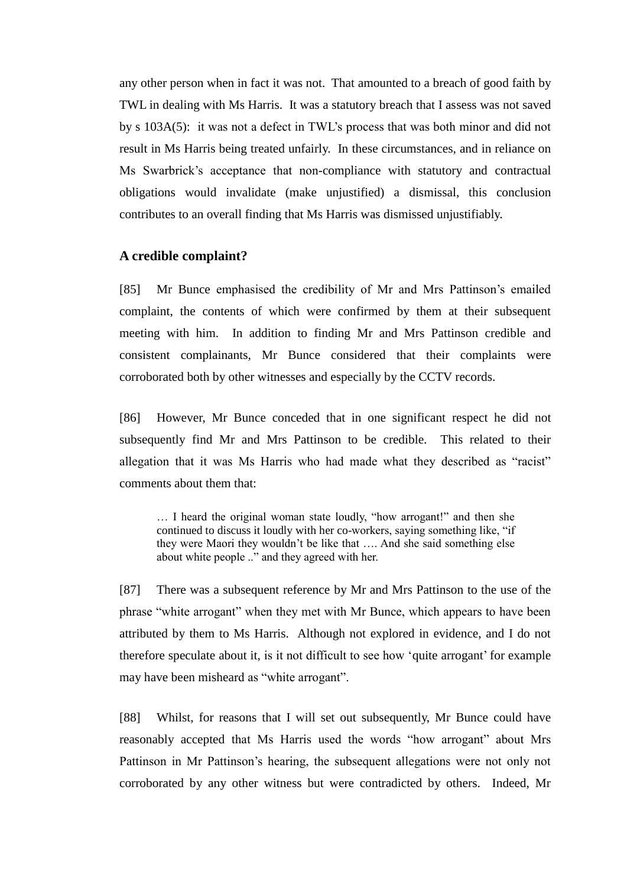any other person when in fact it was not. That amounted to a breach of good faith by TWL in dealing with Ms Harris. It was a statutory breach that I assess was not saved by s 103A(5): it was not a defect in TWL's process that was both minor and did not result in Ms Harris being treated unfairly. In these circumstances, and in reliance on Ms Swarbrick's acceptance that non-compliance with statutory and contractual obligations would invalidate (make unjustified) a dismissal, this conclusion contributes to an overall finding that Ms Harris was dismissed unjustifiably.

### A credible complaint?

[85] Mr Bunce emphasised the credibility of Mr and Mrs Pattinson's emailed complaint, the contents of which were confirmed by them at their subsequent meeting with him. In addition to finding Mr and Mrs Pattinson credible and consistent complainants, Mr Bunce considered that their complaints were corroborated both by other witnesses and especially by the CCTV records.

[86] However, Mr Bunce conceded that in one significant respect he did not subsequently find Mr and Mrs Pattinson to be credible. This related to their allegation that it was Ms Harris who had made what they described as "racist" comments about them that:

> … I heard the original woman state loudly, "how arrogant!" and then she continued to discuss it loudly with her co-workers, saying something like, "if they were Maori they wouldn't be like that …. And she said something else about white people .." and they agreed with her.

[87] There was a subsequent reference by Mr and Mrs Pattinson to the use of the phrase "white arrogant" when they met with Mr Bunce, which appears to have been attributed by them to Ms Harris. Although not explored in evidence, and I do not therefore speculate about it, is it not difficult to see how 'quite arrogant' for example may have been misheard as "white arrogant".

[88] Whilst, for reasons that I will set out subsequently, Mr Bunce could have reasonably accepted that Ms Harris used the words "how arrogant" about Mrs Pattinson in Mr Pattinson's hearing, the subsequent allegations were not only not corroborated by any other witness but were contradicted by others. Indeed, Mr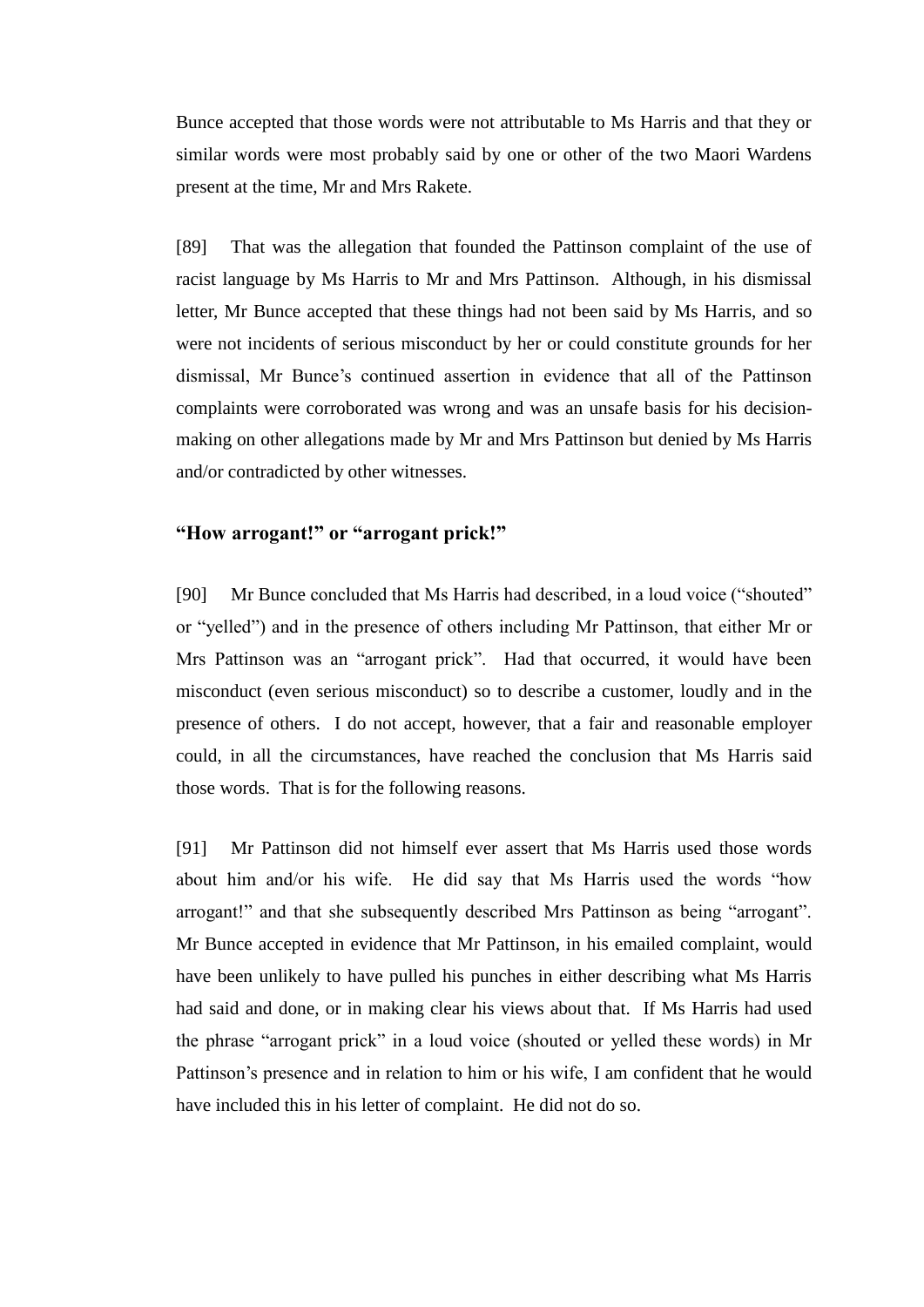Bunce accepted that those words were not attributable to Ms Harris and that they or similar words were most probably said by one or other of the two Maori Wardens present at the time, Mr and Mrs Rakete.

[89] That was the allegation that founded the Pattinson complaint of the use of racist language by Ms Harris to Mr and Mrs Pattinson. Although, in his dismissal letter, Mr Bunce accepted that these things had not been said by Ms Harris, and so were not incidents of serious misconduct by her or could constitute grounds for her dismissal, Mr Bunce's continued assertion in evidence that all of the Pattinson complaints were corroborated was wrong and was an unsafe basis for his decision-making on other allegations made by Mr and Mrs Pattinson but denied by Ms Harris and/or contradicted by other witnesses.

### "How arrogant!" or "arrogant prick!"

[90] Mr Bunce concluded that Ms Harris had described, in a loud voice ("shouted" or "yelled") and in the presence of others including Mr Pattinson, that either Mr or Mrs Pattinson was an "arrogant prick". Had that occurred, it would have been misconduct (even serious misconduct) so to describe a customer, loudly and in the presence of others. I do not accept, however, that a fair and reasonable employer could, in all the circumstances, have reached the conclusion that Ms Harris said those words. That is for the following reasons.

[91] Mr Pattinson did not himself ever assert that Ms Harris used those words about him and/or his wife. He did say that Ms Harris used the words "how arrogant!" and that she subsequently described Mrs Pattinson as being "arrogant". Mr Bunce accepted in evidence that Mr Pattinson, in his emailed complaint, would have been unlikely to have pulled his punches in either describing what Ms Harris had said and done, or in making clear his views about that. If Ms Harris had used the phrase "arrogant prick" in a loud voice (shouted or yelled these words) in Mr Pattinson's presence and in relation to him or his wife, I am confident that he would have included this in his letter of complaint. He did not do so.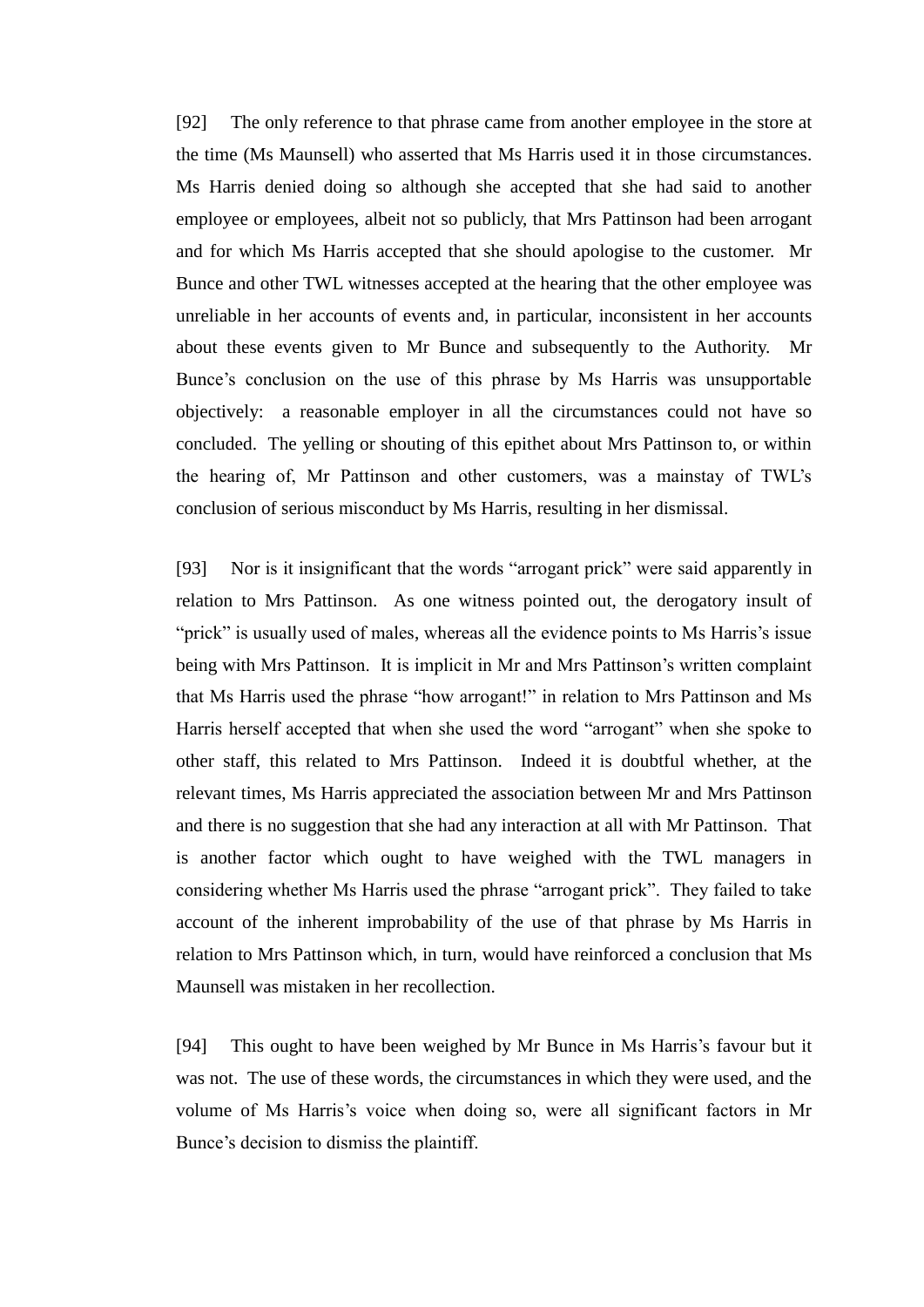[92] The only reference to that phrase came from another employee in the store at the time (Ms Maunsell) who asserted that Ms Harris used it in those circumstances. Ms Harris denied doing so although she accepted that she had said to another employee or employees, albeit not so publicly, that Mrs Pattinson had been arrogant and for which Ms Harris accepted that she should apologise to the customer. Mr Bunce and other TWL witnesses accepted at the hearing that the other employee was unreliable in her accounts of events and, in particular, inconsistent in her accounts about these events given to Mr Bunce and subsequently to the Authority. Mr Bunce's conclusion on the use of this phrase by Ms Harris was unsupportable objectively: a reasonable employer in all the circumstances could not have so concluded. The yelling or shouting of this epithet about Mrs Pattinson to, or within the hearing of, Mr Pattinson and other customers, was a mainstay of TWL's conclusion of serious misconduct by Ms Harris, resulting in her dismissal.

[93] Nor is it insignificant that the words "arrogant prick" were said apparently in relation to Mrs Pattinson. As one witness pointed out, the derogatory insult of "prick" is usually used of males, whereas all the evidence points to Ms Harris's issue being with Mrs Pattinson. It is implicit in Mr and Mrs Pattinson's written complaint that Ms Harris used the phrase "how arrogant!" in relation to Mrs Pattinson and Ms Harris herself accepted that when she used the word "arrogant" when she spoke to other staff, this related to Mrs Pattinson. Indeed it is doubtful whether, at the relevant times, Ms Harris appreciated the association between Mr and Mrs Pattinson and there is no suggestion that she had any interaction at all with Mr Pattinson. That is another factor which ought to have weighed with the TWL managers in considering whether Ms Harris used the phrase "arrogant prick". They failed to take account of the inherent improbability of the use of that phrase by Ms Harris in relation to Mrs Pattinson which, in turn, would have reinforced a conclusion that Ms Maunsell was mistaken in her recollection.

[94] This ought to have been weighed by Mr Bunce in Ms Harris's favour but it was not. The use of these words, the circumstances in which they were used, and the volume of Ms Harris's voice when doing so, were all significant factors in Mr Bunce's decision to dismiss the plaintiff.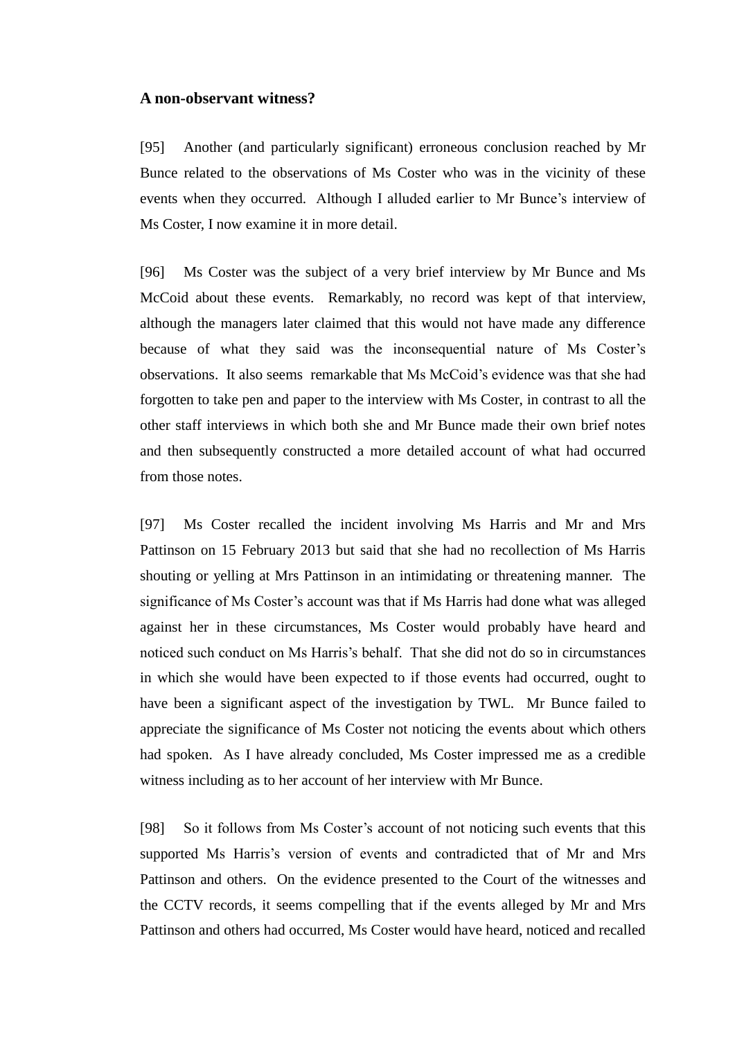### A non-observant witness?

[95] Another (and particularly significant) erroneous conclusion reached by Mr Bunce related to the observations of Ms Coster who was in the vicinity of these events when they occurred. Although I alluded earlier to Mr Bunce's interview of Ms Coster, I now examine it in more detail.

[96] Ms Coster was the subject of a very brief interview by Mr Bunce and Ms McCoid about these events. Remarkably, no record was kept of that interview, although the managers later claimed that this would not have made any difference because of what they said was the inconsequential nature of Ms Coster's observations. It also seems remarkable that Ms McCoid's evidence was that she had forgotten to take pen and paper to the interview with Ms Coster, in contrast to all the other staff interviews in which both she and Mr Bunce made their own brief notes and then subsequently constructed a more detailed account of what had occurred from those notes.

[97] Ms Coster recalled the incident involving Ms Harris and Mr and Mrs Pattinson on 15 February 2013 but said that she had no recollection of Ms Harris shouting or yelling at Mrs Pattinson in an intimidating or threatening manner. The significance of Ms Coster's account was that if Ms Harris had done what was alleged against her in these circumstances, Ms Coster would probably have heard and noticed such conduct on Ms Harris's behalf. That she did not do so in circumstances in which she would have been expected to if those events had occurred, ought to have been a significant aspect of the investigation by TWL. Mr Bunce failed to appreciate the significance of Ms Coster not noticing the events about which others had spoken. As I have already concluded, Ms Coster impressed me as a credible witness including as to her account of her interview with Mr Bunce.

[98] So it follows from Ms Coster's account of not noticing such events that this supported Ms Harris's version of events and contradicted that of Mr and Mrs Pattinson and others. On the evidence presented to the Court of the witnesses and the CCTV records, it seems compelling that if the events alleged by Mr and Mrs Pattinson and others had occurred, Ms Coster would have heard, noticed and recalled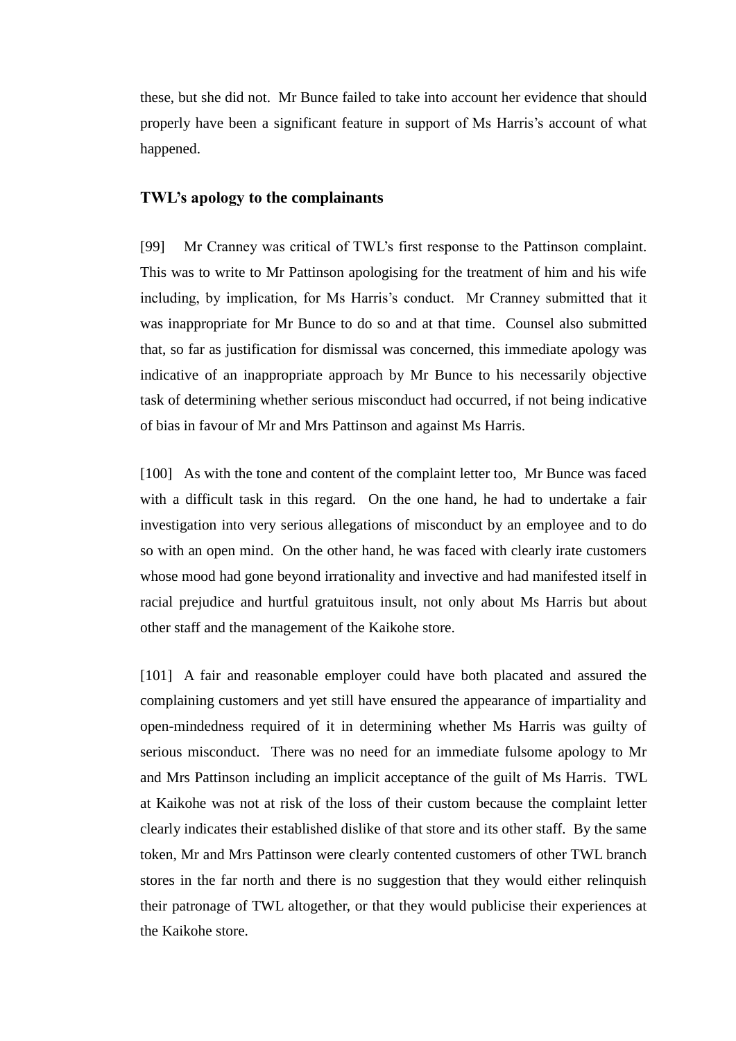these, but she did not. Mr Bunce failed to take into account her evidence that should properly have been a significant feature in support of Ms Harris's account of what happened.

### TWL's apology to the complainants

[99] Mr Cranney was critical of TWL's first response to the Pattinson complaint. This was to write to Mr Pattinson apologising for the treatment of him and his wife including, by implication, for Ms Harris's conduct. Mr Cranney submitted that it was inappropriate for Mr Bunce to do so and at that time. Counsel also submitted that, so far as justification for dismissal was concerned, this immediate apology was indicative of an inappropriate approach by Mr Bunce to his necessarily objective task of determining whether serious misconduct had occurred, if not being indicative of bias in favour of Mr and Mrs Pattinson and against Ms Harris.

[100] As with the tone and content of the complaint letter too, Mr Bunce was faced with a difficult task in this regard. On the one hand, he had to undertake a fair investigation into very serious allegations of misconduct by an employee and to do so with an open mind. On the other hand, he was faced with clearly irate customers whose mood had gone beyond irrationality and invective and had manifested itself in racial prejudice and hurtful gratuitous insult, not only about Ms Harris but about other staff and the management of the Kaikohe store.

[101] A fair and reasonable employer could have both placated and assured the complaining customers and yet still have ensured the appearance of impartiality and open-mindedness required of it in determining whether Ms Harris was guilty of serious misconduct. There was no need for an immediate fulsome apology to Mr and Mrs Pattinson including an implicit acceptance of the guilt of Ms Harris. TWL at Kaikohe was not at risk of the loss of their custom because the complaint letter clearly indicates their established dislike of that store and its other staff. By the same token, Mr and Mrs Pattinson were clearly contented customers of other TWL branch stores in the far north and there is no suggestion that they would either relinquish their patronage of TWL altogether, or that they would publicise their experiences at the Kaikohe store.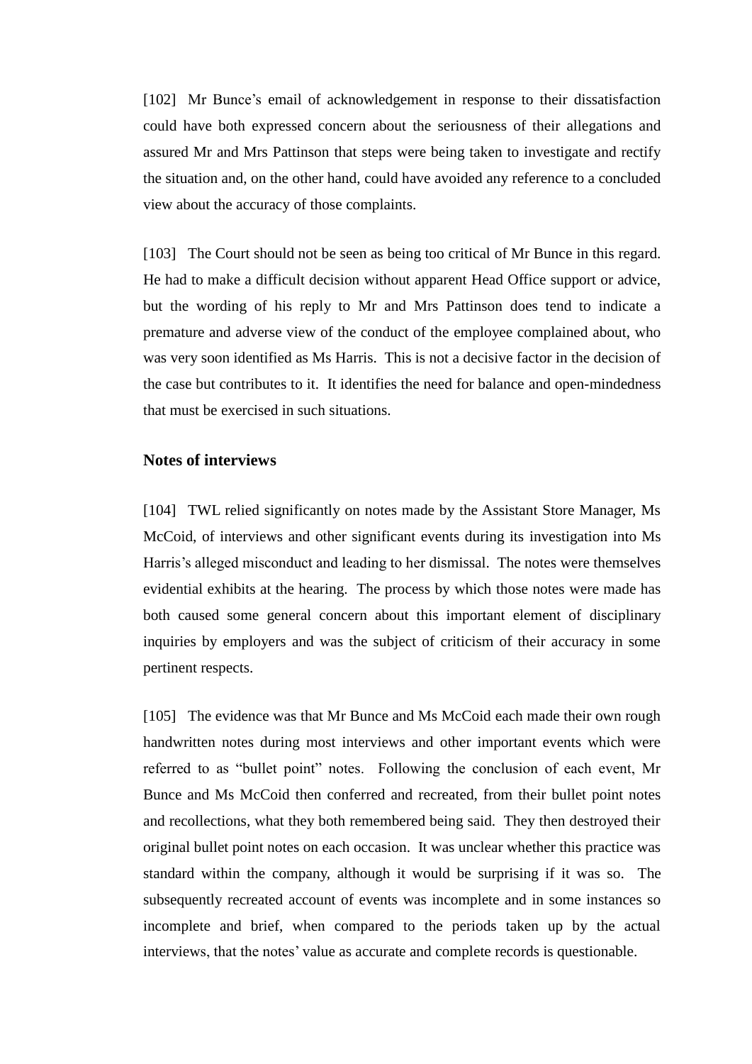[102] Mr Bunce's email of acknowledgement in response to their dissatisfaction could have both expressed concern about the seriousness of their allegations and assured Mr and Mrs Pattinson that steps were being taken to investigate and rectify the situation and, on the other hand, could have avoided any reference to a concluded view about the accuracy of those complaints.

[103] The Court should not be seen as being too critical of Mr Bunce in this regard. He had to make a difficult decision without apparent Head Office support or advice, but the wording of his reply to Mr and Mrs Pattinson does tend to indicate a premature and adverse view of the conduct of the employee complained about, who was very soon identified as Ms Harris. This is not a decisive factor in the decision of the case but contributes to it. It identifies the need for balance and open-mindedness that must be exercised in such situations.

### Notes of interviews

[104] TWL relied significantly on notes made by the Assistant Store Manager, Ms McCoid, of interviews and other significant events during its investigation into Ms Harris's alleged misconduct and leading to her dismissal. The notes were themselves evidential exhibits at the hearing. The process by which those notes were made has both caused some general concern about this important element of disciplinary inquiries by employers and was the subject of criticism of their accuracy in some pertinent respects.

[105] The evidence was that Mr Bunce and Ms McCoid each made their own rough handwritten notes during most interviews and other important events which were referred to as "bullet point" notes. Following the conclusion of each event, Mr Bunce and Ms McCoid then conferred and recreated, from their bullet point notes and recollections, what they both remembered being said. They then destroyed their original bullet point notes on each occasion. It was unclear whether this practice was standard within the company, although it would be surprising if it was so. The subsequently recreated account of events was incomplete and in some instances so incomplete and brief, when compared to the periods taken up by the actual interviews, that the notes' value as accurate and complete records is questionable.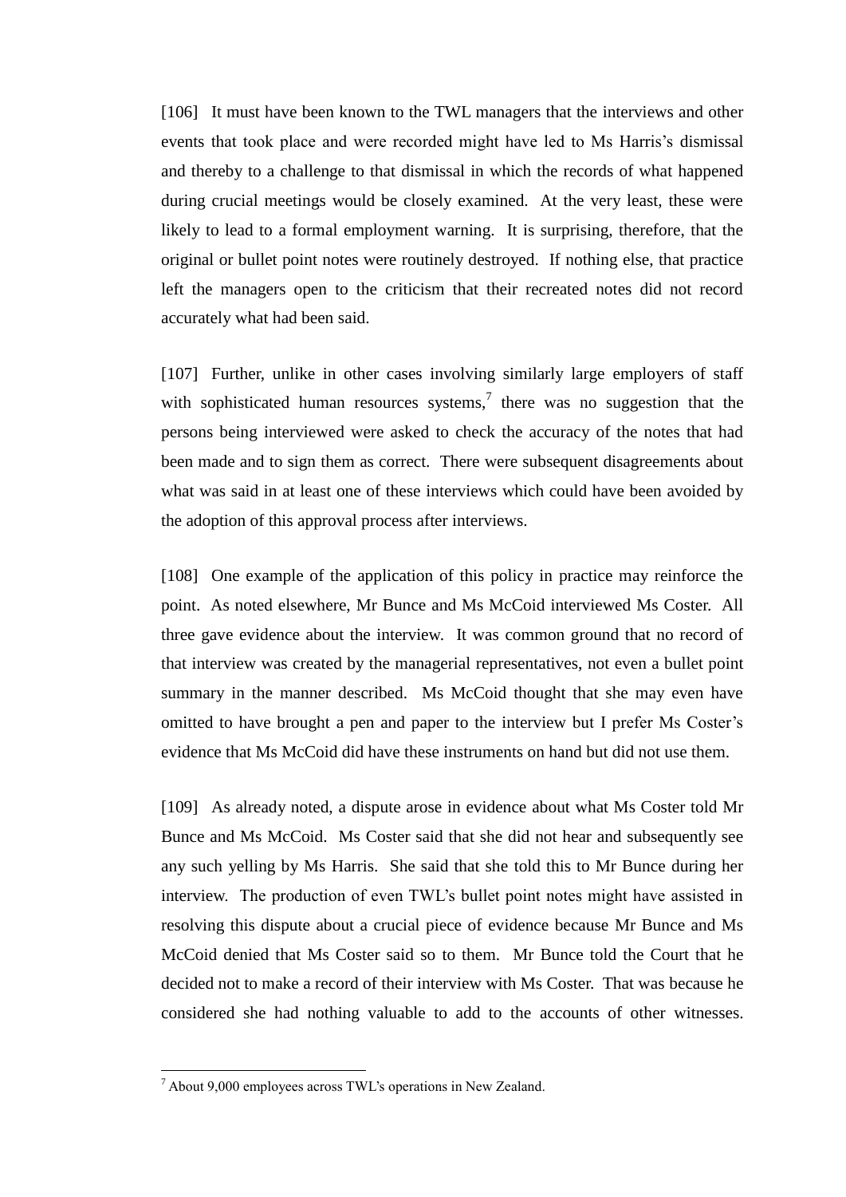[106] It must have been known to the TWL managers that the interviews and other events that took place and were recorded might have led to Ms Harris's dismissal and thereby to a challenge to that dismissal in which the records of what happened during crucial meetings would be closely examined. At the very least, these were likely to lead to a formal employment warning. It is surprising, therefore, that the original or bullet point notes were routinely destroyed. If nothing else, that practice left the managers open to the criticism that their recreated notes did not record accurately what had been said.

[107] Further, unlike in other cases involving similarly large employers of staff with sophisticated human resources systems,[7] there was no suggestion that the persons being interviewed were asked to check the accuracy of the notes that had been made and to sign them as correct. There were subsequent disagreements about what was said in at least one of these interviews which could have been avoided by the adoption of this approval process after interviews.

[108] One example of the application of this policy in practice may reinforce the point. As noted elsewhere, Mr Bunce and Ms McCoid interviewed Ms Coster. All three gave evidence about the interview. It was common ground that no record of that interview was created by the managerial representatives, not even a bullet point summary in the manner described. Ms McCoid thought that she may even have omitted to have brought a pen and paper to the interview but I prefer Ms Coster's evidence that Ms McCoid did have these instruments on hand but did not use them.

[109] As already noted, a dispute arose in evidence about what Ms Coster told Mr Bunce and Ms McCoid. Ms Coster said that she did not hear and subsequently see any such yelling by Ms Harris. She said that she told this to Mr Bunce during her interview. The production of even TWL's bullet point notes might have assisted in resolving this dispute about a crucial piece of evidence because Mr Bunce and Ms McCoid denied that Ms Coster said so to them. Mr Bunce told the Court that he decided not to make a record of their interview with Ms Coster. That was because he considered she had nothing valuable to add to the accounts of other witnesses.

[7] About 9,000 employees across TWL's operations in New Zealand.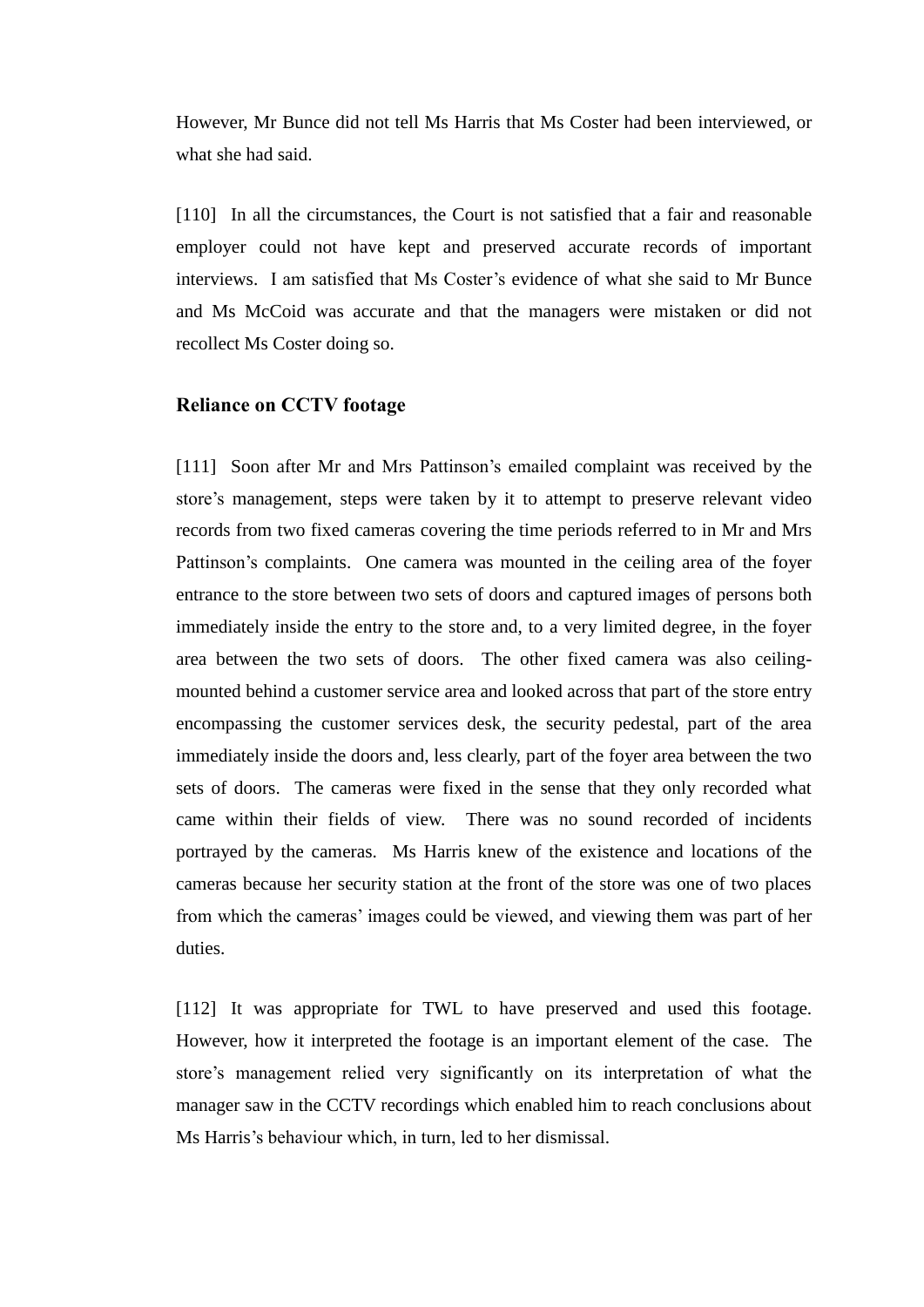However, Mr Bunce did not tell Ms Harris that Ms Coster had been interviewed, or what she had said.

[110] In all the circumstances, the Court is not satisfied that a fair and reasonable employer could not have kept and preserved accurate records of important interviews. I am satisfied that Ms Coster's evidence of what she said to Mr Bunce and Ms McCoid was accurate and that the managers were mistaken or did not recollect Ms Coster doing so.

### Reliance on CCTV footage

[111] Soon after Mr and Mrs Pattinson's emailed complaint was received by the store's management, steps were taken by it to attempt to preserve relevant video records from two fixed cameras covering the time periods referred to in Mr and Mrs Pattinson's complaints. One camera was mounted in the ceiling area of the foyer entrance to the store between two sets of doors and captured images of persons both immediately inside the entry to the store and, to a very limited degree, in the foyer area between the two sets of doors. The other fixed camera was also ceiling-mounted behind a customer service area and looked across that part of the store entry encompassing the customer services desk, the security pedestal, part of the area immediately inside the doors and, less clearly, part of the foyer area between the two sets of doors. The cameras were fixed in the sense that they only recorded what came within their fields of view. There was no sound recorded of incidents portrayed by the cameras. Ms Harris knew of the existence and locations of the cameras because her security station at the front of the store was one of two places from which the cameras' images could be viewed, and viewing them was part of her duties.

[112] It was appropriate for TWL to have preserved and used this footage. However, how it interpreted the footage is an important element of the case. The store's management relied very significantly on its interpretation of what the manager saw in the CCTV recordings which enabled him to reach conclusions about Ms Harris's behaviour which, in turn, led to her dismissal.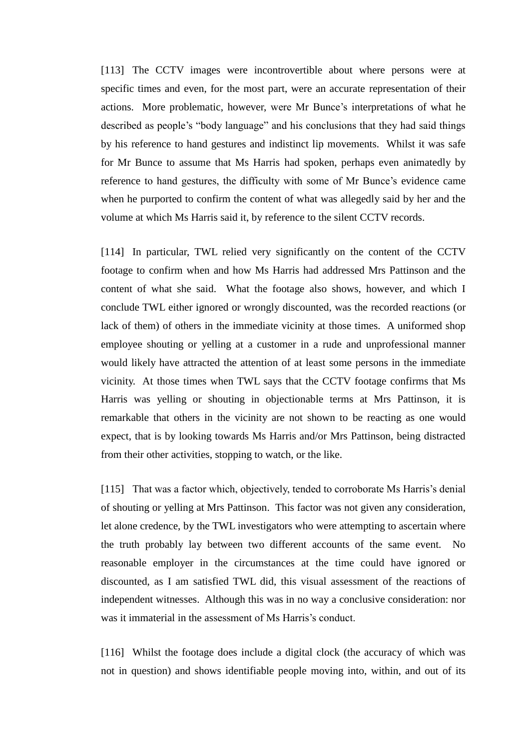[113] The CCTV images were incontrovertible about where persons were at specific times and even, for the most part, were an accurate representation of their actions. More problematic, however, were Mr Bunce's interpretations of what he described as people's "body language" and his conclusions that they had said things by his reference to hand gestures and indistinct lip movements. Whilst it was safe for Mr Bunce to assume that Ms Harris had spoken, perhaps even animatedly by reference to hand gestures, the difficulty with some of Mr Bunce's evidence came when he purported to confirm the content of what was allegedly said by her and the volume at which Ms Harris said it, by reference to the silent CCTV records.

[114] In particular, TWL relied very significantly on the content of the CCTV footage to confirm when and how Ms Harris had addressed Mrs Pattinson and the content of what she said. What the footage also shows, however, and which I conclude TWL either ignored or wrongly discounted, was the recorded reactions (or lack of them) of others in the immediate vicinity at those times. A uniformed shop employee shouting or yelling at a customer in a rude and unprofessional manner would likely have attracted the attention of at least some persons in the immediate vicinity. At those times when TWL says that the CCTV footage confirms that Ms Harris was yelling or shouting in objectionable terms at Mrs Pattinson, it is remarkable that others in the vicinity are not shown to be reacting as one would expect, that is by looking towards Ms Harris and/or Mrs Pattinson, being distracted from their other activities, stopping to watch, or the like.

[115] That was a factor which, objectively, tended to corroborate Ms Harris's denial of shouting or yelling at Mrs Pattinson. This factor was not given any consideration, let alone credence, by the TWL investigators who were attempting to ascertain where the truth probably lay between two different accounts of the same event. No reasonable employer in the circumstances at the time could have ignored or discounted, as I am satisfied TWL did, this visual assessment of the reactions of independent witnesses. Although this was in no way a conclusive consideration: nor was it immaterial in the assessment of Ms Harris's conduct.

[116] Whilst the footage does include a digital clock (the accuracy of which was not in question) and shows identifiable people moving into, within, and out of its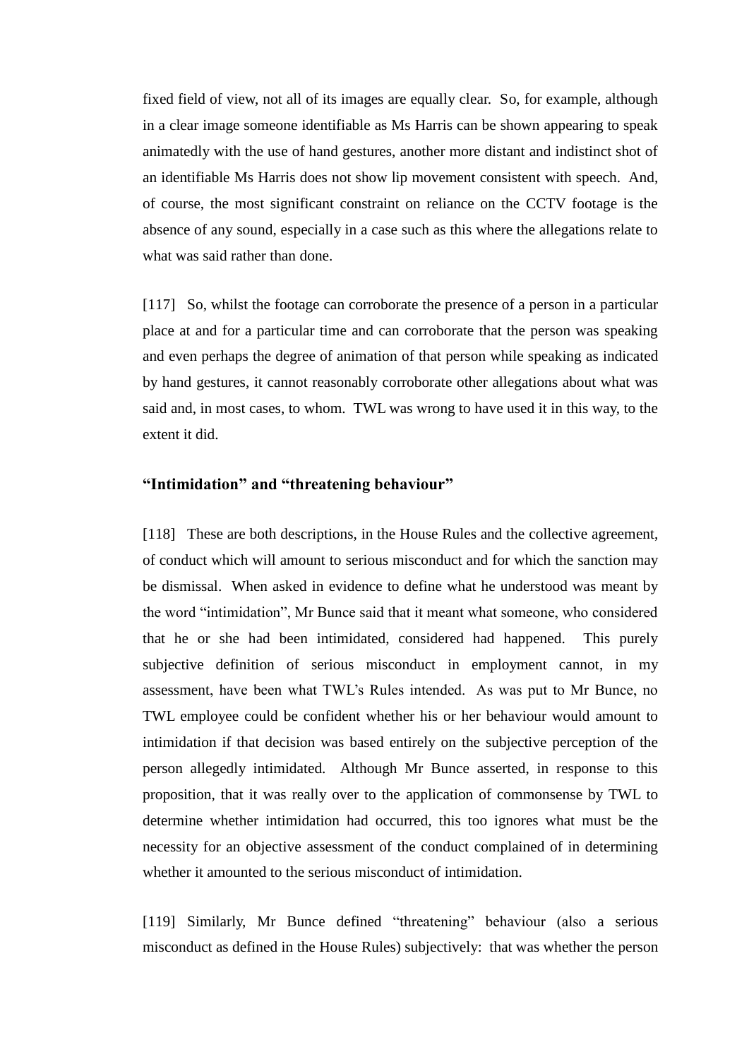fixed field of view, not all of its images are equally clear. So, for example, although in a clear image someone identifiable as Ms Harris can be shown appearing to speak animatedly with the use of hand gestures, another more distant and indistinct shot of an identifiable Ms Harris does not show lip movement consistent with speech. And, of course, the most significant constraint on reliance on the CCTV footage is the absence of any sound, especially in a case such as this where the allegations relate to what was said rather than done.

[117] So, whilst the footage can corroborate the presence of a person in a particular place at and for a particular time and can corroborate that the person was speaking and even perhaps the degree of animation of that person while speaking as indicated by hand gestures, it cannot reasonably corroborate other allegations about what was said and, in most cases, to whom. TWL was wrong to have used it in this way, to the extent it did.

### "Intimidation" and "threatening behaviour"

[118] These are both descriptions, in the House Rules and the collective agreement, of conduct which will amount to serious misconduct and for which the sanction may be dismissal. When asked in evidence to define what he understood was meant by the word "intimidation", Mr Bunce said that it meant what someone, who considered that he or she had been intimidated, considered had happened. This purely subjective definition of serious misconduct in employment cannot, in my assessment, have been what TWL's Rules intended. As was put to Mr Bunce, no TWL employee could be confident whether his or her behaviour would amount to intimidation if that decision was based entirely on the subjective perception of the person allegedly intimidated. Although Mr Bunce asserted, in response to this proposition, that it was really over to the application of commonsense by TWL to determine whether intimidation had occurred, this too ignores what must be the necessity for an objective assessment of the conduct complained of in determining whether it amounted to the serious misconduct of intimidation.

[119] Similarly, Mr Bunce defined "threatening" behaviour (also a serious misconduct as defined in the House Rules) subjectively: that was whether the person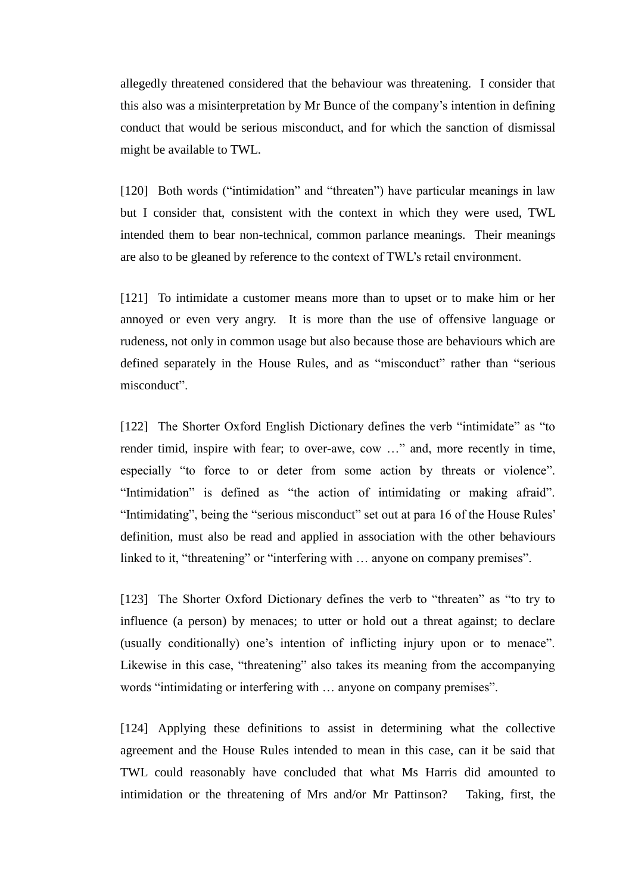allegedly threatened considered that the behaviour was threatening. I consider that this also was a misinterpretation by Mr Bunce of the company's intention in defining conduct that would be serious misconduct, and for which the sanction of dismissal might be available to TWL.

[120] Both words ("intimidation" and "threaten") have particular meanings in law but I consider that, consistent with the context in which they were used, TWL intended them to bear non-technical, common parlance meanings. Their meanings are also to be gleaned by reference to the context of TWL's retail environment.

[121] To intimidate a customer means more than to upset or to make him or her annoyed or even very angry. It is more than the use of offensive language or rudeness, not only in common usage but also because those are behaviours which are defined separately in the House Rules, and as "misconduct" rather than "serious misconduct".

[122] The Shorter Oxford English Dictionary defines the verb "intimidate" as "to render timid, inspire with fear; to over-awe, cow …" and, more recently in time, especially "to force to or deter from some action by threats or violence". "Intimidation" is defined as "the action of intimidating or making afraid". "Intimidating", being the "serious misconduct" set out at para 16 of the House Rules' definition, must also be read and applied in association with the other behaviours linked to it, "threatening" or "interfering with … anyone on company premises".

[123] The Shorter Oxford Dictionary defines the verb to "threaten" as "to try to influence (a person) by menaces; to utter or hold out a threat against; to declare (usually conditionally) one's intention of inflicting injury upon or to menace". Likewise in this case, "threatening" also takes its meaning from the accompanying words "intimidating or interfering with … anyone on company premises".

[124] Applying these definitions to assist in determining what the collective agreement and the House Rules intended to mean in this case, can it be said that TWL could reasonably have concluded that what Ms Harris did amounted to intimidation or the threatening of Mrs and/or Mr Pattinson? Taking, first, the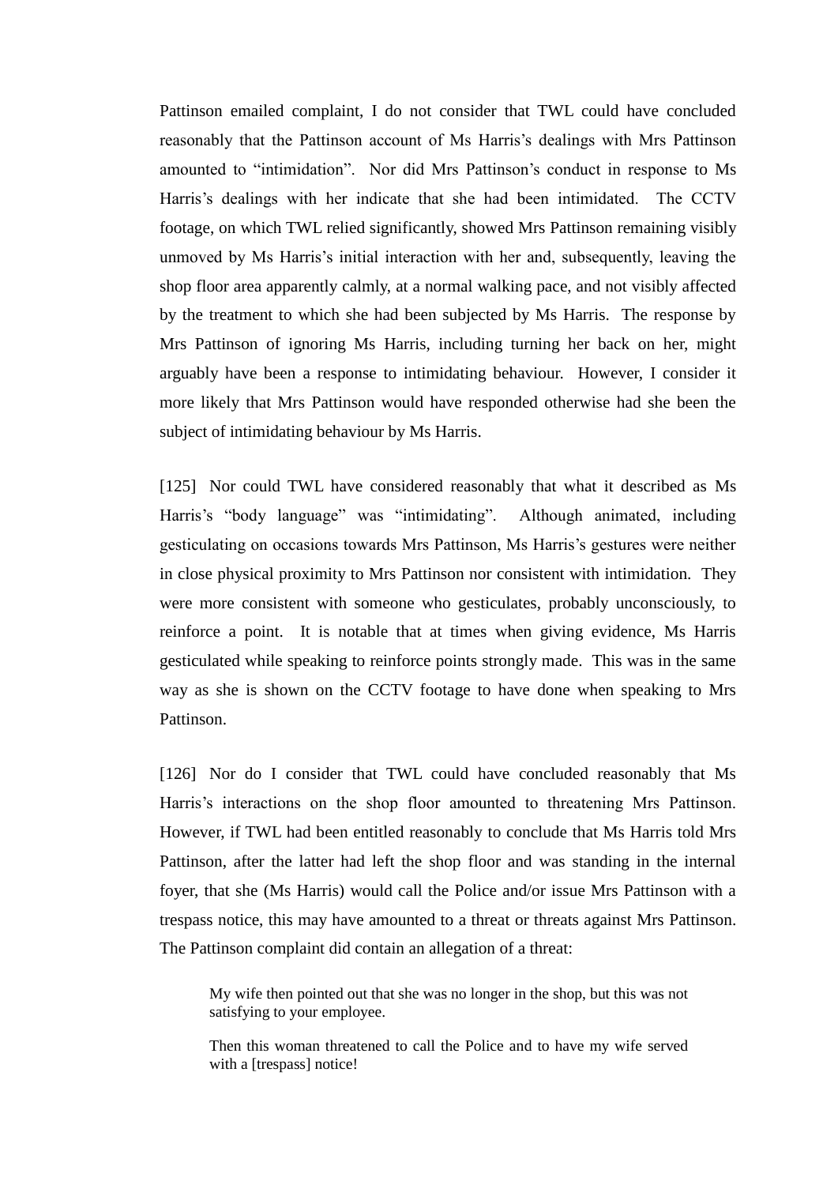Pattinson emailed complaint, I do not consider that TWL could have concluded reasonably that the Pattinson account of Ms Harris's dealings with Mrs Pattinson amounted to "intimidation". Nor did Mrs Pattinson's conduct in response to Ms Harris's dealings with her indicate that she had been intimidated. The CCTV footage, on which TWL relied significantly, showed Mrs Pattinson remaining visibly unmoved by Ms Harris's initial interaction with her and, subsequently, leaving the shop floor area apparently calmly, at a normal walking pace, and not visibly affected by the treatment to which she had been subjected by Ms Harris. The response by Mrs Pattinson of ignoring Ms Harris, including turning her back on her, might arguably have been a response to intimidating behaviour. However, I consider it more likely that Mrs Pattinson would have responded otherwise had she been the subject of intimidating behaviour by Ms Harris.

[125] Nor could TWL have considered reasonably that what it described as Ms Harris's "body language" was "intimidating". Although animated, including gesticulating on occasions towards Mrs Pattinson, Ms Harris's gestures were neither in close physical proximity to Mrs Pattinson nor consistent with intimidation. They were more consistent with someone who gesticulates, probably unconsciously, to reinforce a point. It is notable that at times when giving evidence, Ms Harris gesticulated while speaking to reinforce points strongly made. This was in the same way as she is shown on the CCTV footage to have done when speaking to Mrs Pattinson.

[126] Nor do I consider that TWL could have concluded reasonably that Ms Harris's interactions on the shop floor amounted to threatening Mrs Pattinson. However, if TWL had been entitled reasonably to conclude that Ms Harris told Mrs Pattinson, after the latter had left the shop floor and was standing in the internal foyer, that she (Ms Harris) would call the Police and/or issue Mrs Pattinson with a trespass notice, this may have amounted to a threat or threats against Mrs Pattinson. The Pattinson complaint did contain an allegation of a threat:

> My wife then pointed out that she was no longer in the shop, but this was not satisfying to your employee.
>
> Then this woman threatened to call the Police and to have my wife served with a [trespass] notice!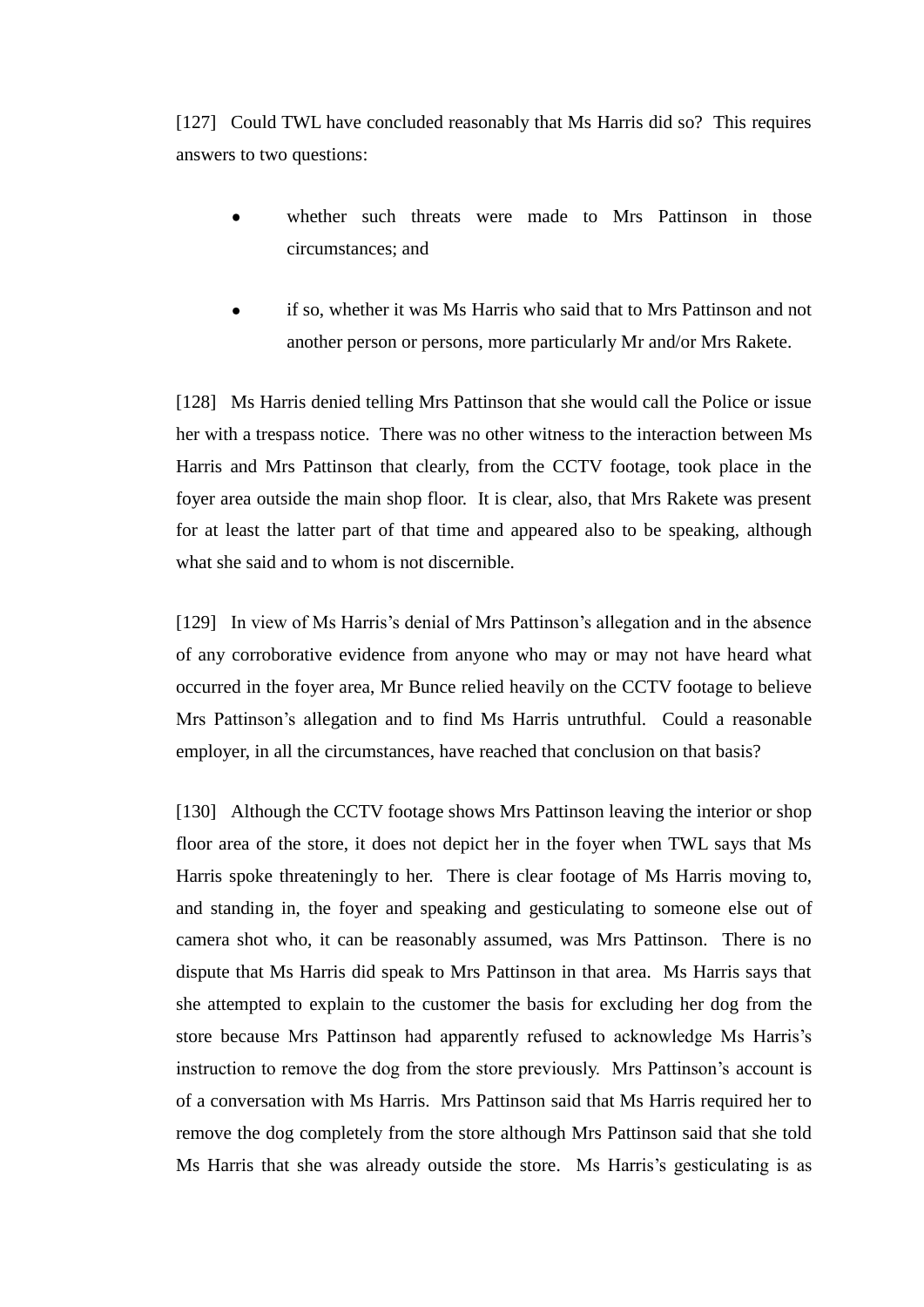[127] Could TWL have concluded reasonably that Ms Harris did so? This requires answers to two questions:

- whether such threats were made to Mrs Pattinson in those circumstances; and
- if so, whether it was Ms Harris who said that to Mrs Pattinson and not another person or persons, more particularly Mr and/or Mrs Rakete.

[128] Ms Harris denied telling Mrs Pattinson that she would call the Police or issue her with a trespass notice. There was no other witness to the interaction between Ms Harris and Mrs Pattinson that clearly, from the CCTV footage, took place in the foyer area outside the main shop floor. It is clear, also, that Mrs Rakete was present for at least the latter part of that time and appeared also to be speaking, although what she said and to whom is not discernible.

[129] In view of Ms Harris's denial of Mrs Pattinson's allegation and in the absence of any corroborative evidence from anyone who may or may not have heard what occurred in the foyer area, Mr Bunce relied heavily on the CCTV footage to believe Mrs Pattinson's allegation and to find Ms Harris untruthful. Could a reasonable employer, in all the circumstances, have reached that conclusion on that basis?

[130] Although the CCTV footage shows Mrs Pattinson leaving the interior or shop floor area of the store, it does not depict her in the foyer when TWL says that Ms Harris spoke threateningly to her. There is clear footage of Ms Harris moving to, and standing in, the foyer and speaking and gesticulating to someone else out of camera shot who, it can be reasonably assumed, was Mrs Pattinson. There is no dispute that Ms Harris did speak to Mrs Pattinson in that area. Ms Harris says that she attempted to explain to the customer the basis for excluding her dog from the store because Mrs Pattinson had apparently refused to acknowledge Ms Harris's instruction to remove the dog from the store previously. Mrs Pattinson's account is of a conversation with Ms Harris. Mrs Pattinson said that Ms Harris required her to remove the dog completely from the store although Mrs Pattinson said that she told Ms Harris that she was already outside the store. Ms Harris's gesticulating is as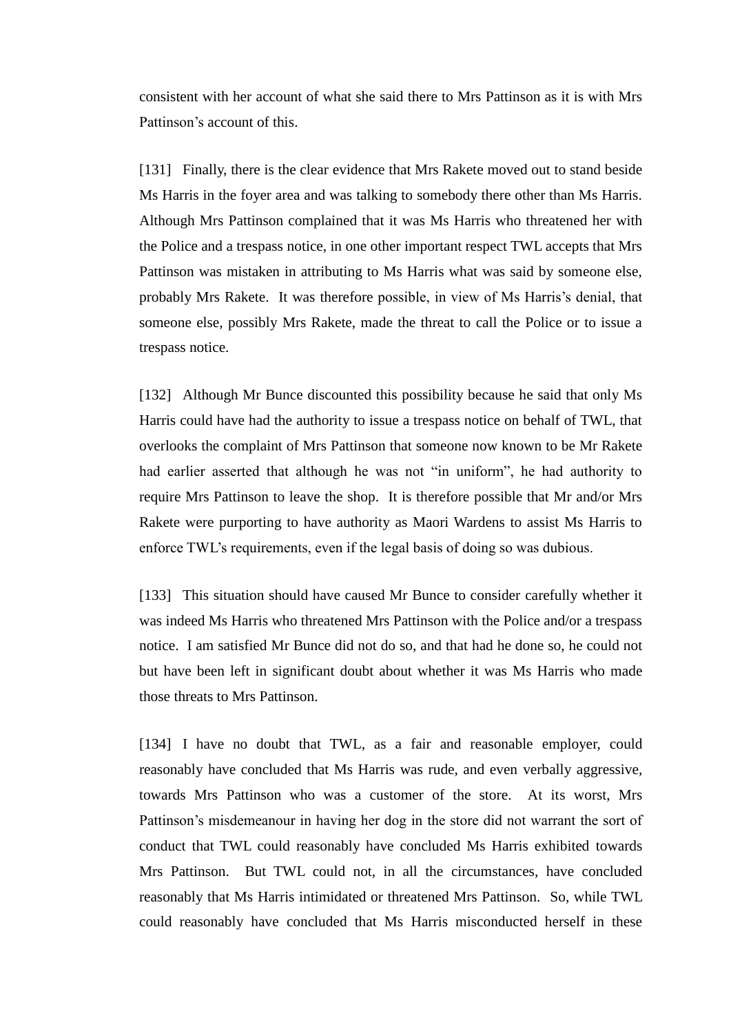consistent with her account of what she said there to Mrs Pattinson as it is with Mrs Pattinson's account of this.

[131] Finally, there is the clear evidence that Mrs Rakete moved out to stand beside Ms Harris in the foyer area and was talking to somebody there other than Ms Harris. Although Mrs Pattinson complained that it was Ms Harris who threatened her with the Police and a trespass notice, in one other important respect TWL accepts that Mrs Pattinson was mistaken in attributing to Ms Harris what was said by someone else, probably Mrs Rakete. It was therefore possible, in view of Ms Harris's denial, that someone else, possibly Mrs Rakete, made the threat to call the Police or to issue a trespass notice.

[132] Although Mr Bunce discounted this possibility because he said that only Ms Harris could have had the authority to issue a trespass notice on behalf of TWL, that overlooks the complaint of Mrs Pattinson that someone now known to be Mr Rakete had earlier asserted that although he was not "in uniform", he had authority to require Mrs Pattinson to leave the shop. It is therefore possible that Mr and/or Mrs Rakete were purporting to have authority as Maori Wardens to assist Ms Harris to enforce TWL's requirements, even if the legal basis of doing so was dubious.

[133] This situation should have caused Mr Bunce to consider carefully whether it was indeed Ms Harris who threatened Mrs Pattinson with the Police and/or a trespass notice. I am satisfied Mr Bunce did not do so, and that had he done so, he could not but have been left in significant doubt about whether it was Ms Harris who made those threats to Mrs Pattinson.

[134] I have no doubt that TWL, as a fair and reasonable employer, could reasonably have concluded that Ms Harris was rude, and even verbally aggressive, towards Mrs Pattinson who was a customer of the store. At its worst, Mrs Pattinson's misdemeanour in having her dog in the store did not warrant the sort of conduct that TWL could reasonably have concluded Ms Harris exhibited towards Mrs Pattinson. But TWL could not, in all the circumstances, have concluded reasonably that Ms Harris intimidated or threatened Mrs Pattinson. So, while TWL could reasonably have concluded that Ms Harris misconducted herself in these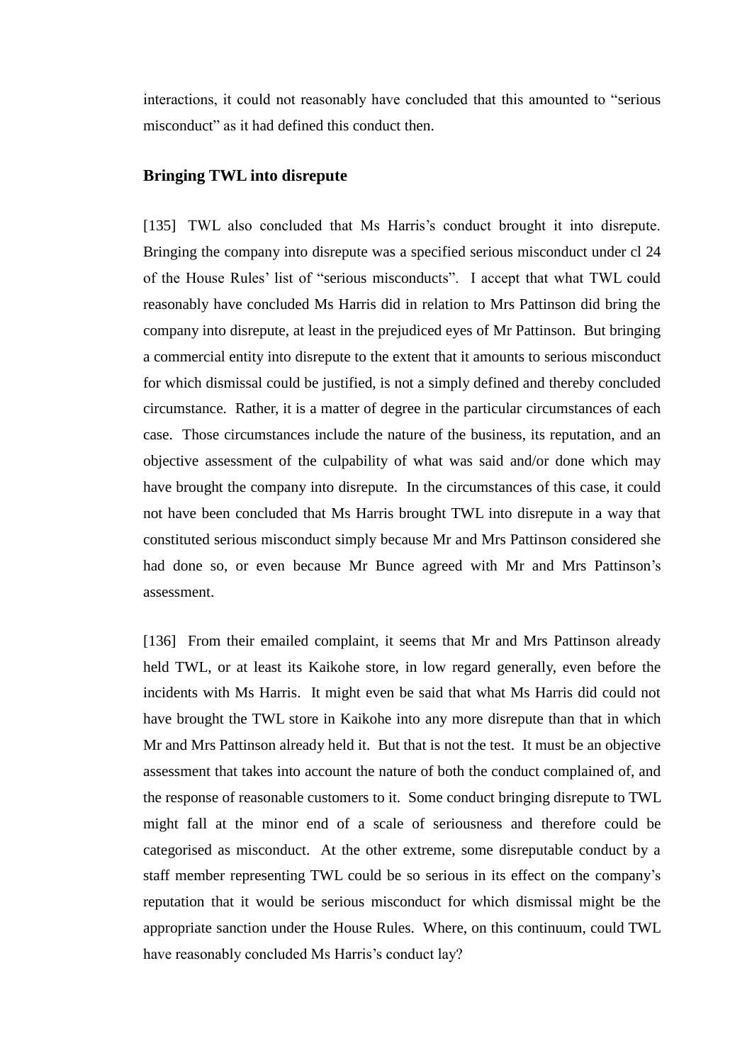interactions, it could not reasonably have concluded that this amounted to "serious misconduct" as it had defined this conduct then.

### Bringing TWL into disrepute

[135] TWL also concluded that Ms Harris's conduct brought it into disrepute. Bringing the company into disrepute was a specified serious misconduct under cl 24 of the House Rules' list of "serious misconducts". I accept that what TWL could reasonably have concluded Ms Harris did in relation to Mrs Pattinson did bring the company into disrepute, at least in the prejudiced eyes of Mr Pattinson. But bringing a commercial entity into disrepute to the extent that it amounts to serious misconduct for which dismissal could be justified, is not a simply defined and thereby concluded circumstance. Rather, it is a matter of degree in the particular circumstances of each case. Those circumstances include the nature of the business, its reputation, and an objective assessment of the culpability of what was said and/or done which may have brought the company into disrepute. In the circumstances of this case, it could not have been concluded that Ms Harris brought TWL into disrepute in a way that constituted serious misconduct simply because Mr and Mrs Pattinson considered she had done so, or even because Mr Bunce agreed with Mr and Mrs Pattinson's assessment.

[136] From their emailed complaint, it seems that Mr and Mrs Pattinson already held TWL, or at least its Kaikohe store, in low regard generally, even before the incidents with Ms Harris. It might even be said that what Ms Harris did could not have brought the TWL store in Kaikohe into any more disrepute than that in which Mr and Mrs Pattinson already held it. But that is not the test. It must be an objective assessment that takes into account the nature of both the conduct complained of, and the response of reasonable customers to it. Some conduct bringing disrepute to TWL might fall at the minor end of a scale of seriousness and therefore could be categorised as misconduct. At the other extreme, some disreputable conduct by a staff member representing TWL could be so serious in its effect on the company's reputation that it would be serious misconduct for which dismissal might be the appropriate sanction under the House Rules. Where, on this continuum, could TWL have reasonably concluded Ms Harris's conduct lay?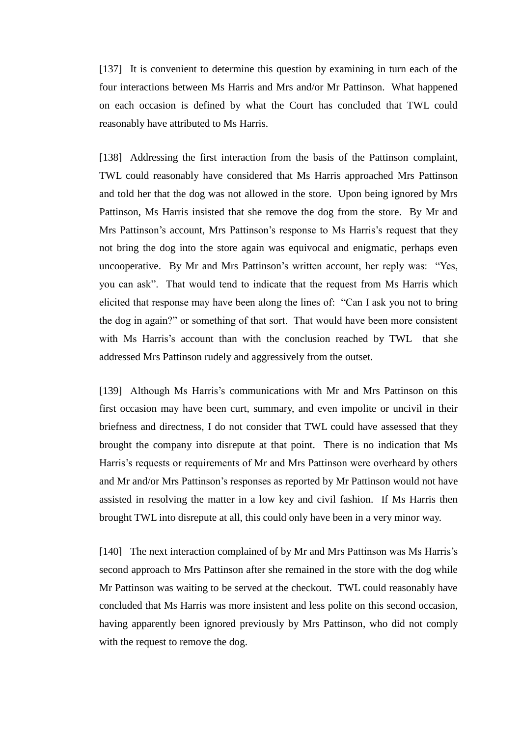[137] It is convenient to determine this question by examining in turn each of the four interactions between Ms Harris and Mrs and/or Mr Pattinson. What happened on each occasion is defined by what the Court has concluded that TWL could reasonably have attributed to Ms Harris.

[138] Addressing the first interaction from the basis of the Pattinson complaint, TWL could reasonably have considered that Ms Harris approached Mrs Pattinson and told her that the dog was not allowed in the store. Upon being ignored by Mrs Pattinson, Ms Harris insisted that she remove the dog from the store. By Mr and Mrs Pattinson's account, Mrs Pattinson's response to Ms Harris's request that they not bring the dog into the store again was equivocal and enigmatic, perhaps even uncooperative. By Mr and Mrs Pattinson's written account, her reply was: "Yes, you can ask". That would tend to indicate that the request from Ms Harris which elicited that response may have been along the lines of: "Can I ask you not to bring the dog in again?" or something of that sort. That would have been more consistent with Ms Harris's account than with the conclusion reached by TWL that she addressed Mrs Pattinson rudely and aggressively from the outset.

[139] Although Ms Harris's communications with Mr and Mrs Pattinson on this first occasion may have been curt, summary, and even impolite or uncivil in their briefness and directness, I do not consider that TWL could have assessed that they brought the company into disrepute at that point. There is no indication that Ms Harris's requests or requirements of Mr and Mrs Pattinson were overheard by others and Mr and/or Mrs Pattinson's responses as reported by Mr Pattinson would not have assisted in resolving the matter in a low key and civil fashion. If Ms Harris then brought TWL into disrepute at all, this could only have been in a very minor way.

[140] The next interaction complained of by Mr and Mrs Pattinson was Ms Harris's second approach to Mrs Pattinson after she remained in the store with the dog while Mr Pattinson was waiting to be served at the checkout. TWL could reasonably have concluded that Ms Harris was more insistent and less polite on this second occasion, having apparently been ignored previously by Mrs Pattinson, who did not comply with the request to remove the dog.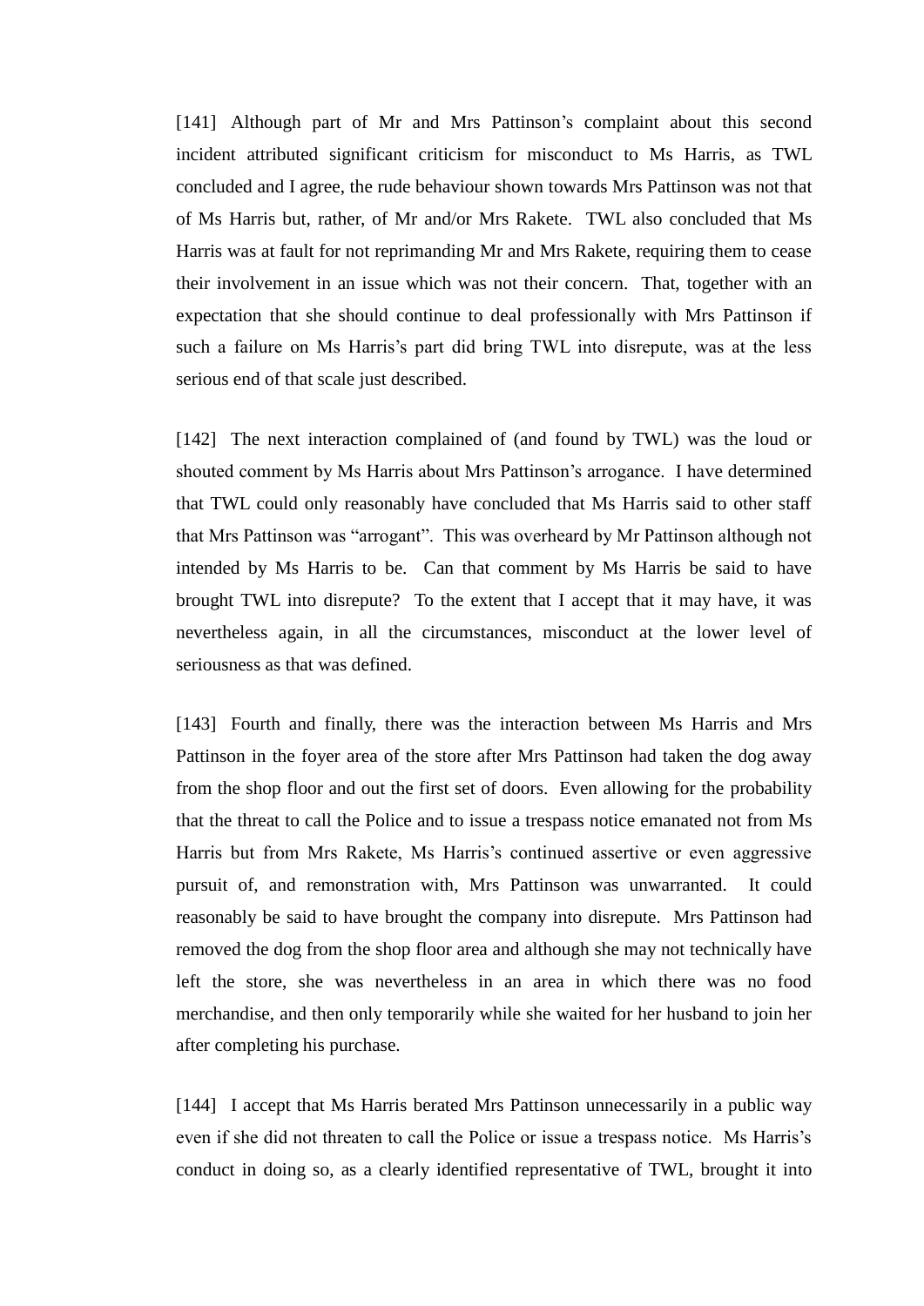[141] Although part of Mr and Mrs Pattinson's complaint about this second incident attributed significant criticism for misconduct to Ms Harris, as TWL concluded and I agree, the rude behaviour shown towards Mrs Pattinson was not that of Ms Harris but, rather, of Mr and/or Mrs Rakete. TWL also concluded that Ms Harris was at fault for not reprimanding Mr and Mrs Rakete, requiring them to cease their involvement in an issue which was not their concern. That, together with an expectation that she should continue to deal professionally with Mrs Pattinson if such a failure on Ms Harris's part did bring TWL into disrepute, was at the less serious end of that scale just described.

[142] The next interaction complained of (and found by TWL) was the loud or shouted comment by Ms Harris about Mrs Pattinson's arrogance. I have determined that TWL could only reasonably have concluded that Ms Harris said to other staff that Mrs Pattinson was "arrogant". This was overheard by Mr Pattinson although not intended by Ms Harris to be. Can that comment by Ms Harris be said to have brought TWL into disrepute? To the extent that I accept that it may have, it was nevertheless again, in all the circumstances, misconduct at the lower level of seriousness as that was defined.

[143] Fourth and finally, there was the interaction between Ms Harris and Mrs Pattinson in the foyer area of the store after Mrs Pattinson had taken the dog away from the shop floor and out the first set of doors. Even allowing for the probability that the threat to call the Police and to issue a trespass notice emanated not from Ms Harris but from Mrs Rakete, Ms Harris's continued assertive or even aggressive pursuit of, and remonstration with, Mrs Pattinson was unwarranted. It could reasonably be said to have brought the company into disrepute. Mrs Pattinson had removed the dog from the shop floor area and although she may not technically have left the store, she was nevertheless in an area in which there was no food merchandise, and then only temporarily while she waited for her husband to join her after completing his purchase.

[144] I accept that Ms Harris berated Mrs Pattinson unnecessarily in a public way even if she did not threaten to call the Police or issue a trespass notice. Ms Harris's conduct in doing so, as a clearly identified representative of TWL, brought it into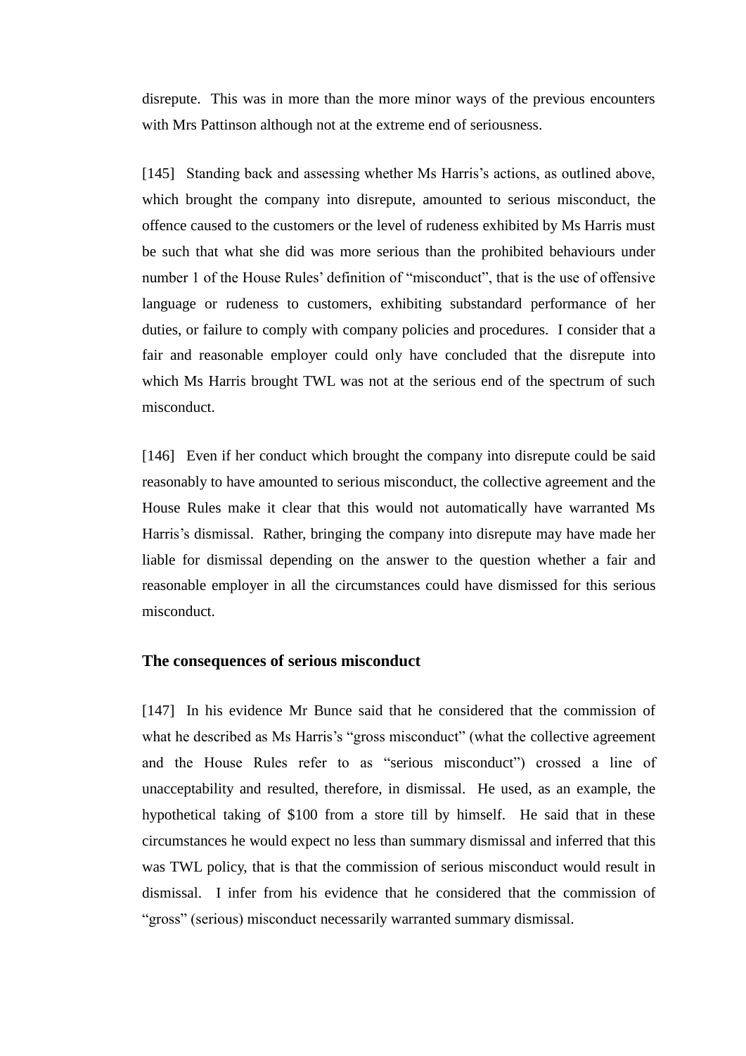disrepute. This was in more than the more minor ways of the previous encounters with Mrs Pattinson although not at the extreme end of seriousness.

[145] Standing back and assessing whether Ms Harris's actions, as outlined above, which brought the company into disrepute, amounted to serious misconduct, the offence caused to the customers or the level of rudeness exhibited by Ms Harris must be such that what she did was more serious than the prohibited behaviours under number 1 of the House Rules' definition of "misconduct", that is the use of offensive language or rudeness to customers, exhibiting substandard performance of her duties, or failure to comply with company policies and procedures. I consider that a fair and reasonable employer could only have concluded that the disrepute into which Ms Harris brought TWL was not at the serious end of the spectrum of such misconduct.

[146] Even if her conduct which brought the company into disrepute could be said reasonably to have amounted to serious misconduct, the collective agreement and the House Rules make it clear that this would not automatically have warranted Ms Harris's dismissal. Rather, bringing the company into disrepute may have made her liable for dismissal depending on the answer to the question whether a fair and reasonable employer in all the circumstances could have dismissed for this serious misconduct.

### The consequences of serious misconduct

[147] In his evidence Mr Bunce said that he considered that the commission of what he described as Ms Harris's "gross misconduct" (what the collective agreement and the House Rules refer to as "serious misconduct") crossed a line of unacceptability and resulted, therefore, in dismissal. He used, as an example, the hypothetical taking of $100 from a store till by himself. He said that in these circumstances he would expect no less than summary dismissal and inferred that this was TWL policy, that is that the commission of serious misconduct would result in dismissal. I infer from his evidence that he considered that the commission of "gross" (serious) misconduct necessarily warranted summary dismissal.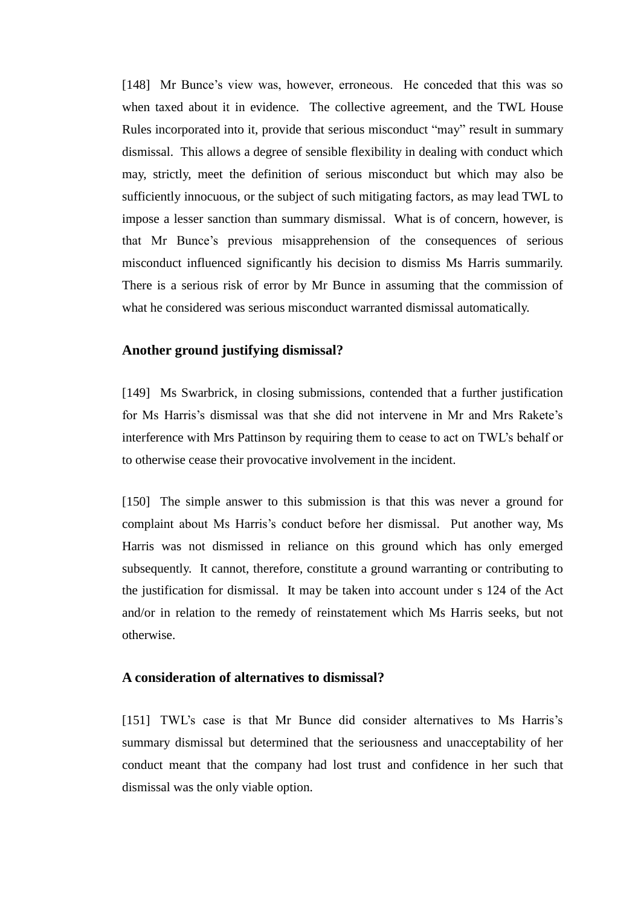[148] Mr Bunce's view was, however, erroneous. He conceded that this was so when taxed about it in evidence. The collective agreement, and the TWL House Rules incorporated into it, provide that serious misconduct "may" result in summary dismissal. This allows a degree of sensible flexibility in dealing with conduct which may, strictly, meet the definition of serious misconduct but which may also be sufficiently innocuous, or the subject of such mitigating factors, as may lead TWL to impose a lesser sanction than summary dismissal. What is of concern, however, is that Mr Bunce's previous misapprehension of the consequences of serious misconduct influenced significantly his decision to dismiss Ms Harris summarily. There is a serious risk of error by Mr Bunce in assuming that the commission of what he considered was serious misconduct warranted dismissal automatically.

### Another ground justifying dismissal?

[149] Ms Swarbrick, in closing submissions, contended that a further justification for Ms Harris's dismissal was that she did not intervene in Mr and Mrs Rakete's interference with Mrs Pattinson by requiring them to cease to act on TWL's behalf or to otherwise cease their provocative involvement in the incident.

[150] The simple answer to this submission is that this was never a ground for complaint about Ms Harris's conduct before her dismissal. Put another way, Ms Harris was not dismissed in reliance on this ground which has only emerged subsequently. It cannot, therefore, constitute a ground warranting or contributing to the justification for dismissal. It may be taken into account under s 124 of the Act and/or in relation to the remedy of reinstatement which Ms Harris seeks, but not otherwise.

### A consideration of alternatives to dismissal?

[151] TWL's case is that Mr Bunce did consider alternatives to Ms Harris's summary dismissal but determined that the seriousness and unacceptability of her conduct meant that the company had lost trust and confidence in her such that dismissal was the only viable option.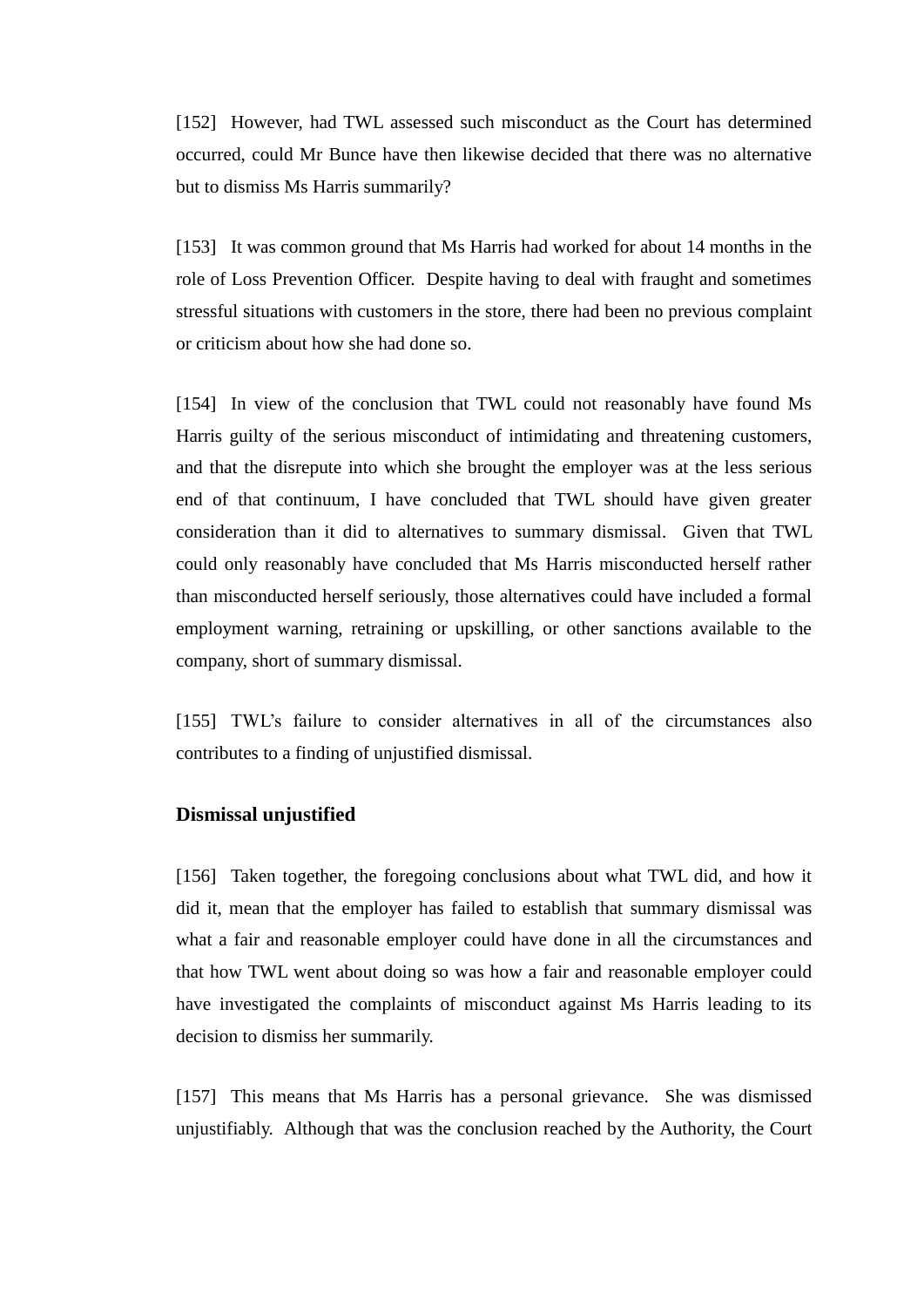[152] However, had TWL assessed such misconduct as the Court has determined occurred, could Mr Bunce have then likewise decided that there was no alternative but to dismiss Ms Harris summarily?

[153] It was common ground that Ms Harris had worked for about 14 months in the role of Loss Prevention Officer. Despite having to deal with fraught and sometimes stressful situations with customers in the store, there had been no previous complaint or criticism about how she had done so.

[154] In view of the conclusion that TWL could not reasonably have found Ms Harris guilty of the serious misconduct of intimidating and threatening customers, and that the disrepute into which she brought the employer was at the less serious end of that continuum, I have concluded that TWL should have given greater consideration than it did to alternatives to summary dismissal. Given that TWL could only reasonably have concluded that Ms Harris misconducted herself rather than misconducted herself seriously, those alternatives could have included a formal employment warning, retraining or upskilling, or other sanctions available to the company, short of summary dismissal.

[155] TWL's failure to consider alternatives in all of the circumstances also contributes to a finding of unjustified dismissal.

### Dismissal unjustified

[156] Taken together, the foregoing conclusions about what TWL did, and how it did it, mean that the employer has failed to establish that summary dismissal was what a fair and reasonable employer could have done in all the circumstances and that how TWL went about doing so was how a fair and reasonable employer could have investigated the complaints of misconduct against Ms Harris leading to its decision to dismiss her summarily.

[157] This means that Ms Harris has a personal grievance. She was dismissed unjustifiably. Although that was the conclusion reached by the Authority, the Court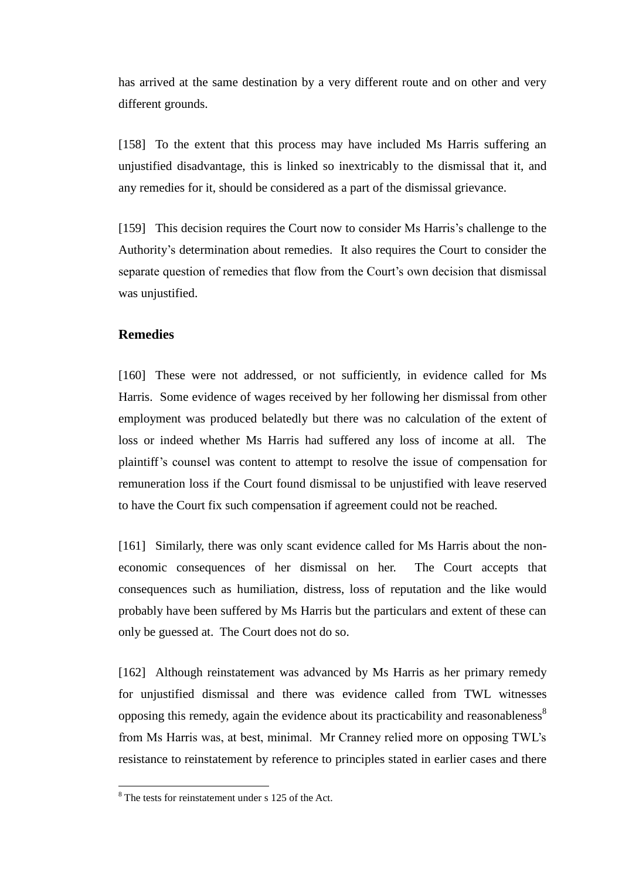has arrived at the same destination by a very different route and on other and very different grounds.

[158] To the extent that this process may have included Ms Harris suffering an unjustified disadvantage, this is linked so inextricably to the dismissal that it, and any remedies for it, should be considered as a part of the dismissal grievance.

[159] This decision requires the Court now to consider Ms Harris's challenge to the Authority's determination about remedies. It also requires the Court to consider the separate question of remedies that flow from the Court's own decision that dismissal was unjustified.

## Remedies

[160] These were not addressed, or not sufficiently, in evidence called for Ms Harris. Some evidence of wages received by her following her dismissal from other employment was produced belatedly but there was no calculation of the extent of loss or indeed whether Ms Harris had suffered any loss of income at all. The plaintiff's counsel was content to attempt to resolve the issue of compensation for remuneration loss if the Court found dismissal to be unjustified with leave reserved to have the Court fix such compensation if agreement could not be reached.

[161] Similarly, there was only scant evidence called for Ms Harris about the non-economic consequences of her dismissal on her. The Court accepts that consequences such as humiliation, distress, loss of reputation and the like would probably have been suffered by Ms Harris but the particulars and extent of these can only be guessed at. The Court does not do so.

[162] Although reinstatement was advanced by Ms Harris as her primary remedy for unjustified dismissal and there was evidence called from TWL witnesses opposing this remedy, again the evidence about its practicability and reasonableness[8] from Ms Harris was, at best, minimal. Mr Cranney relied more on opposing TWL's resistance to reinstatement by reference to principles stated in earlier cases and there

[8] The tests for reinstatement under s 125 of the Act.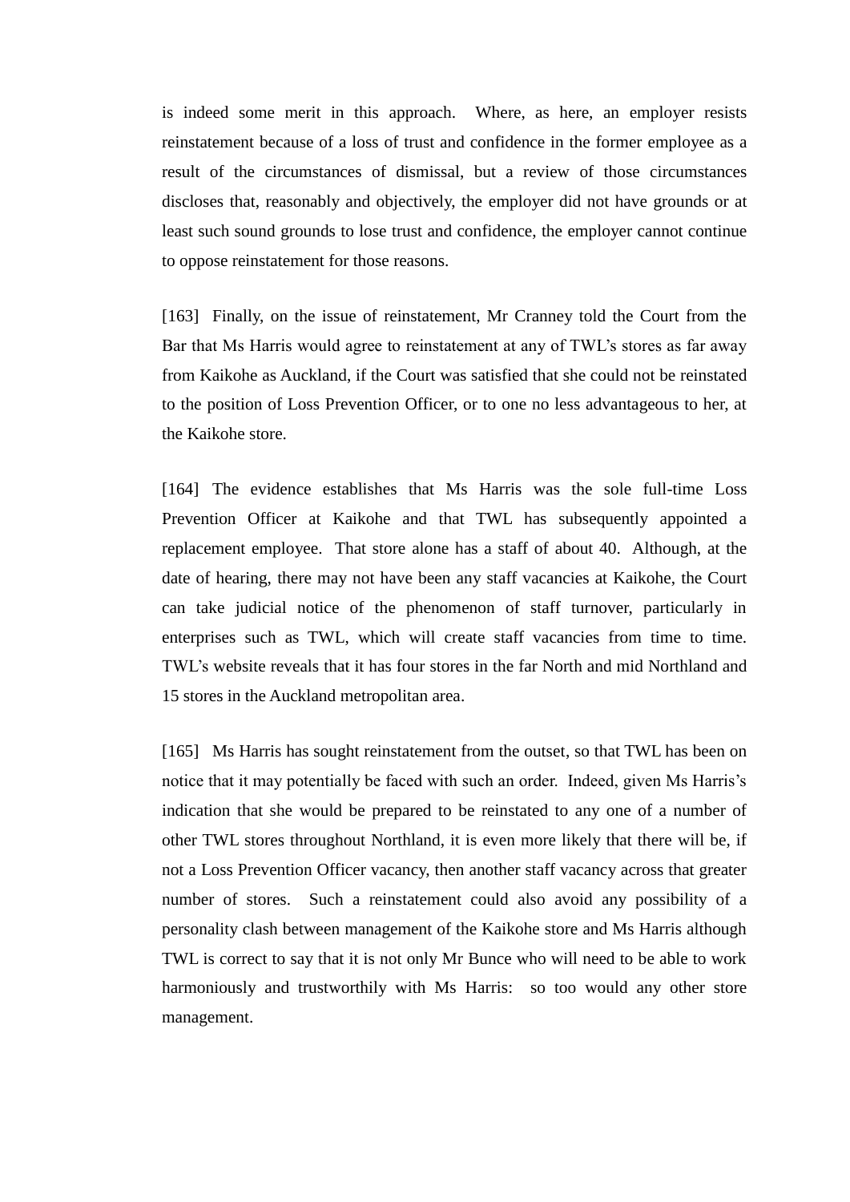is indeed some merit in this approach. Where, as here, an employer resists reinstatement because of a loss of trust and confidence in the former employee as a result of the circumstances of dismissal, but a review of those circumstances discloses that, reasonably and objectively, the employer did not have grounds or at least such sound grounds to lose trust and confidence, the employer cannot continue to oppose reinstatement for those reasons.

[163] Finally, on the issue of reinstatement, Mr Cranney told the Court from the Bar that Ms Harris would agree to reinstatement at any of TWL's stores as far away from Kaikohe as Auckland, if the Court was satisfied that she could not be reinstated to the position of Loss Prevention Officer, or to one no less advantageous to her, at the Kaikohe store.

[164] The evidence establishes that Ms Harris was the sole full-time Loss Prevention Officer at Kaikohe and that TWL has subsequently appointed a replacement employee. That store alone has a staff of about 40. Although, at the date of hearing, there may not have been any staff vacancies at Kaikohe, the Court can take judicial notice of the phenomenon of staff turnover, particularly in enterprises such as TWL, which will create staff vacancies from time to time. TWL's website reveals that it has four stores in the far North and mid Northland and 15 stores in the Auckland metropolitan area.

[165] Ms Harris has sought reinstatement from the outset, so that TWL has been on notice that it may potentially be faced with such an order. Indeed, given Ms Harris's indication that she would be prepared to be reinstated to any one of a number of other TWL stores throughout Northland, it is even more likely that there will be, if not a Loss Prevention Officer vacancy, then another staff vacancy across that greater number of stores. Such a reinstatement could also avoid any possibility of a personality clash between management of the Kaikohe store and Ms Harris although TWL is correct to say that it is not only Mr Bunce who will need to be able to work harmoniously and trustworthily with Ms Harris: so too would any other store management.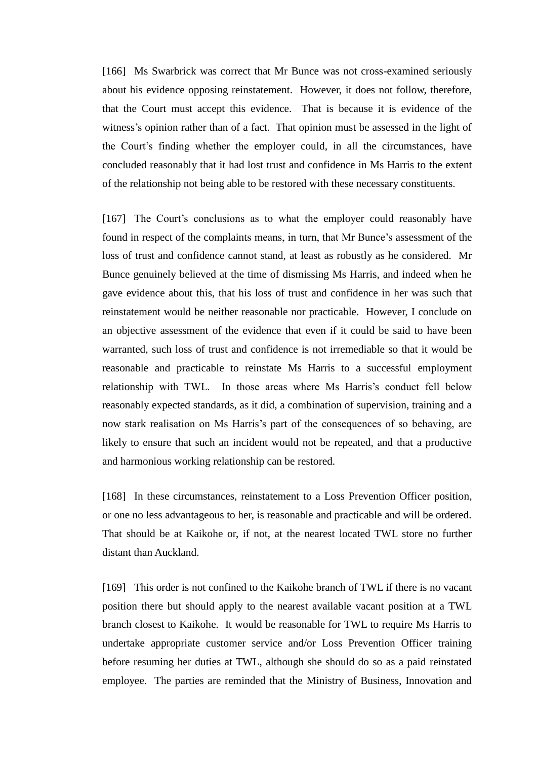[166] Ms Swarbrick was correct that Mr Bunce was not cross-examined seriously about his evidence opposing reinstatement. However, it does not follow, therefore, that the Court must accept this evidence. That is because it is evidence of the witness's opinion rather than of a fact. That opinion must be assessed in the light of the Court's finding whether the employer could, in all the circumstances, have concluded reasonably that it had lost trust and confidence in Ms Harris to the extent of the relationship not being able to be restored with these necessary constituents.

[167] The Court's conclusions as to what the employer could reasonably have found in respect of the complaints means, in turn, that Mr Bunce's assessment of the loss of trust and confidence cannot stand, at least as robustly as he considered. Mr Bunce genuinely believed at the time of dismissing Ms Harris, and indeed when he gave evidence about this, that his loss of trust and confidence in her was such that reinstatement would be neither reasonable nor practicable. However, I conclude on an objective assessment of the evidence that even if it could be said to have been warranted, such loss of trust and confidence is not irremediable so that it would be reasonable and practicable to reinstate Ms Harris to a successful employment relationship with TWL. In those areas where Ms Harris's conduct fell below reasonably expected standards, as it did, a combination of supervision, training and a now stark realisation on Ms Harris's part of the consequences of so behaving, are likely to ensure that such an incident would not be repeated, and that a productive and harmonious working relationship can be restored.

[168] In these circumstances, reinstatement to a Loss Prevention Officer position, or one no less advantageous to her, is reasonable and practicable and will be ordered. That should be at Kaikohe or, if not, at the nearest located TWL store no further distant than Auckland.

[169] This order is not confined to the Kaikohe branch of TWL if there is no vacant position there but should apply to the nearest available vacant position at a TWL branch closest to Kaikohe. It would be reasonable for TWL to require Ms Harris to undertake appropriate customer service and/or Loss Prevention Officer training before resuming her duties at TWL, although she should do so as a paid reinstated employee. The parties are reminded that the Ministry of Business, Innovation and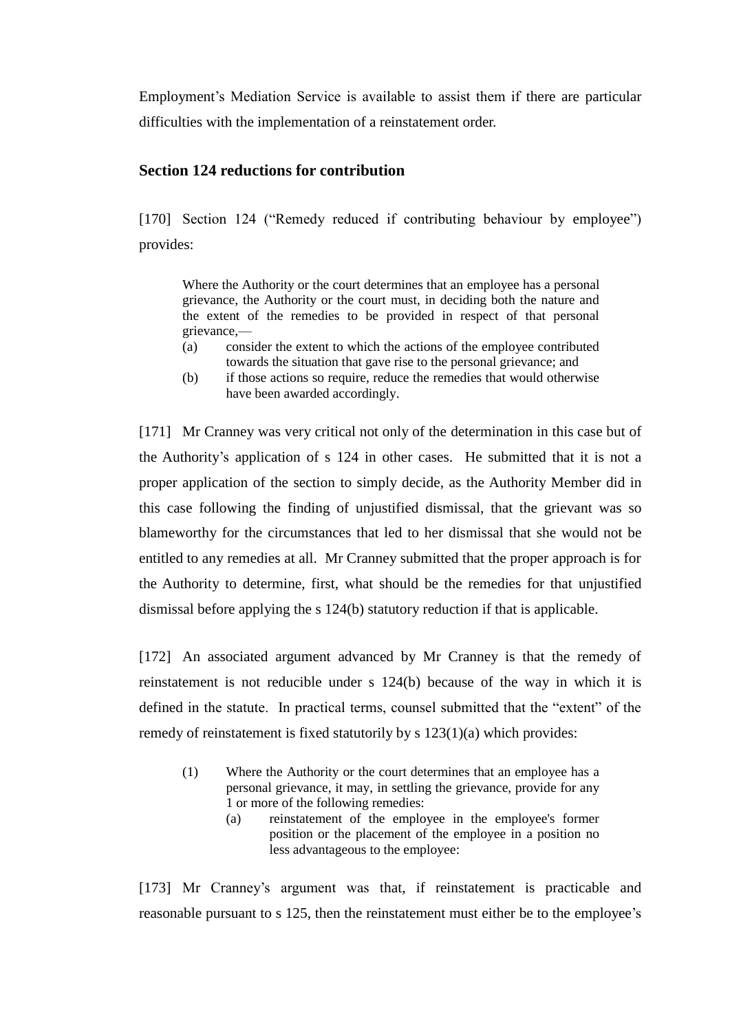Employment's Mediation Service is available to assist them if there are particular difficulties with the implementation of a reinstatement order.

### Section 124 reductions for contribution

[170] Section 124 ("Remedy reduced if contributing behaviour by employee") provides:

> Where the Authority or the court determines that an employee has a personal grievance, the Authority or the court must, in deciding both the nature and the extent of the remedies to be provided in respect of that personal grievance,—
>
> (a) consider the extent to which the actions of the employee contributed towards the situation that gave rise to the personal grievance; and
>
> (b) if those actions so require, reduce the remedies that would otherwise have been awarded accordingly.

[171] Mr Cranney was very critical not only of the determination in this case but of the Authority's application of s 124 in other cases. He submitted that it is not a proper application of the section to simply decide, as the Authority Member did in this case following the finding of unjustified dismissal, that the grievant was so blameworthy for the circumstances that led to her dismissal that she would not be entitled to any remedies at all. Mr Cranney submitted that the proper approach is for the Authority to determine, first, what should be the remedies for that unjustified dismissal before applying the s 124(b) statutory reduction if that is applicable.

[172] An associated argument advanced by Mr Cranney is that the remedy of reinstatement is not reducible under s 124(b) because of the way in which it is defined in the statute. In practical terms, counsel submitted that the "extent" of the remedy of reinstatement is fixed statutorily by s 123(1)(a) which provides:

> (1) Where the Authority or the court determines that an employee has a personal grievance, it may, in settling the grievance, provide for any 1 or more of the following remedies:
>
> (a) reinstatement of the employee in the employee's former position or the placement of the employee in a position no less advantageous to the employee:

[173] Mr Cranney's argument was that, if reinstatement is practicable and reasonable pursuant to s 125, then the reinstatement must either be to the employee's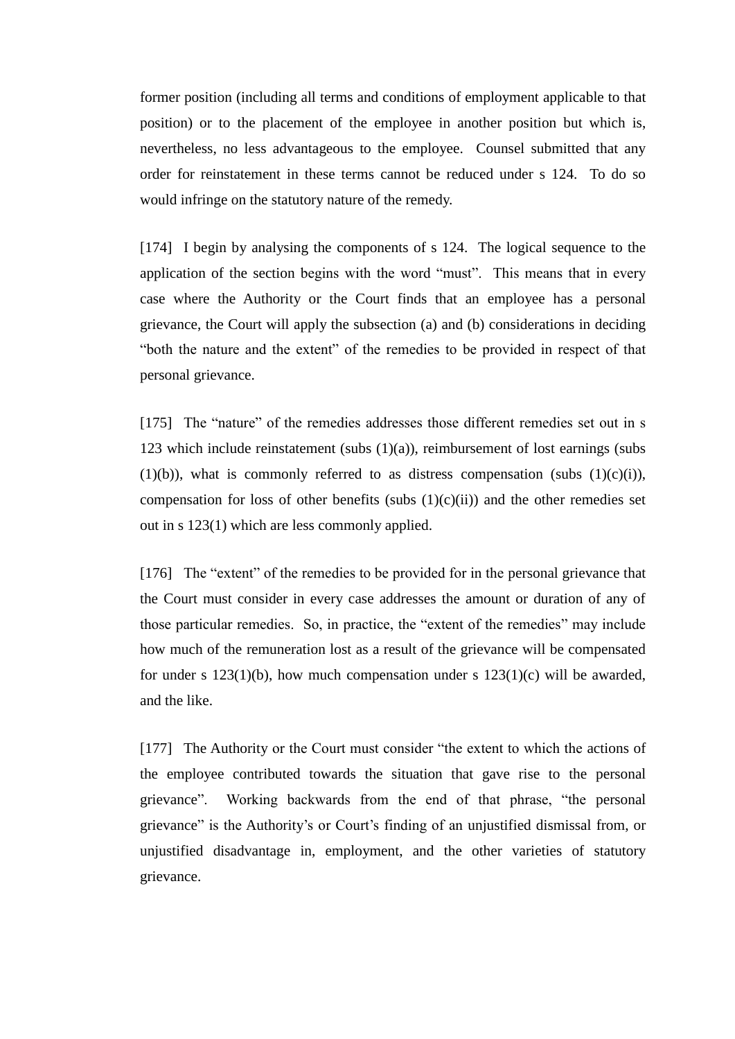former position (including all terms and conditions of employment applicable to that position) or to the placement of the employee in another position but which is, nevertheless, no less advantageous to the employee. Counsel submitted that any order for reinstatement in these terms cannot be reduced under s 124. To do so would infringe on the statutory nature of the remedy.

[174] I begin by analysing the components of s 124. The logical sequence to the application of the section begins with the word "must". This means that in every case where the Authority or the Court finds that an employee has a personal grievance, the Court will apply the subsection (a) and (b) considerations in deciding "both the nature and the extent" of the remedies to be provided in respect of that personal grievance.

[175] The "nature" of the remedies addresses those different remedies set out in s 123 which include reinstatement (subs (1)(a)), reimbursement of lost earnings (subs (1)(b)), what is commonly referred to as distress compensation (subs (1)(c)(i)), compensation for loss of other benefits (subs (1)(c)(ii)) and the other remedies set out in s 123(1) which are less commonly applied.

[176] The "extent" of the remedies to be provided for in the personal grievance that the Court must consider in every case addresses the amount or duration of any of those particular remedies. So, in practice, the "extent of the remedies" may include how much of the remuneration lost as a result of the grievance will be compensated for under s 123(1)(b), how much compensation under s 123(1)(c) will be awarded, and the like.

[177] The Authority or the Court must consider "the extent to which the actions of the employee contributed towards the situation that gave rise to the personal grievance". Working backwards from the end of that phrase, "the personal grievance" is the Authority's or Court's finding of an unjustified dismissal from, or unjustified disadvantage in, employment, and the other varieties of statutory grievance.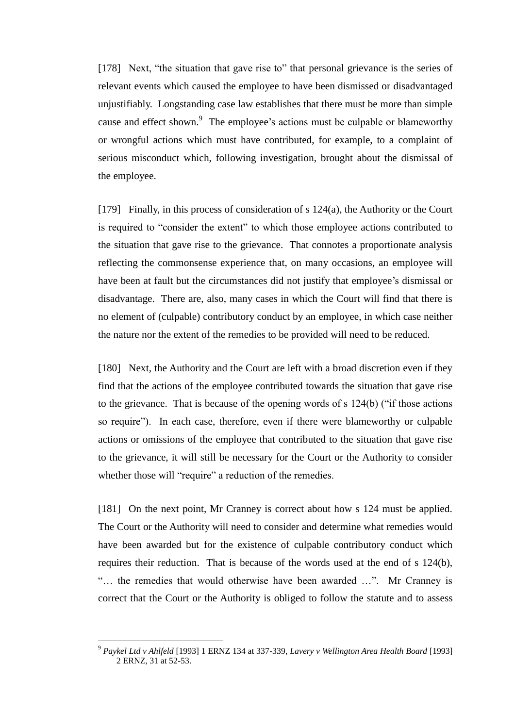[178] Next, "the situation that gave rise to" that personal grievance is the series of relevant events which caused the employee to have been dismissed or disadvantaged unjustifiably. Longstanding case law establishes that there must be more than simple cause and effect shown.[9] The employee's actions must be culpable or blameworthy or wrongful actions which must have contributed, for example, to a complaint of serious misconduct which, following investigation, brought about the dismissal of the employee.

[179] Finally, in this process of consideration of s 124(a), the Authority or the Court is required to "consider the extent" to which those employee actions contributed to the situation that gave rise to the grievance. That connotes a proportionate analysis reflecting the commonsense experience that, on many occasions, an employee will have been at fault but the circumstances did not justify that employee's dismissal or disadvantage. There are, also, many cases in which the Court will find that there is no element of (culpable) contributory conduct by an employee, in which case neither the nature nor the extent of the remedies to be provided will need to be reduced.

[180] Next, the Authority and the Court are left with a broad discretion even if they find that the actions of the employee contributed towards the situation that gave rise to the grievance. That is because of the opening words of s 124(b) ("if those actions so require"). In each case, therefore, even if there were blameworthy or culpable actions or omissions of the employee that contributed to the situation that gave rise to the grievance, it will still be necessary for the Court or the Authority to consider whether those will "require" a reduction of the remedies.

[181] On the next point, Mr Cranney is correct about how s 124 must be applied. The Court or the Authority will need to consider and determine what remedies would have been awarded but for the existence of culpable contributory conduct which requires their reduction. That is because of the words used at the end of s 124(b), "… the remedies that would otherwise have been awarded …". Mr Cranney is correct that the Court or the Authority is obliged to follow the statute and to assess

---

[9] *Paykel Ltd v Ahlfeld* [1993] 1 ERNZ 134 at 337-339, *Lavery v Wellington Area Health Board* [1993] 2 ERNZ, 31 at 52-53.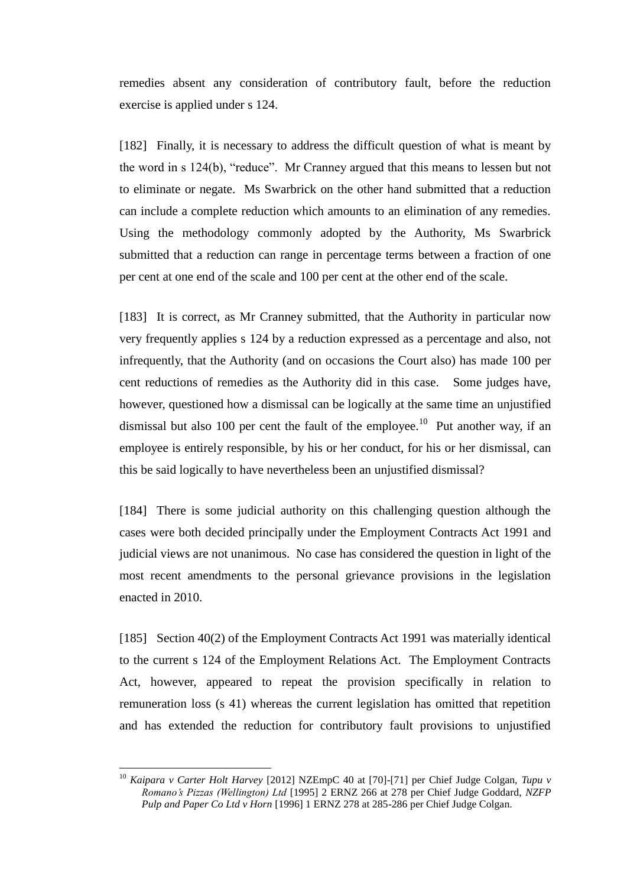remedies absent any consideration of contributory fault, before the reduction exercise is applied under s 124.

[182] Finally, it is necessary to address the difficult question of what is meant by the word in s 124(b), "reduce". Mr Cranney argued that this means to lessen but not to eliminate or negate. Ms Swarbrick on the other hand submitted that a reduction can include a complete reduction which amounts to an elimination of any remedies. Using the methodology commonly adopted by the Authority, Ms Swarbrick submitted that a reduction can range in percentage terms between a fraction of one per cent at one end of the scale and 100 per cent at the other end of the scale.

[183] It is correct, as Mr Cranney submitted, that the Authority in particular now very frequently applies s 124 by a reduction expressed as a percentage and also, not infrequently, that the Authority (and on occasions the Court also) has made 100 per cent reductions of remedies as the Authority did in this case. Some judges have, however, questioned how a dismissal can be logically at the same time an unjustified dismissal but also 100 per cent the fault of the employee.[10] Put another way, if an employee is entirely responsible, by his or her conduct, for his or her dismissal, can this be said logically to have nevertheless been an unjustified dismissal?

[184] There is some judicial authority on this challenging question although the cases were both decided principally under the Employment Contracts Act 1991 and judicial views are not unanimous. No case has considered the question in light of the most recent amendments to the personal grievance provisions in the legislation enacted in 2010.

[185] Section 40(2) of the Employment Contracts Act 1991 was materially identical to the current s 124 of the Employment Relations Act. The Employment Contracts Act, however, appeared to repeat the provision specifically in relation to remuneration loss (s 41) whereas the current legislation has omitted that repetition and has extended the reduction for contributory fault provisions to unjustified

---

[10] *Kaipara v Carter Holt Harvey* [2012] NZEmpC 40 at [70]-[71] per Chief Judge Colgan, *Tupu v Romano's Pizzas (Wellington) Ltd* [1995] 2 ERNZ 266 at 278 per Chief Judge Goddard, *NZFP Pulp and Paper Co Ltd v Horn* [1996] 1 ERNZ 278 at 285-286 per Chief Judge Colgan.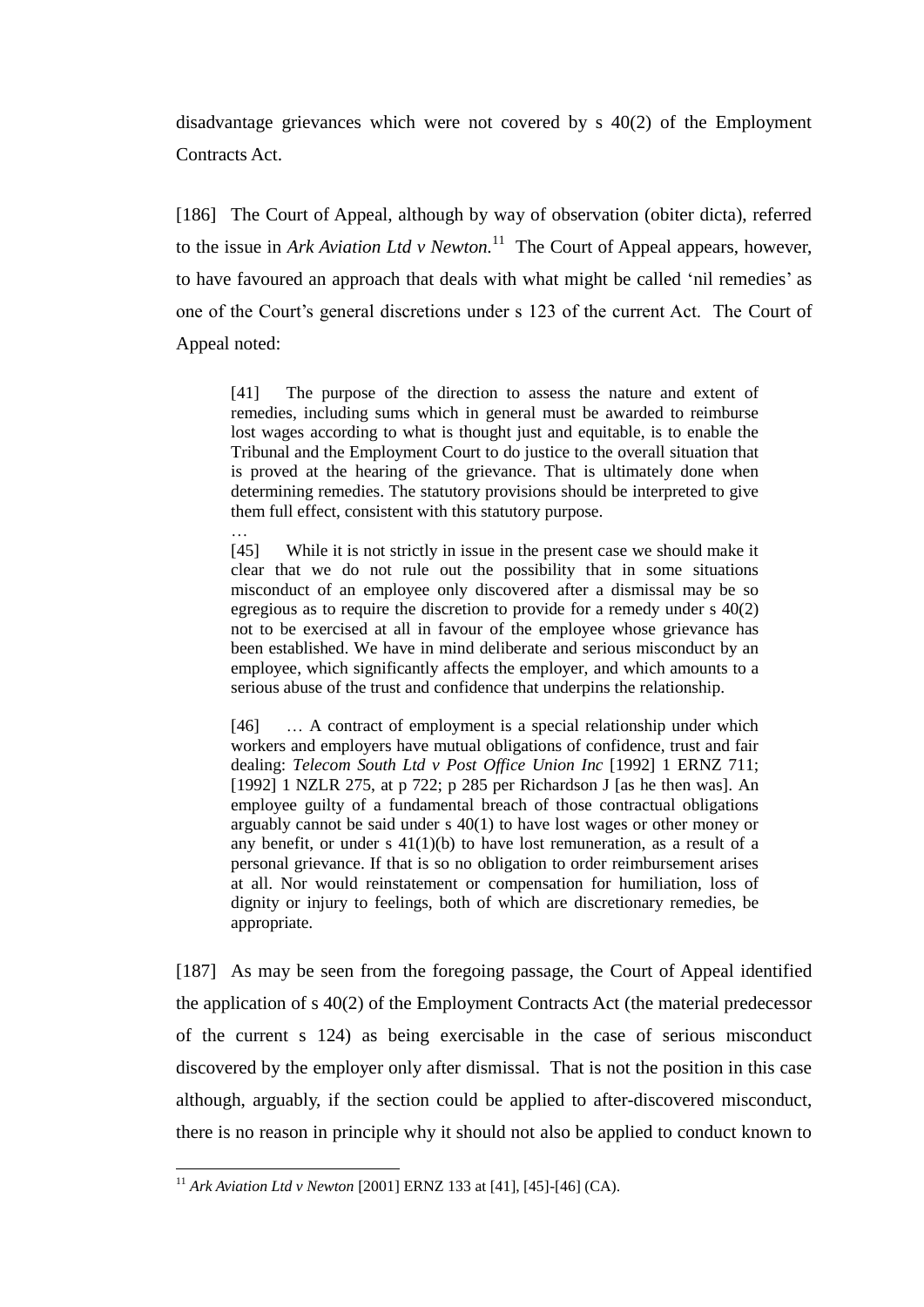disadvantage grievances which were not covered by s 40(2) of the Employment Contracts Act.

[186] The Court of Appeal, although by way of observation (obiter dicta), referred to the issue in *Ark Aviation Ltd v Newton.*[11] The Court of Appeal appears, however, to have favoured an approach that deals with what might be called 'nil remedies' as one of the Court's general discretions under s 123 of the current Act. The Court of Appeal noted:

> [41] The purpose of the direction to assess the nature and extent of remedies, including sums which in general must be awarded to reimburse lost wages according to what is thought just and equitable, is to enable the Tribunal and the Employment Court to do justice to the overall situation that is proved at the hearing of the grievance. That is ultimately done when determining remedies. The statutory provisions should be interpreted to give them full effect, consistent with this statutory purpose.
>
> …
>
> [45] While it is not strictly in issue in the present case we should make it clear that we do not rule out the possibility that in some situations misconduct of an employee only discovered after a dismissal may be so egregious as to require the discretion to provide for a remedy under s 40(2) not to be exercised at all in favour of the employee whose grievance has been established. We have in mind deliberate and serious misconduct by an employee, which significantly affects the employer, and which amounts to a serious abuse of the trust and confidence that underpins the relationship.
>
> [46] … A contract of employment is a special relationship under which workers and employers have mutual obligations of confidence, trust and fair dealing: *Telecom South Ltd v Post Office Union Inc* [1992] 1 ERNZ 711; [1992] 1 NZLR 275, at p 722; p 285 per Richardson J [as he then was]. An employee guilty of a fundamental breach of those contractual obligations arguably cannot be said under s 40(1) to have lost wages or other money or any benefit, or under s 41(1)(b) to have lost remuneration, as a result of a personal grievance. If that is so no obligation to order reimbursement arises at all. Nor would reinstatement or compensation for humiliation, loss of dignity or injury to feelings, both of which are discretionary remedies, be appropriate.

[187] As may be seen from the foregoing passage, the Court of Appeal identified the application of s 40(2) of the Employment Contracts Act (the material predecessor of the current s 124) as being exercisable in the case of serious misconduct discovered by the employer only after dismissal. That is not the position in this case although, arguably, if the section could be applied to after-discovered misconduct, there is no reason in principle why it should not also be applied to conduct known to

---

[11] *Ark Aviation Ltd v Newton* [2001] ERNZ 133 at [41], [45]-[46] (CA).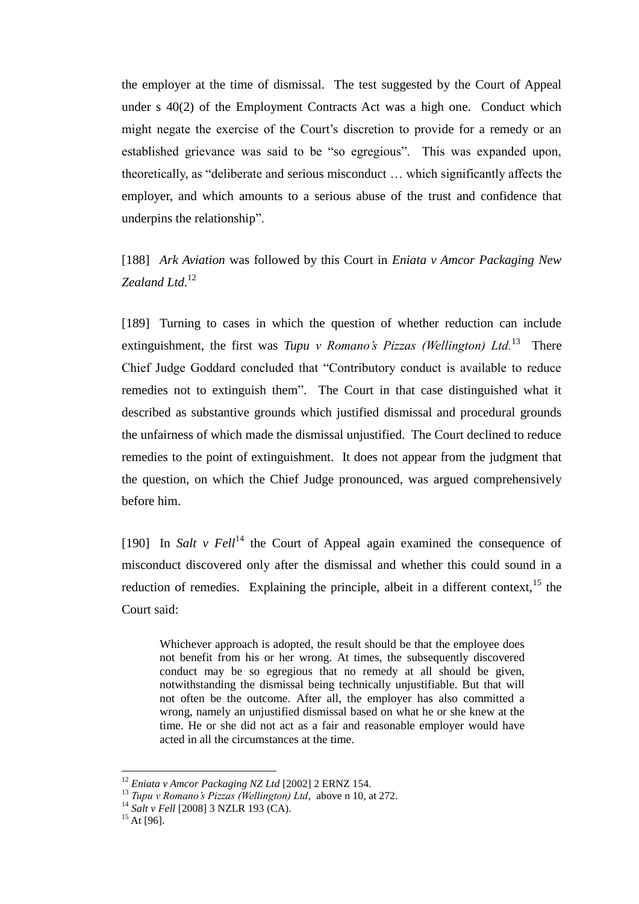the employer at the time of dismissal. The test suggested by the Court of Appeal under s 40(2) of the Employment Contracts Act was a high one. Conduct which might negate the exercise of the Court's discretion to provide for a remedy or an established grievance was said to be "so egregious". This was expanded upon, theoretically, as "deliberate and serious misconduct … which significantly affects the employer, and which amounts to a serious abuse of the trust and confidence that underpins the relationship".

[188] *Ark Aviation* was followed by this Court in *Eniata v Amcor Packaging New Zealand Ltd.*[12]

[189] Turning to cases in which the question of whether reduction can include extinguishment, the first was *Tupu v Romano's Pizzas (Wellington) Ltd.*[13] There Chief Judge Goddard concluded that "Contributory conduct is available to reduce remedies not to extinguish them". The Court in that case distinguished what it described as substantive grounds which justified dismissal and procedural grounds the unfairness of which made the dismissal unjustified. The Court declined to reduce remedies to the point of extinguishment. It does not appear from the judgment that the question, on which the Chief Judge pronounced, was argued comprehensively before him.

[190] In *Salt v Fell*[14] the Court of Appeal again examined the consequence of misconduct discovered only after the dismissal and whether this could sound in a reduction of remedies. Explaining the principle, albeit in a different context,[15] the Court said:

> Whichever approach is adopted, the result should be that the employee does not benefit from his or her wrong. At times, the subsequently discovered conduct may be so egregious that no remedy at all should be given, notwithstanding the dismissal being technically unjustifiable. But that will not often be the outcome. After all, the employer has also committed a wrong, namely an unjustified dismissal based on what he or she knew at the time. He or she did not act as a fair and reasonable employer would have acted in all the circumstances at the time.

---

[12] *Eniata v Amcor Packaging NZ Ltd* [2002] 2 ERNZ 154.

[13] *Tupu v Romano's Pizzas (Wellington) Ltd*, above n 10, at 272.

[14] *Salt v Fell* [2008] 3 NZLR 193 (CA).

[15] At [96].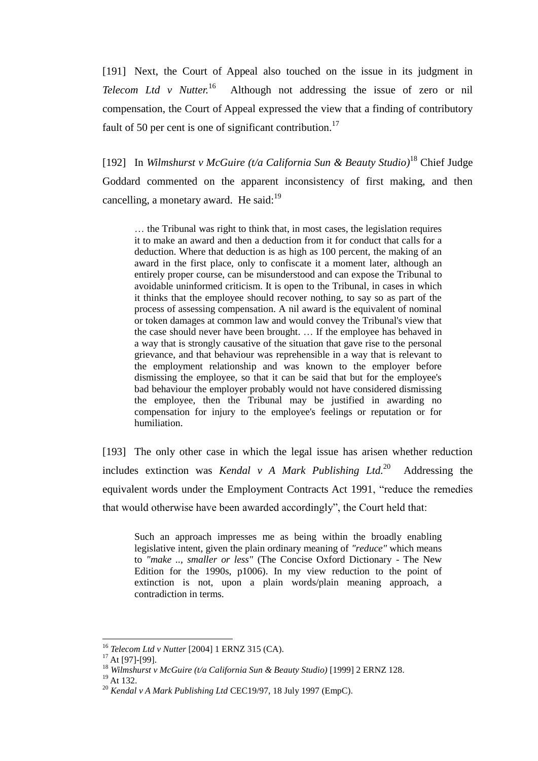[191] Next, the Court of Appeal also touched on the issue in its judgment in *Telecom Ltd v Nutter.*[16] Although not addressing the issue of zero or nil compensation, the Court of Appeal expressed the view that a finding of contributory fault of 50 per cent is one of significant contribution.[17]

[192] In *Wilmshurst v McGuire (t/a California Sun & Beauty Studio)*[18] Chief Judge Goddard commented on the apparent inconsistency of first making, and then cancelling, a monetary award. He said:[19]

> … the Tribunal was right to think that, in most cases, the legislation requires it to make an award and then a deduction from it for conduct that calls for a deduction. Where that deduction is as high as 100 percent, the making of an award in the first place, only to confiscate it a moment later, although an entirely proper course, can be misunderstood and can expose the Tribunal to avoidable uninformed criticism. It is open to the Tribunal, in cases in which it thinks that the employee should recover nothing, to say so as part of the process of assessing compensation. A nil award is the equivalent of nominal or token damages at common law and would convey the Tribunal's view that the case should never have been brought. … If the employee has behaved in a way that is strongly causative of the situation that gave rise to the personal grievance, and that behaviour was reprehensible in a way that is relevant to the employment relationship and was known to the employer before dismissing the employee, so that it can be said that but for the employee's bad behaviour the employer probably would not have considered dismissing the employee, then the Tribunal may be justified in awarding no compensation for injury to the employee's feelings or reputation or for humiliation.

[193] The only other case in which the legal issue has arisen whether reduction includes extinction was *Kendal v A Mark Publishing Ltd.*[20] Addressing the equivalent words under the Employment Contracts Act 1991, "reduce the remedies that would otherwise have been awarded accordingly", the Court held that:

> Such an approach impresses me as being within the broadly enabling legislative intent, given the plain ordinary meaning of *"reduce"* which means to *"make .., smaller or less"* (The Concise Oxford Dictionary - The New Edition for the 1990s, p1006). In my view reduction to the point of extinction is not, upon a plain words/plain meaning approach, a contradiction in terms.

---

[16] *Telecom Ltd v Nutter* [2004] 1 ERNZ 315 (CA).
[17] At [97]-[99].
[18] *Wilmshurst v McGuire (t/a California Sun & Beauty Studio)* [1999] 2 ERNZ 128.
[19] At 132.
[20] *Kendal v A Mark Publishing Ltd* CEC19/97, 18 July 1997 (EmpC).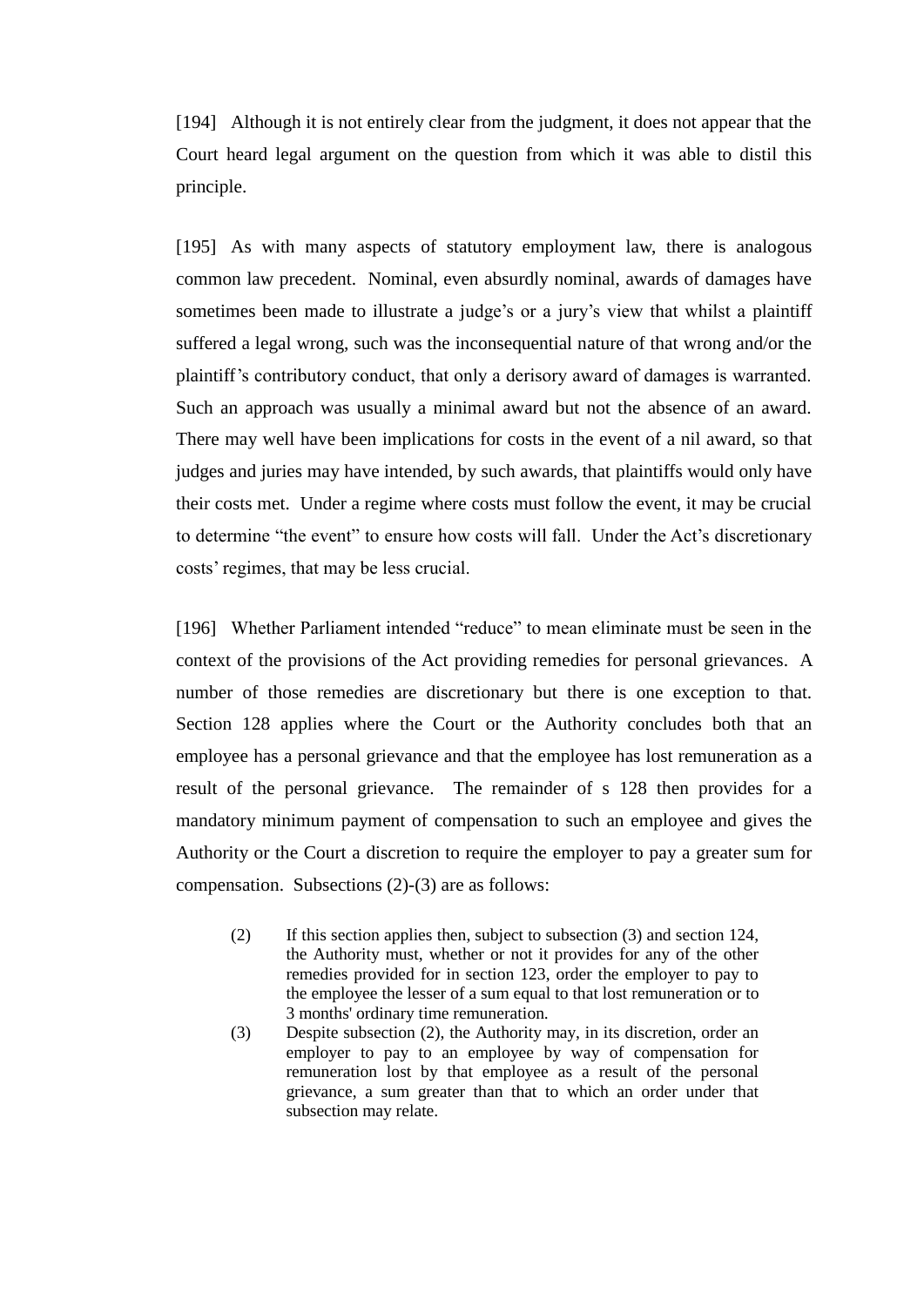[194] Although it is not entirely clear from the judgment, it does not appear that the Court heard legal argument on the question from which it was able to distil this principle.

[195] As with many aspects of statutory employment law, there is analogous common law precedent. Nominal, even absurdly nominal, awards of damages have sometimes been made to illustrate a judge's or a jury's view that whilst a plaintiff suffered a legal wrong, such was the inconsequential nature of that wrong and/or the plaintiff's contributory conduct, that only a derisory award of damages is warranted. Such an approach was usually a minimal award but not the absence of an award. There may well have been implications for costs in the event of a nil award, so that judges and juries may have intended, by such awards, that plaintiffs would only have their costs met. Under a regime where costs must follow the event, it may be crucial to determine "the event" to ensure how costs will fall. Under the Act's discretionary costs' regimes, that may be less crucial.

[196] Whether Parliament intended "reduce" to mean eliminate must be seen in the context of the provisions of the Act providing remedies for personal grievances. A number of those remedies are discretionary but there is one exception to that. Section 128 applies where the Court or the Authority concludes both that an employee has a personal grievance and that the employee has lost remuneration as a result of the personal grievance. The remainder of s 128 then provides for a mandatory minimum payment of compensation to such an employee and gives the Authority or the Court a discretion to require the employer to pay a greater sum for compensation. Subsections (2)-(3) are as follows:

> (2) If this section applies then, subject to subsection (3) and section 124, the Authority must, whether or not it provides for any of the other remedies provided for in section 123, order the employer to pay to the employee the lesser of a sum equal to that lost remuneration or to 3 months' ordinary time remuneration.
>
> (3) Despite subsection (2), the Authority may, in its discretion, order an employer to pay to an employee by way of compensation for remuneration lost by that employee as a result of the personal grievance, a sum greater than that to which an order under that subsection may relate.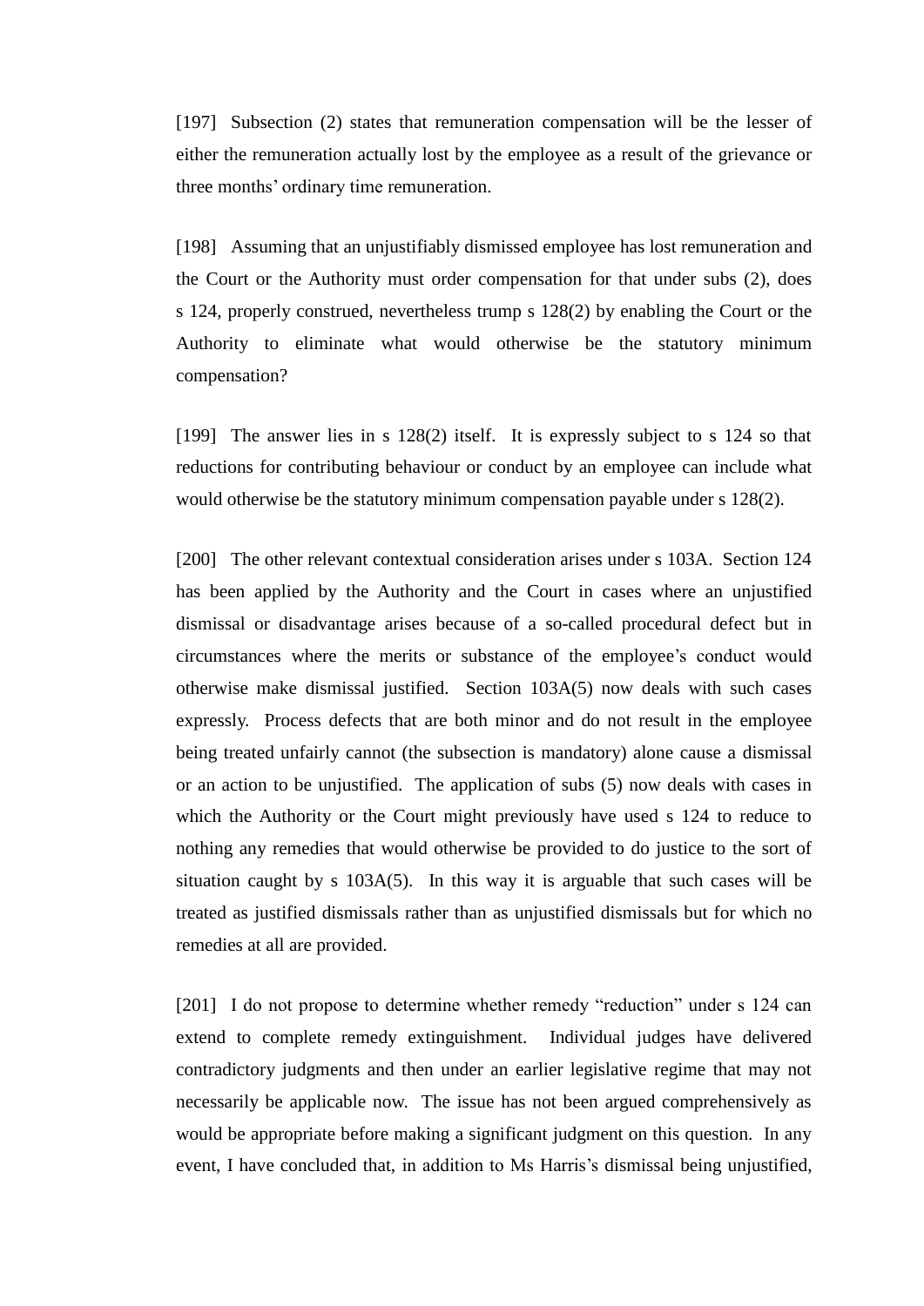[197] Subsection (2) states that remuneration compensation will be the lesser of either the remuneration actually lost by the employee as a result of the grievance or three months' ordinary time remuneration.

[198] Assuming that an unjustifiably dismissed employee has lost remuneration and the Court or the Authority must order compensation for that under subs (2), does s 124, properly construed, nevertheless trump s 128(2) by enabling the Court or the Authority to eliminate what would otherwise be the statutory minimum compensation?

[199] The answer lies in s 128(2) itself. It is expressly subject to s 124 so that reductions for contributing behaviour or conduct by an employee can include what would otherwise be the statutory minimum compensation payable under s 128(2).

[200] The other relevant contextual consideration arises under s 103A. Section 124 has been applied by the Authority and the Court in cases where an unjustified dismissal or disadvantage arises because of a so-called procedural defect but in circumstances where the merits or substance of the employee's conduct would otherwise make dismissal justified. Section 103A(5) now deals with such cases expressly. Process defects that are both minor and do not result in the employee being treated unfairly cannot (the subsection is mandatory) alone cause a dismissal or an action to be unjustified. The application of subs (5) now deals with cases in which the Authority or the Court might previously have used s 124 to reduce to nothing any remedies that would otherwise be provided to do justice to the sort of situation caught by s 103A(5). In this way it is arguable that such cases will be treated as justified dismissals rather than as unjustified dismissals but for which no remedies at all are provided.

[201] I do not propose to determine whether remedy "reduction" under s 124 can extend to complete remedy extinguishment. Individual judges have delivered contradictory judgments and then under an earlier legislative regime that may not necessarily be applicable now. The issue has not been argued comprehensively as would be appropriate before making a significant judgment on this question. In any event, I have concluded that, in addition to Ms Harris's dismissal being unjustified,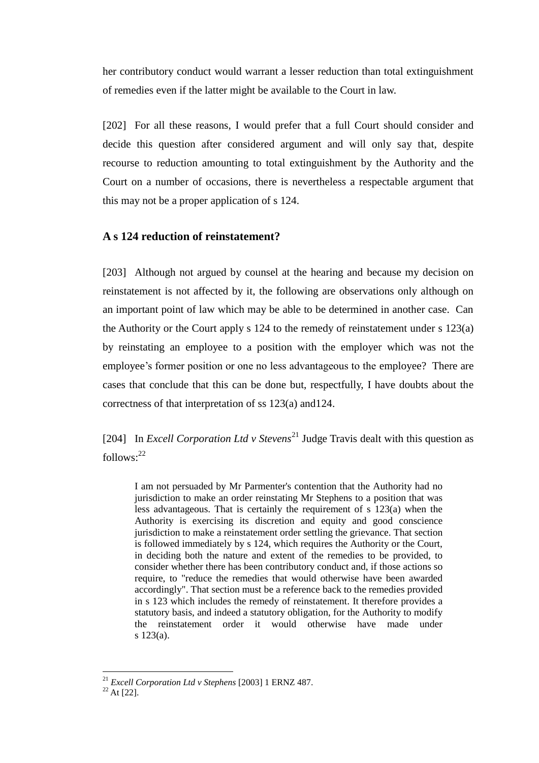her contributory conduct would warrant a lesser reduction than total extinguishment of remedies even if the latter might be available to the Court in law.

[202] For all these reasons, I would prefer that a full Court should consider and decide this question after considered argument and will only say that, despite recourse to reduction amounting to total extinguishment by the Authority and the Court on a number of occasions, there is nevertheless a respectable argument that this may not be a proper application of s 124.

## A s 124 reduction of reinstatement?

[203] Although not argued by counsel at the hearing and because my decision on reinstatement is not affected by it, the following are observations only although on an important point of law which may be able to be determined in another case. Can the Authority or the Court apply s 124 to the remedy of reinstatement under s 123(a) by reinstating an employee to a position with the employer which was not the employee's former position or one no less advantageous to the employee? There are cases that conclude that this can be done but, respectfully, I have doubts about the correctness of that interpretation of ss 123(a) and124.

[204] In *Excell Corporation Ltd v Stevens*[21] Judge Travis dealt with this question as follows:[22]

> I am not persuaded by Mr Parmenter's contention that the Authority had no jurisdiction to make an order reinstating Mr Stephens to a position that was less advantageous. That is certainly the requirement of s 123(a) when the Authority is exercising its discretion and equity and good conscience jurisdiction to make a reinstatement order settling the grievance. That section is followed immediately by s 124, which requires the Authority or the Court, in deciding both the nature and extent of the remedies to be provided, to consider whether there has been contributory conduct and, if those actions so require, to "reduce the remedies that would otherwise have been awarded accordingly". That section must be a reference back to the remedies provided in s 123 which includes the remedy of reinstatement. It therefore provides a statutory basis, and indeed a statutory obligation, for the Authority to modify the reinstatement order it would otherwise have made under s 123(a).

---

[21] *Excell Corporation Ltd v Stephens* [2003] 1 ERNZ 487.

[22] At [22].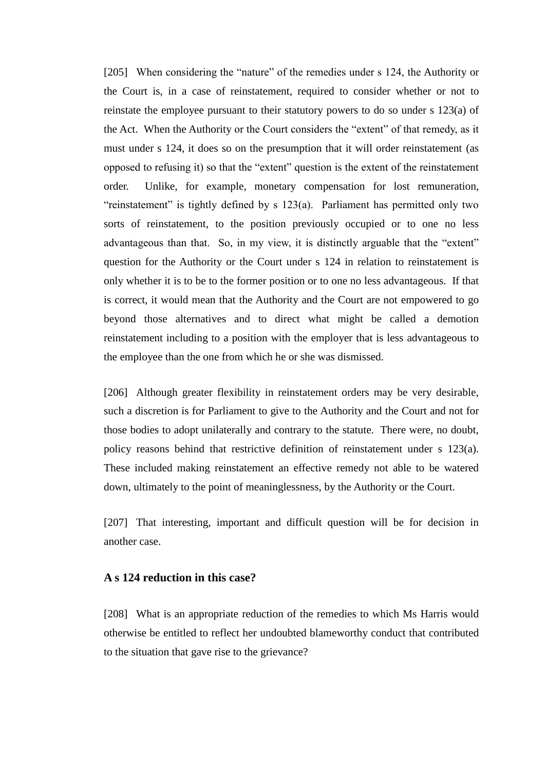[205] When considering the “nature” of the remedies under s 124, the Authority or the Court is, in a case of reinstatement, required to consider whether or not to reinstate the employee pursuant to their statutory powers to do so under s 123(a) of the Act. When the Authority or the Court considers the “extent” of that remedy, as it must under s 124, it does so on the presumption that it will order reinstatement (as opposed to refusing it) so that the “extent” question is the extent of the reinstatement order. Unlike, for example, monetary compensation for lost remuneration, “reinstatement” is tightly defined by s 123(a). Parliament has permitted only two sorts of reinstatement, to the position previously occupied or to one no less advantageous than that. So, in my view, it is distinctly arguable that the “extent” question for the Authority or the Court under s 124 in relation to reinstatement is only whether it is to be to the former position or to one no less advantageous. If that is correct, it would mean that the Authority and the Court are not empowered to go beyond those alternatives and to direct what might be called a demotion reinstatement including to a position with the employer that is less advantageous to the employee than the one from which he or she was dismissed.

[206] Although greater flexibility in reinstatement orders may be very desirable, such a discretion is for Parliament to give to the Authority and the Court and not for those bodies to adopt unilaterally and contrary to the statute. There were, no doubt, policy reasons behind that restrictive definition of reinstatement under s 123(a). These included making reinstatement an effective remedy not able to be watered down, ultimately to the point of meaninglessness, by the Authority or the Court.

[207] That interesting, important and difficult question will be for decision in another case.

### A s 124 reduction in this case?

[208] What is an appropriate reduction of the remedies to which Ms Harris would otherwise be entitled to reflect her undoubted blameworthy conduct that contributed to the situation that gave rise to the grievance?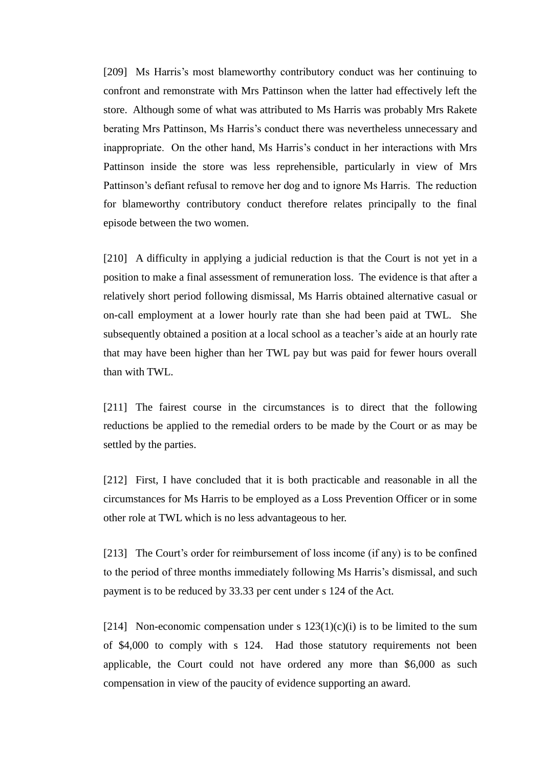[209] Ms Harris's most blameworthy contributory conduct was her continuing to confront and remonstrate with Mrs Pattinson when the latter had effectively left the store. Although some of what was attributed to Ms Harris was probably Mrs Rakete berating Mrs Pattinson, Ms Harris's conduct there was nevertheless unnecessary and inappropriate. On the other hand, Ms Harris's conduct in her interactions with Mrs Pattinson inside the store was less reprehensible, particularly in view of Mrs Pattinson's defiant refusal to remove her dog and to ignore Ms Harris. The reduction for blameworthy contributory conduct therefore relates principally to the final episode between the two women.

[210] A difficulty in applying a judicial reduction is that the Court is not yet in a position to make a final assessment of remuneration loss. The evidence is that after a relatively short period following dismissal, Ms Harris obtained alternative casual or on-call employment at a lower hourly rate than she had been paid at TWL. She subsequently obtained a position at a local school as a teacher's aide at an hourly rate that may have been higher than her TWL pay but was paid for fewer hours overall than with TWL.

[211] The fairest course in the circumstances is to direct that the following reductions be applied to the remedial orders to be made by the Court or as may be settled by the parties.

[212] First, I have concluded that it is both practicable and reasonable in all the circumstances for Ms Harris to be employed as a Loss Prevention Officer or in some other role at TWL which is no less advantageous to her.

[213] The Court's order for reimbursement of loss income (if any) is to be confined to the period of three months immediately following Ms Harris's dismissal, and such payment is to be reduced by 33.33 per cent under s 124 of the Act.

[214] Non-economic compensation under s 123(1)(c)(i) is to be limited to the sum of $4,000 to comply with s 124. Had those statutory requirements not been applicable, the Court could not have ordered any more than $6,000 as such compensation in view of the paucity of evidence supporting an award.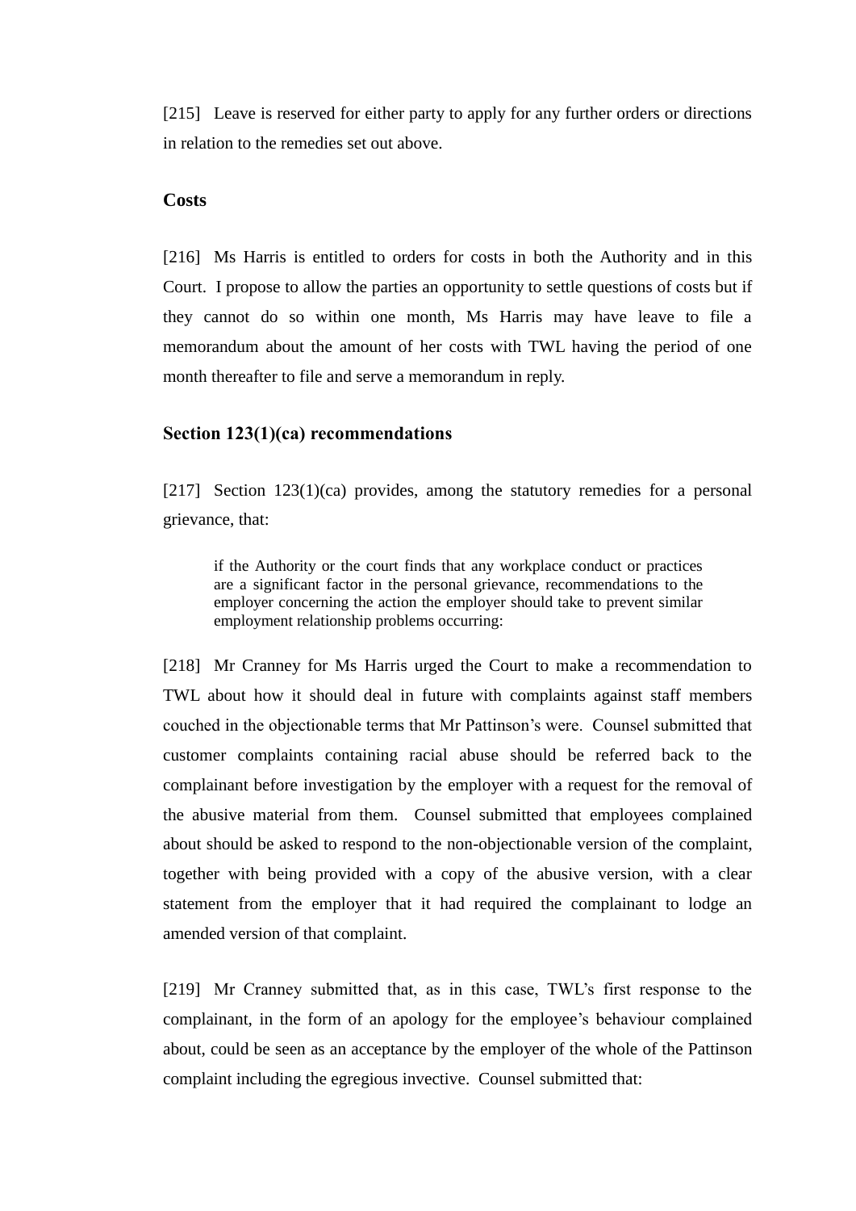[215] Leave is reserved for either party to apply for any further orders or directions in relation to the remedies set out above.

## Costs

[216] Ms Harris is entitled to orders for costs in both the Authority and in this Court. I propose to allow the parties an opportunity to settle questions of costs but if they cannot do so within one month, Ms Harris may have leave to file a memorandum about the amount of her costs with TWL having the period of one month thereafter to file and serve a memorandum in reply.

## Section 123(1)(ca) recommendations

[217] Section 123(1)(ca) provides, among the statutory remedies for a personal grievance, that:

> if the Authority or the court finds that any workplace conduct or practices are a significant factor in the personal grievance, recommendations to the employer concerning the action the employer should take to prevent similar employment relationship problems occurring:

[218] Mr Cranney for Ms Harris urged the Court to make a recommendation to TWL about how it should deal in future with complaints against staff members couched in the objectionable terms that Mr Pattinson's were. Counsel submitted that customer complaints containing racial abuse should be referred back to the complainant before investigation by the employer with a request for the removal of the abusive material from them. Counsel submitted that employees complained about should be asked to respond to the non-objectionable version of the complaint, together with being provided with a copy of the abusive version, with a clear statement from the employer that it had required the complainant to lodge an amended version of that complaint.

[219] Mr Cranney submitted that, as in this case, TWL's first response to the complainant, in the form of an apology for the employee's behaviour complained about, could be seen as an acceptance by the employer of the whole of the Pattinson complaint including the egregious invective. Counsel submitted that: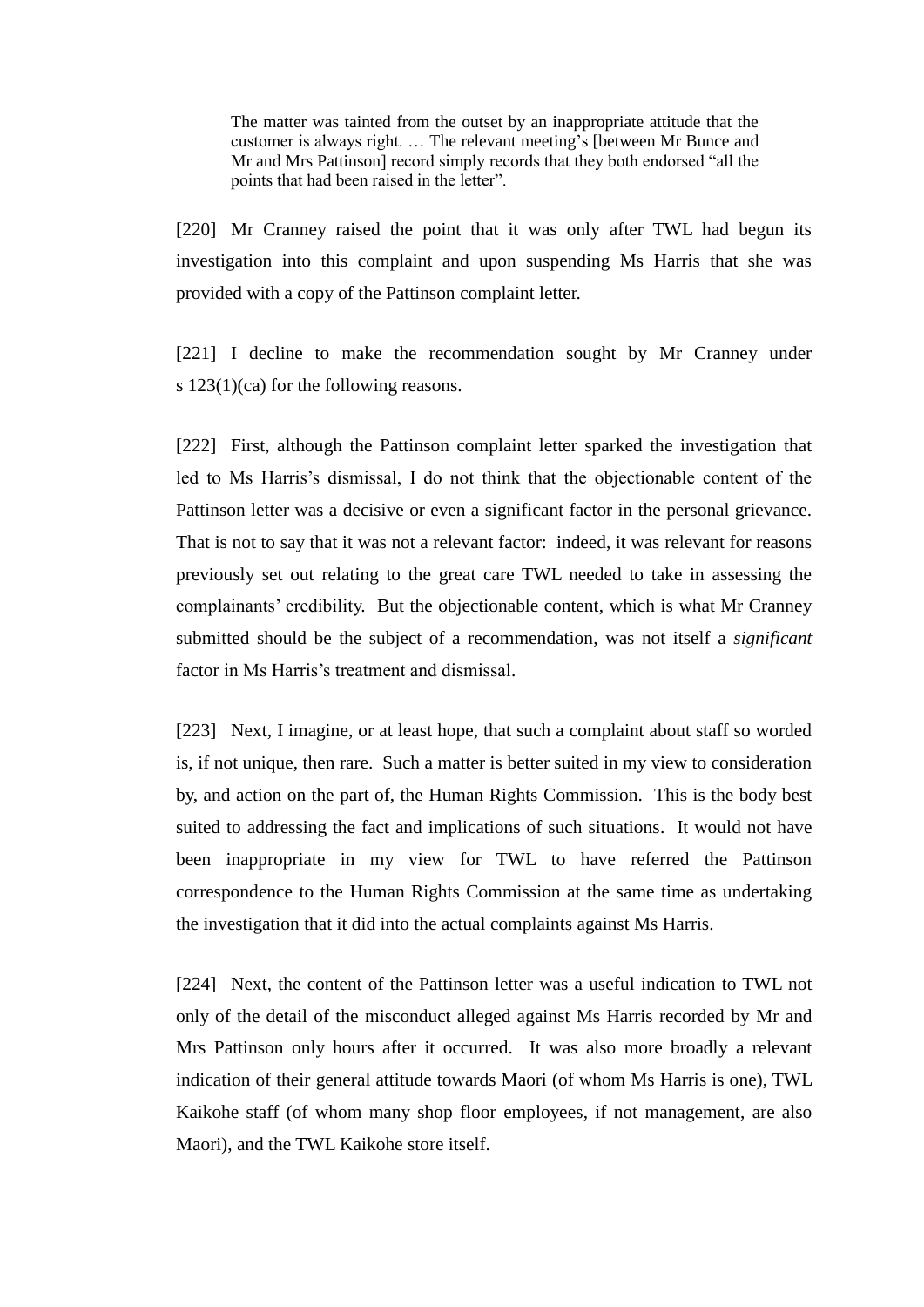> The matter was tainted from the outset by an inappropriate attitude that the customer is always right. … The relevant meeting's [between Mr Bunce and Mr and Mrs Pattinson] record simply records that they both endorsed "all the points that had been raised in the letter".

[220] Mr Cranney raised the point that it was only after TWL had begun its investigation into this complaint and upon suspending Ms Harris that she was provided with a copy of the Pattinson complaint letter.

[221] I decline to make the recommendation sought by Mr Cranney under s 123(1)(ca) for the following reasons.

[222] First, although the Pattinson complaint letter sparked the investigation that led to Ms Harris's dismissal, I do not think that the objectionable content of the Pattinson letter was a decisive or even a significant factor in the personal grievance. That is not to say that it was not a relevant factor: indeed, it was relevant for reasons previously set out relating to the great care TWL needed to take in assessing the complainants' credibility. But the objectionable content, which is what Mr Cranney submitted should be the subject of a recommendation, was not itself a *significant* factor in Ms Harris's treatment and dismissal.

[223] Next, I imagine, or at least hope, that such a complaint about staff so worded is, if not unique, then rare. Such a matter is better suited in my view to consideration by, and action on the part of, the Human Rights Commission. This is the body best suited to addressing the fact and implications of such situations. It would not have been inappropriate in my view for TWL to have referred the Pattinson correspondence to the Human Rights Commission at the same time as undertaking the investigation that it did into the actual complaints against Ms Harris.

[224] Next, the content of the Pattinson letter was a useful indication to TWL not only of the detail of the misconduct alleged against Ms Harris recorded by Mr and Mrs Pattinson only hours after it occurred. It was also more broadly a relevant indication of their general attitude towards Maori (of whom Ms Harris is one), TWL Kaikohe staff (of whom many shop floor employees, if not management, are also Maori), and the TWL Kaikohe store itself.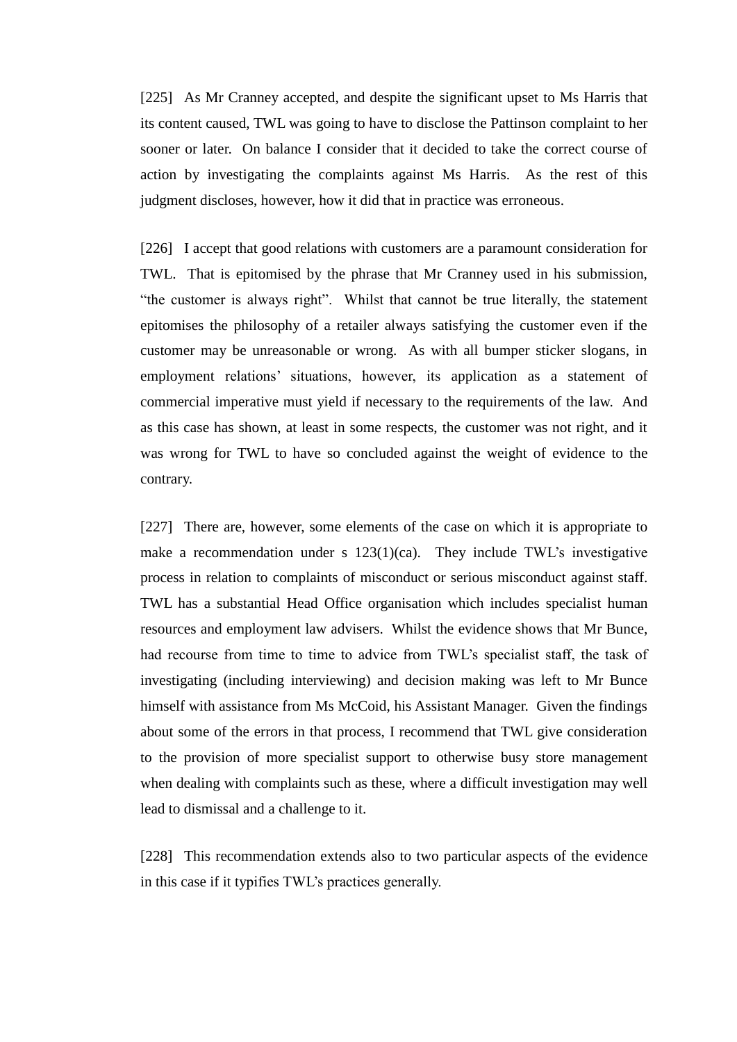[225] As Mr Cranney accepted, and despite the significant upset to Ms Harris that its content caused, TWL was going to have to disclose the Pattinson complaint to her sooner or later. On balance I consider that it decided to take the correct course of action by investigating the complaints against Ms Harris. As the rest of this judgment discloses, however, how it did that in practice was erroneous.

[226] I accept that good relations with customers are a paramount consideration for TWL. That is epitomised by the phrase that Mr Cranney used in his submission, "the customer is always right". Whilst that cannot be true literally, the statement epitomises the philosophy of a retailer always satisfying the customer even if the customer may be unreasonable or wrong. As with all bumper sticker slogans, in employment relations' situations, however, its application as a statement of commercial imperative must yield if necessary to the requirements of the law. And as this case has shown, at least in some respects, the customer was not right, and it was wrong for TWL to have so concluded against the weight of evidence to the contrary.

[227] There are, however, some elements of the case on which it is appropriate to make a recommendation under s 123(1)(ca). They include TWL's investigative process in relation to complaints of misconduct or serious misconduct against staff. TWL has a substantial Head Office organisation which includes specialist human resources and employment law advisers. Whilst the evidence shows that Mr Bunce, had recourse from time to time to advice from TWL's specialist staff, the task of investigating (including interviewing) and decision making was left to Mr Bunce himself with assistance from Ms McCoid, his Assistant Manager. Given the findings about some of the errors in that process, I recommend that TWL give consideration to the provision of more specialist support to otherwise busy store management when dealing with complaints such as these, where a difficult investigation may well lead to dismissal and a challenge to it.

[228] This recommendation extends also to two particular aspects of the evidence in this case if it typifies TWL's practices generally.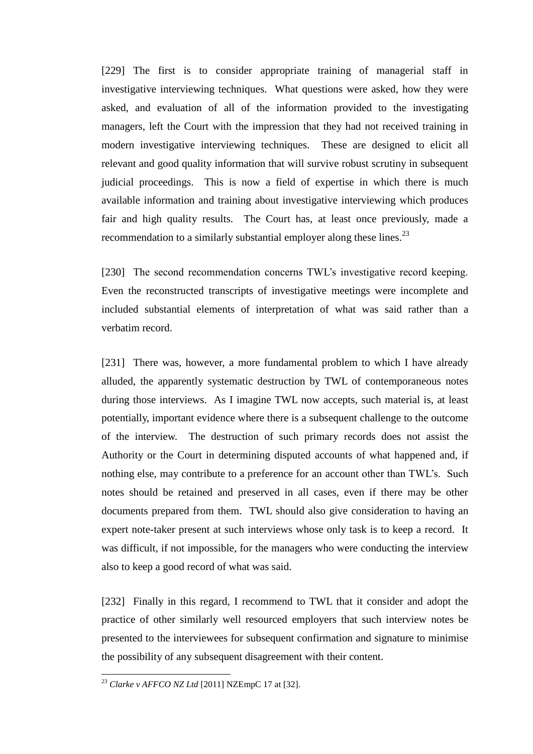[229] The first is to consider appropriate training of managerial staff in investigative interviewing techniques. What questions were asked, how they were asked, and evaluation of all of the information provided to the investigating managers, left the Court with the impression that they had not received training in modern investigative interviewing techniques. These are designed to elicit all relevant and good quality information that will survive robust scrutiny in subsequent judicial proceedings. This is now a field of expertise in which there is much available information and training about investigative interviewing which produces fair and high quality results. The Court has, at least once previously, made a recommendation to a similarly substantial employer along these lines.[23]

[230] The second recommendation concerns TWL's investigative record keeping. Even the reconstructed transcripts of investigative meetings were incomplete and included substantial elements of interpretation of what was said rather than a verbatim record.

[231] There was, however, a more fundamental problem to which I have already alluded, the apparently systematic destruction by TWL of contemporaneous notes during those interviews. As I imagine TWL now accepts, such material is, at least potentially, important evidence where there is a subsequent challenge to the outcome of the interview. The destruction of such primary records does not assist the Authority or the Court in determining disputed accounts of what happened and, if nothing else, may contribute to a preference for an account other than TWL's. Such notes should be retained and preserved in all cases, even if there may be other documents prepared from them. TWL should also give consideration to having an expert note-taker present at such interviews whose only task is to keep a record. It was difficult, if not impossible, for the managers who were conducting the interview also to keep a good record of what was said.

[232] Finally in this regard, I recommend to TWL that it consider and adopt the practice of other similarly well resourced employers that such interview notes be presented to the interviewees for subsequent confirmation and signature to minimise the possibility of any subsequent disagreement with their content.

---

[23] *Clarke v AFFCO NZ Ltd* [2011] NZEmpC 17 at [32].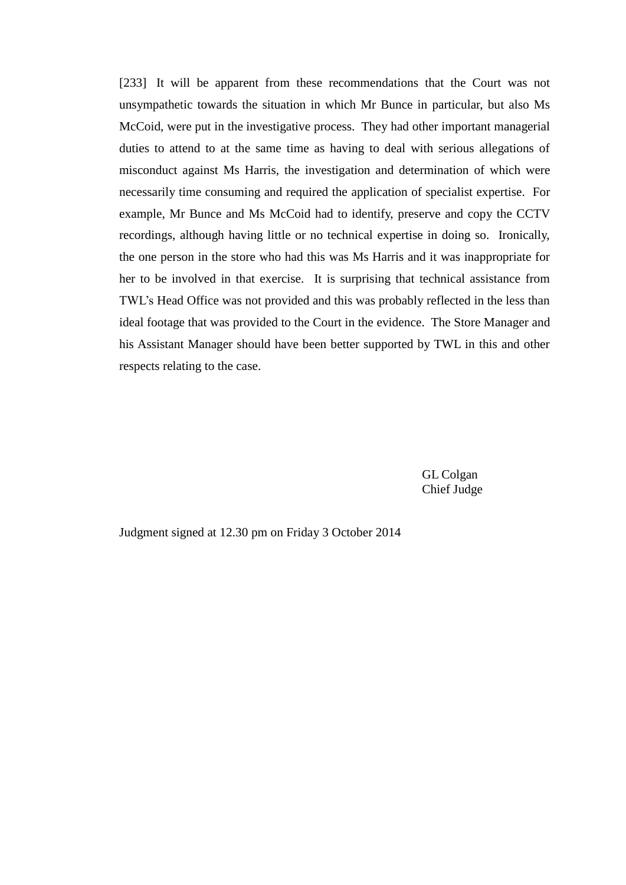[233] It will be apparent from these recommendations that the Court was not unsympathetic towards the situation in which Mr Bunce in particular, but also Ms McCoid, were put in the investigative process. They had other important managerial duties to attend to at the same time as having to deal with serious allegations of misconduct against Ms Harris, the investigation and determination of which were necessarily time consuming and required the application of specialist expertise. For example, Mr Bunce and Ms McCoid had to identify, preserve and copy the CCTV recordings, although having little or no technical expertise in doing so. Ironically, the one person in the store who had this was Ms Harris and it was inappropriate for her to be involved in that exercise. It is surprising that technical assistance from TWL's Head Office was not provided and this was probably reflected in the less than ideal footage that was provided to the Court in the evidence. The Store Manager and his Assistant Manager should have been better supported by TWL in this and other respects relating to the case.

GL Colgan
Chief Judge

Judgment signed at 12.30 pm on Friday 3 October 2014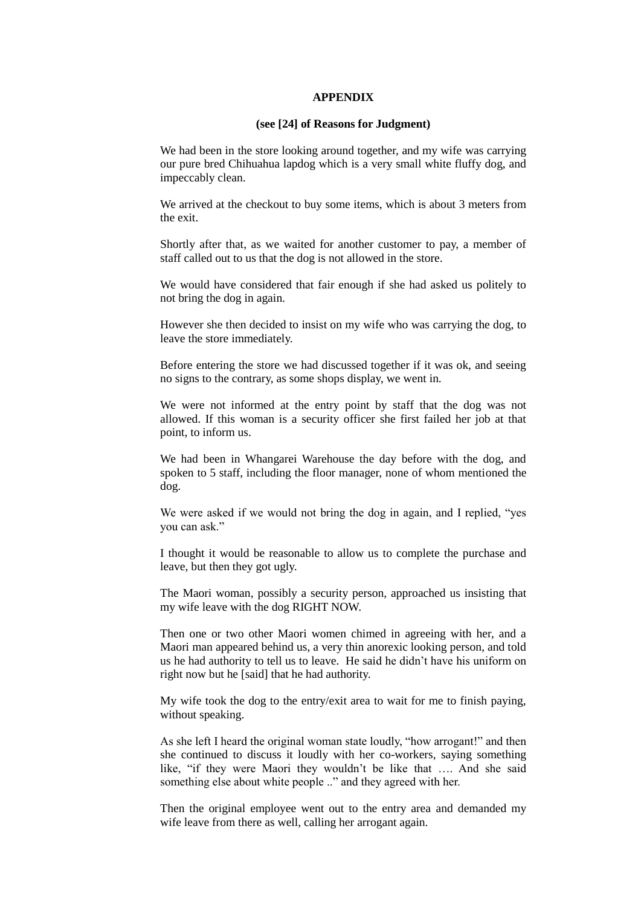**APPENDIX**

**(see [24] of Reasons for Judgment)**

We had been in the store looking around together, and my wife was carrying our pure bred Chihuahua lapdog which is a very small white fluffy dog, and impeccably clean.

We arrived at the checkout to buy some items, which is about 3 meters from the exit.

Shortly after that, as we waited for another customer to pay, a member of staff called out to us that the dog is not allowed in the store.

We would have considered that fair enough if she had asked us politely to not bring the dog in again.

However she then decided to insist on my wife who was carrying the dog, to leave the store immediately.

Before entering the store we had discussed together if it was ok, and seeing no signs to the contrary, as some shops display, we went in.

We were not informed at the entry point by staff that the dog was not allowed. If this woman is a security officer she first failed her job at that point, to inform us.

We had been in Whangarei Warehouse the day before with the dog, and spoken to 5 staff, including the floor manager, none of whom mentioned the dog.

We were asked if we would not bring the dog in again, and I replied, "yes you can ask."

I thought it would be reasonable to allow us to complete the purchase and leave, but then they got ugly.

The Maori woman, possibly a security person, approached us insisting that my wife leave with the dog RIGHT NOW.

Then one or two other Maori women chimed in agreeing with her, and a Maori man appeared behind us, a very thin anorexic looking person, and told us he had authority to tell us to leave. He said he didn't have his uniform on right now but he [said] that he had authority.

My wife took the dog to the entry/exit area to wait for me to finish paying, without speaking.

As she left I heard the original woman state loudly, "how arrogant!" and then she continued to discuss it loudly with her co-workers, saying something like, "if they were Maori they wouldn't be like that …. And she said something else about white people .." and they agreed with her.

Then the original employee went out to the entry area and demanded my wife leave from there as well, calling her arrogant again.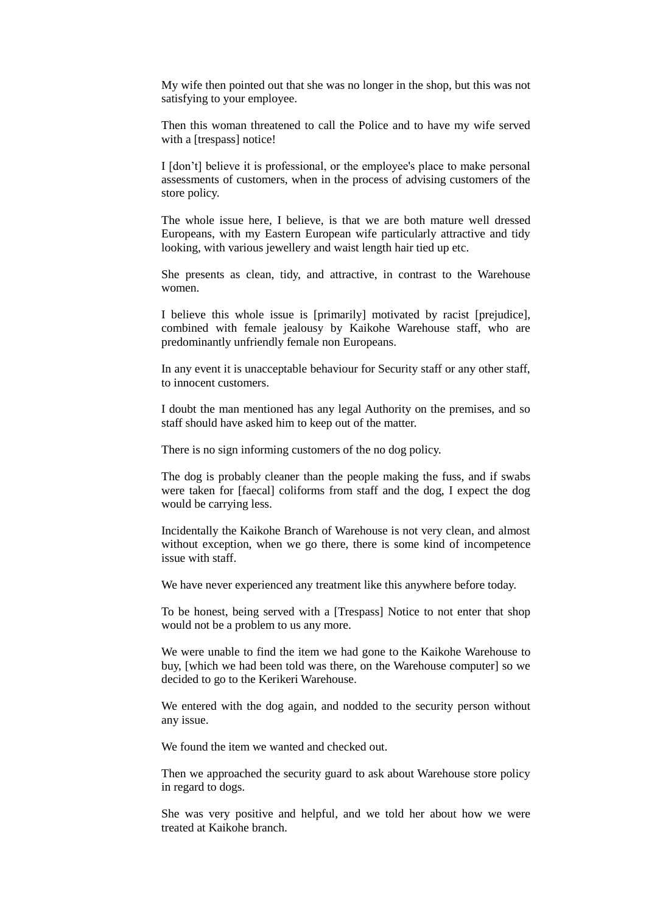My wife then pointed out that she was no longer in the shop, but this was not satisfying to your employee.

Then this woman threatened to call the Police and to have my wife served with a [trespass] notice!

I [don't] believe it is professional, or the employee's place to make personal assessments of customers, when in the process of advising customers of the store policy.

The whole issue here, I believe, is that we are both mature well dressed Europeans, with my Eastern European wife particularly attractive and tidy looking, with various jewellery and waist length hair tied up etc.

She presents as clean, tidy, and attractive, in contrast to the Warehouse women.

I believe this whole issue is [primarily] motivated by racist [prejudice], combined with female jealousy by Kaikohe Warehouse staff, who are predominantly unfriendly female non Europeans.

In any event it is unacceptable behaviour for Security staff or any other staff, to innocent customers.

I doubt the man mentioned has any legal Authority on the premises, and so staff should have asked him to keep out of the matter.

There is no sign informing customers of the no dog policy.

The dog is probably cleaner than the people making the fuss, and if swabs were taken for [faecal] coliforms from staff and the dog, I expect the dog would be carrying less.

Incidentally the Kaikohe Branch of Warehouse is not very clean, and almost without exception, when we go there, there is some kind of incompetence issue with staff.

We have never experienced any treatment like this anywhere before today.

To be honest, being served with a [Trespass] Notice to not enter that shop would not be a problem to us any more.

We were unable to find the item we had gone to the Kaikohe Warehouse to buy, [which we had been told was there, on the Warehouse computer] so we decided to go to the Kerikeri Warehouse.

We entered with the dog again, and nodded to the security person without any issue.

We found the item we wanted and checked out.

Then we approached the security guard to ask about Warehouse store policy in regard to dogs.

She was very positive and helpful, and we told her about how we were treated at Kaikohe branch.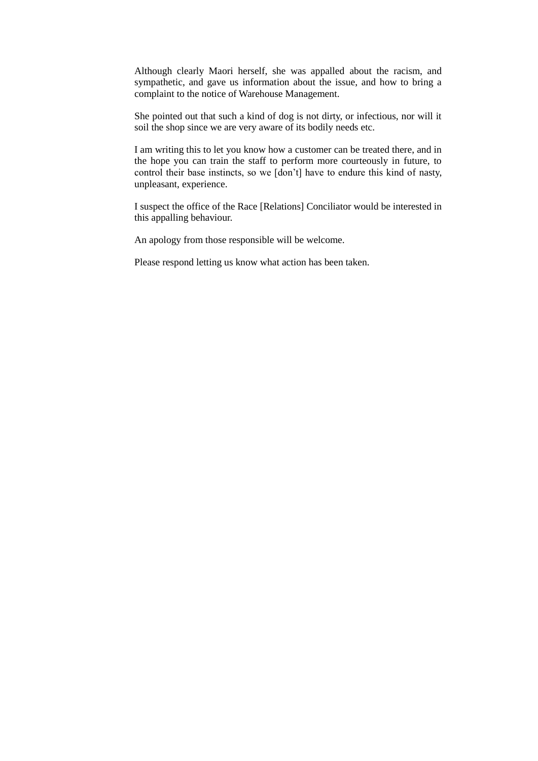Although clearly Maori herself, she was appalled about the racism, and sympathetic, and gave us information about the issue, and how to bring a complaint to the notice of Warehouse Management.

She pointed out that such a kind of dog is not dirty, or infectious, nor will it soil the shop since we are very aware of its bodily needs etc.

I am writing this to let you know how a customer can be treated there, and in the hope you can train the staff to perform more courteously in future, to control their base instincts, so we [don't] have to endure this kind of nasty, unpleasant, experience.

I suspect the office of the Race [Relations] Conciliator would be interested in this appalling behaviour.

An apology from those responsible will be welcome.

Please respond letting us know what action has been taken.